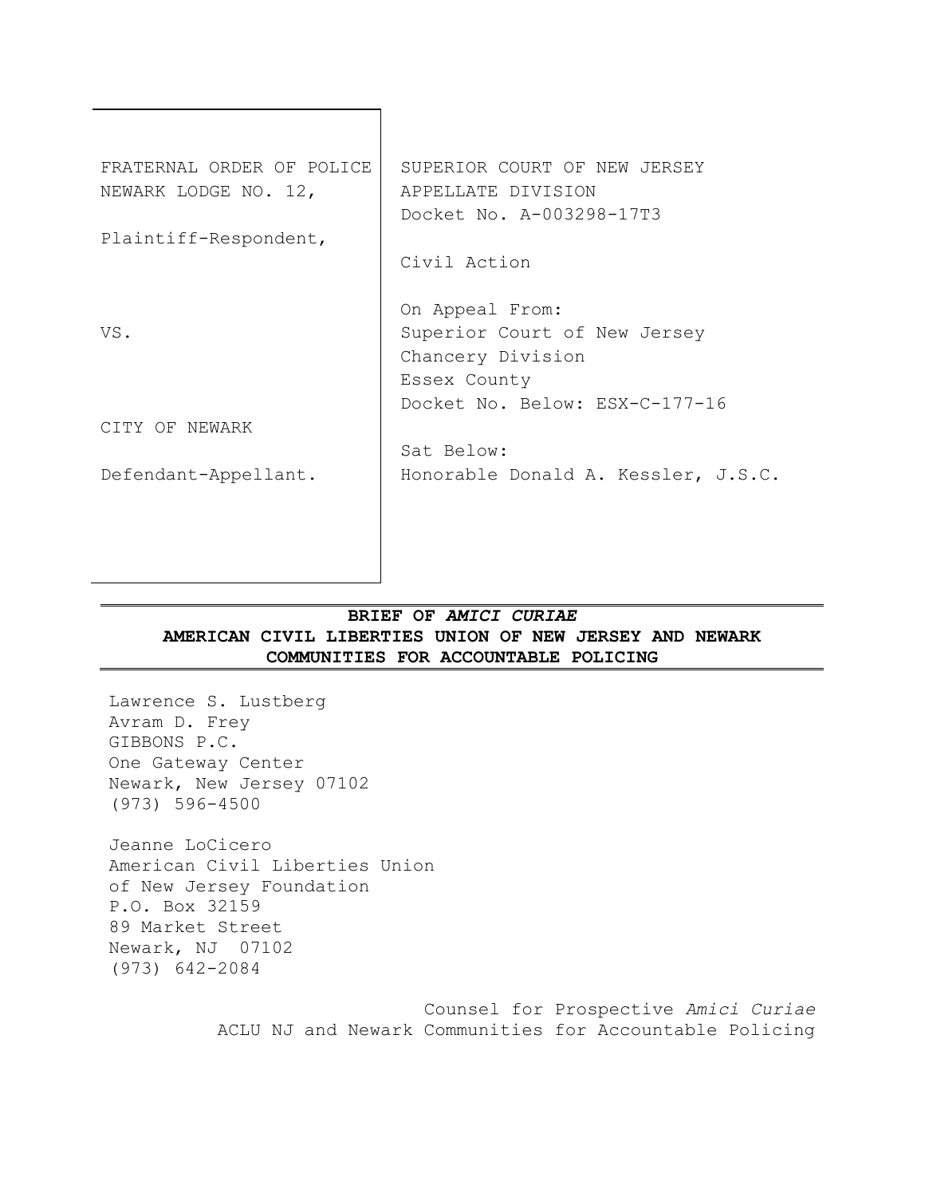| | |
|---|---|
| FRATERNAL ORDER OF POLICE NEWARK LODGE NO. 12,<br><br>Plaintiff-Respondent,<br><br>VS.<br><br>CITY OF NEWARK<br><br>Defendant-Appellant. | SUPERIOR COURT OF NEW JERSEY<br>APPELLATE DIVISION<br>Docket No. A-003298-17T3<br><br>Civil Action<br><br>On Appeal From:<br>Superior Court of New Jersey<br>Chancery Division<br>Essex County<br>Docket No. Below: ESX-C-177-16<br><br>Sat Below:<br>Honorable Donald A. Kessler, J.S.C. |

# BRIEF OF *AMICI CURIAE* AMERICAN CIVIL LIBERTIES UNION OF NEW JERSEY AND NEWARK COMMUNITIES FOR ACCOUNTABLE POLICING

Lawrence S. Lustberg
Avram D. Frey
GIBBONS P.C.
One Gateway Center
Newark, New Jersey 07102
(973) 596-4500

Jeanne LoCicero
American Civil Liberties Union
of New Jersey Foundation
P.O. Box 32159
89 Market Street
Newark, NJ 07102
(973) 642-2084

Counsel for Prospective *Amici Curiae*
ACLU NJ and Newark Communities for Accountable Policing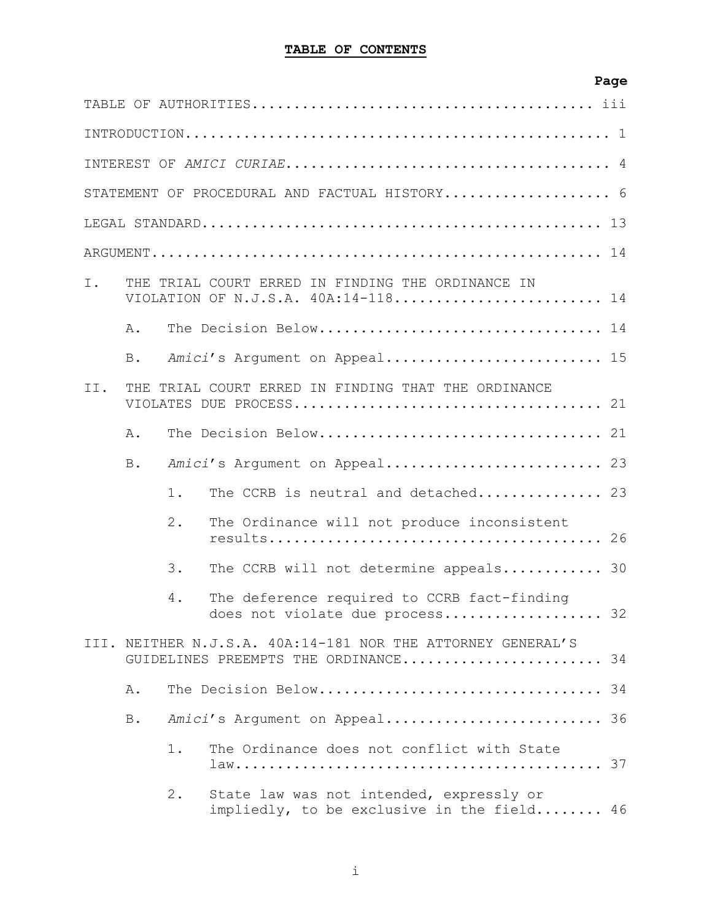# TABLE OF CONTENTS

| | Page |
|---|---|
| TABLE OF AUTHORITIES | iii |
| INTRODUCTION | 1 |
| INTEREST OF *AMICI CURIAE* | 4 |
| STATEMENT OF PROCEDURAL AND FACTUAL HISTORY | 6 |
| LEGAL STANDARD | 13 |
| ARGUMENT | 14 |
| I. THE TRIAL COURT ERRED IN FINDING THE ORDINANCE IN VIOLATION OF N.J.S.A. 40A:14-118 | 14 |
| A. The Decision Below | 14 |
| B. *Amici*'s Argument on Appeal | 15 |
| II. THE TRIAL COURT ERRED IN FINDING THAT THE ORDINANCE VIOLATES DUE PROCESS | 21 |
| A. The Decision Below | 21 |
| B. *Amici*'s Argument on Appeal | 23 |
| 1. The CCRB is neutral and detached | 23 |
| 2. The Ordinance will not produce inconsistent results | 26 |
| 3. The CCRB will not determine appeals | 30 |
| 4. The deference required to CCRB fact-finding does not violate due process | 32 |
| III. NEITHER N.J.S.A. 40A:14-181 NOR THE ATTORNEY GENERAL'S GUIDELINES PREEMPTS THE ORDINANCE | 34 |
| A. The Decision Below | 34 |
| B. *Amici*'s Argument on Appeal | 36 |
| 1. The Ordinance does not conflict with State law | 37 |
| 2. State law was not intended, expressly or impliedly, to be exclusive in the field | 46 |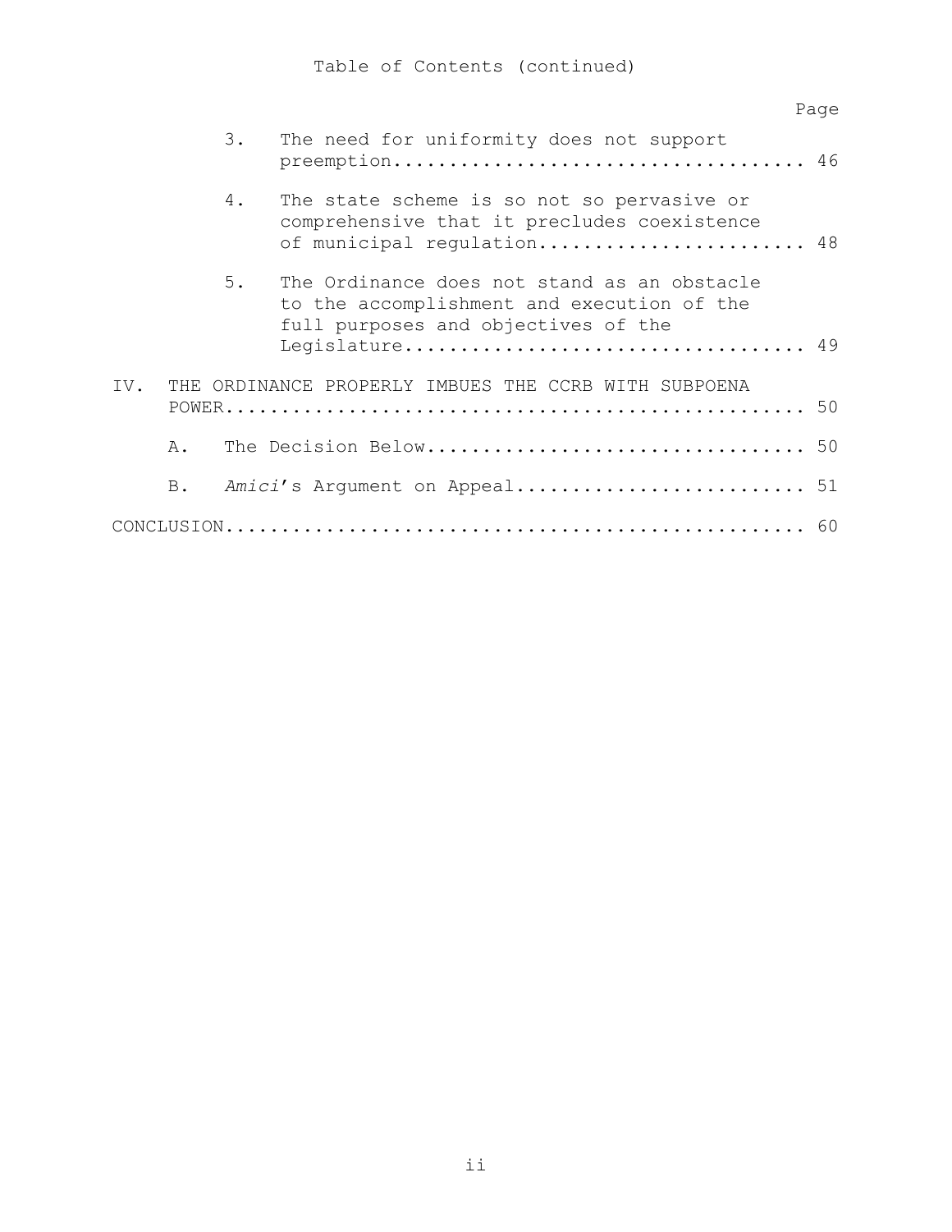Table of Contents (continued)

| | Page |
|---|---|
| 3. The need for uniformity does not support preemption | 46 |
| 4. The state scheme is so not so pervasive or comprehensive that it precludes coexistence of municipal regulation | 48 |
| 5. The Ordinance does not stand as an obstacle to the accomplishment and execution of the full purposes and objectives of the Legislature | 49 |
| IV. THE ORDINANCE PROPERLY IMBUES THE CCRB WITH SUBPOENA POWER | 50 |
| A. The Decision Below | 50 |
| B. *Amici*'s Argument on Appeal | 51 |
| CONCLUSION | 60 |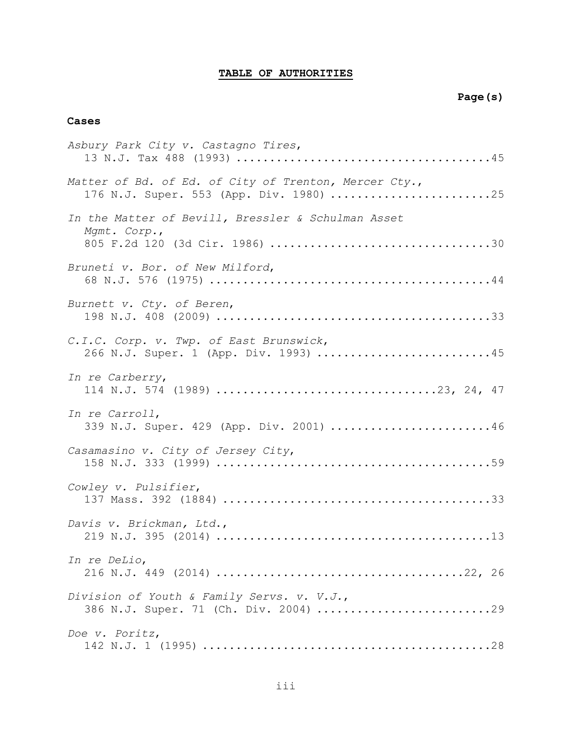## TABLE OF AUTHORITIES

**Page(s)**

**Cases**

*Asbury Park City v. Castagno Tires*,
13 N.J. Tax 488 (1993) ....................................45

*Matter of Bd. of Ed. of City of Trenton, Mercer Cty.*,
176 N.J. Super. 553 (App. Div. 1980) ......................25

*In the Matter of Bevill, Bressler & Schulman Asset Mgmt. Corp.*,
805 F.2d 120 (3d Cir. 1986) ...............................30

*Bruneti v. Bor. of New Milford*,
68 N.J. 576 (1975) ........................................44

*Burnett v. Cty. of Beren*,
198 N.J. 408 (2009) .......................................33

*C.I.C. Corp. v. Twp. of East Brunswick*,
266 N.J. Super. 1 (App. Div. 1993) ........................45

*In re Carberry*,
114 N.J. 574 (1989) ...............................23, 24, 47

*In re Carroll*,
339 N.J. Super. 429 (App. Div. 2001) ......................46

*Casamasino v. City of Jersey City*,
158 N.J. 333 (1999) .......................................59

*Cowley v. Pulsifier*,
137 Mass. 392 (1884) ......................................33

*Davis v. Brickman, Ltd.*,
219 N.J. 395 (2014) .......................................13

*In re DeLio*,
216 N.J. 449 (2014) ...................................22, 26

*Division of Youth & Family Servs. v. V.J.*,
386 N.J. Super. 71 (Ch. Div. 2004) ........................29

*Doe v. Poritz*,
142 N.J. 1 (1995) .........................................28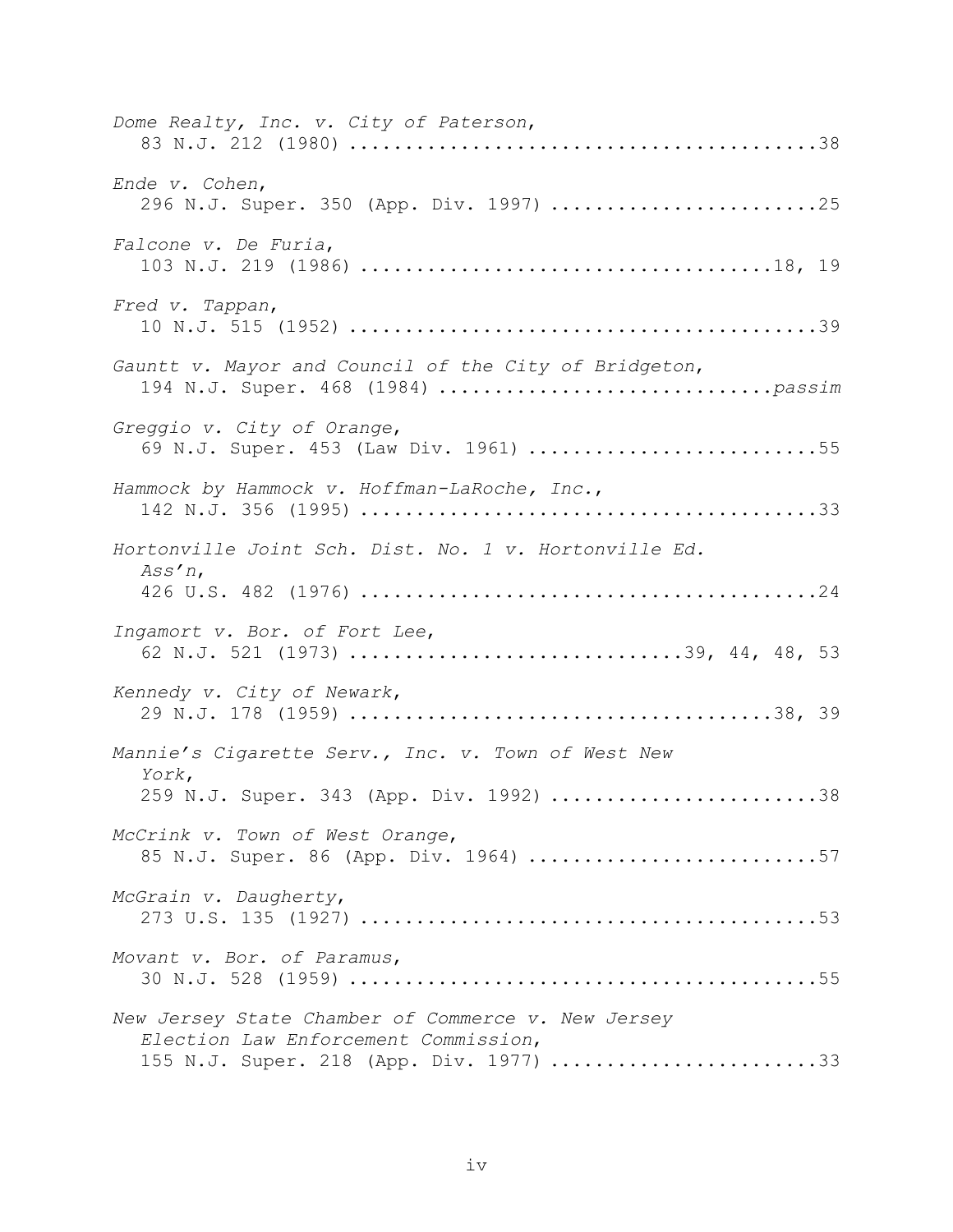*Dome Realty, Inc. v. City of Paterson*,
83 N.J. 212 (1980) ..........................................38

*Ende v. Cohen*,
296 N.J. Super. 350 (App. Div. 1997) ........................25

*Falcone v. De Furia*,
103 N.J. 219 (1986) .....................................18, 19

*Fred v. Tappan*,
10 N.J. 515 (1952) ..........................................39

*Gauntt v. Mayor and Council of the City of Bridgeton*,
194 N.J. Super. 468 (1984) ..............................*passim*

*Greggio v. City of Orange*,
69 N.J. Super. 453 (Law Div. 1961) ..........................55

*Hammock by Hammock v. Hoffman-LaRoche, Inc.*,
142 N.J. 356 (1995) .........................................33

*Hortonville Joint Sch. Dist. No. 1 v. Hortonville Ed. Ass'n*,
426 U.S. 482 (1976) .........................................24

*Ingamort v. Bor. of Fort Lee*,
62 N.J. 521 (1973) ..............................39, 44, 48, 53

*Kennedy v. City of Newark*,
29 N.J. 178 (1959) .......................................38, 39

*Mannie's Cigarette Serv., Inc. v. Town of West New York*,
259 N.J. Super. 343 (App. Div. 1992) ........................38

*McCrink v. Town of West Orange*,
85 N.J. Super. 86 (App. Div. 1964) ..........................57

*McGrain v. Daugherty*,
273 U.S. 135 (1927) .........................................53

*Movant v. Bor. of Paramus*,
30 N.J. 528 (1959) ..........................................55

*New Jersey State Chamber of Commerce v. New Jersey Election Law Enforcement Commission*,
155 N.J. Super. 218 (App. Div. 1977) ........................33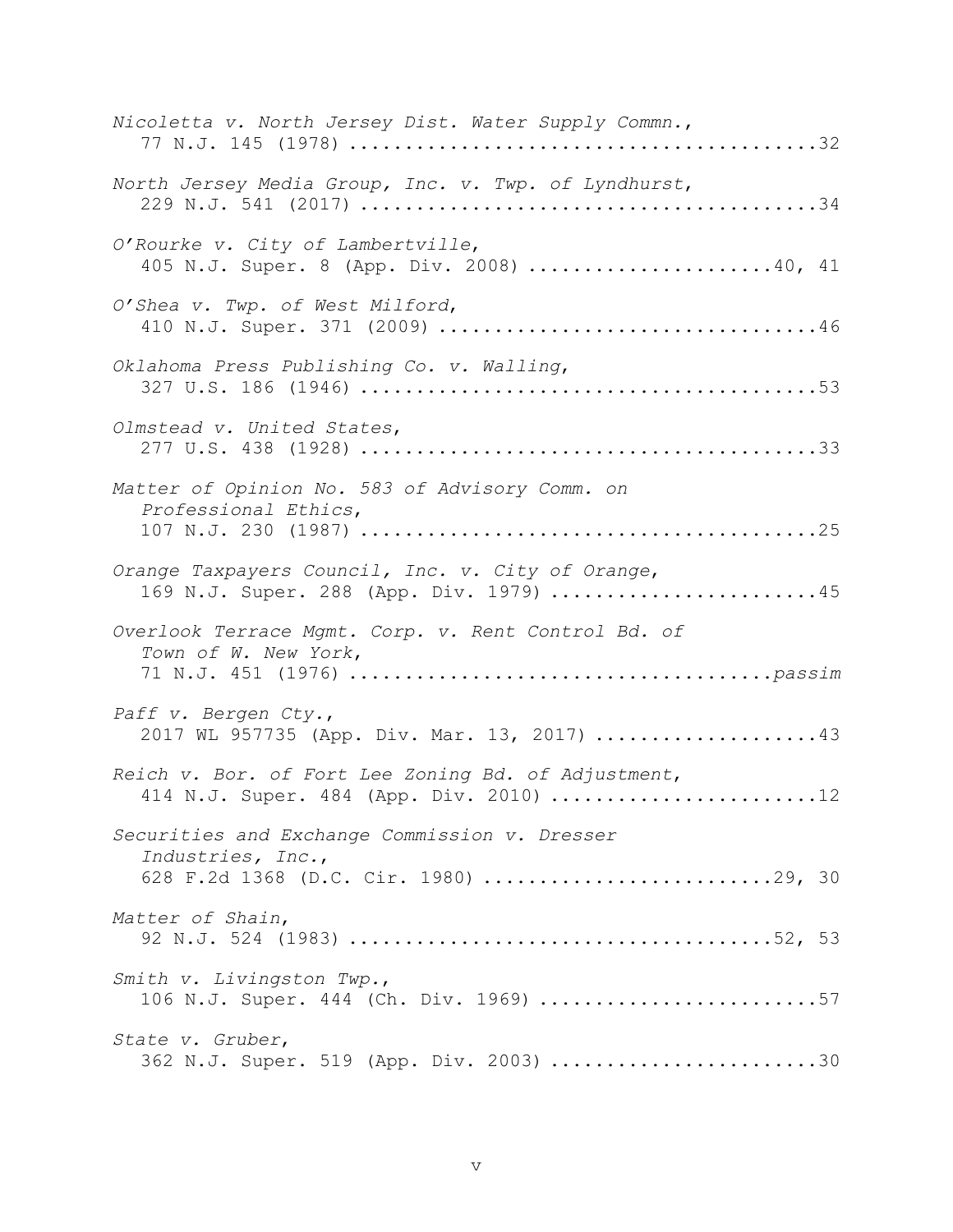*Nicoletta v. North Jersey Dist. Water Supply Commn.*,
77 N.J. 145 (1978) ....................................... 32

*North Jersey Media Group, Inc. v. Twp. of Lyndhurst*,
229 N.J. 541 (2017) ....................................... 34

*O'Rourke v. City of Lambertville*,
405 N.J. Super. 8 (App. Div. 2008) ...................... 40, 41

*O'Shea v. Twp. of West Milford*,
410 N.J. Super. 371 (2009) ................................ 46

*Oklahoma Press Publishing Co. v. Walling*,
327 U.S. 186 (1946) ....................................... 53

*Olmstead v. United States*,
277 U.S. 438 (1928) ....................................... 33

*Matter of Opinion No. 583 of Advisory Comm. on Professional Ethics*,
107 N.J. 230 (1987) ....................................... 25

*Orange Taxpayers Council, Inc. v. City of Orange*,
169 N.J. Super. 288 (App. Div. 1979) ...................... 45

*Overlook Terrace Mgmt. Corp. v. Rent Control Bd. of Town of W. New York*,
71 N.J. 451 (1976) ....................................... *passim*

*Paff v. Bergen Cty.*,
2017 WL 957735 (App. Div. Mar. 13, 2017) .................. 43

*Reich v. Bor. of Fort Lee Zoning Bd. of Adjustment*,
414 N.J. Super. 484 (App. Div. 2010) ...................... 12

*Securities and Exchange Commission v. Dresser Industries, Inc.*,
628 F.2d 1368 (D.C. Cir. 1980) .......................... 29, 30

*Matter of Shain*,
92 N.J. 524 (1983) ...................................... 52, 53

*Smith v. Livingston Twp.*,
106 N.J. Super. 444 (Ch. Div. 1969) ....................... 57

*State v. Gruber*,
362 N.J. Super. 519 (App. Div. 2003) ...................... 30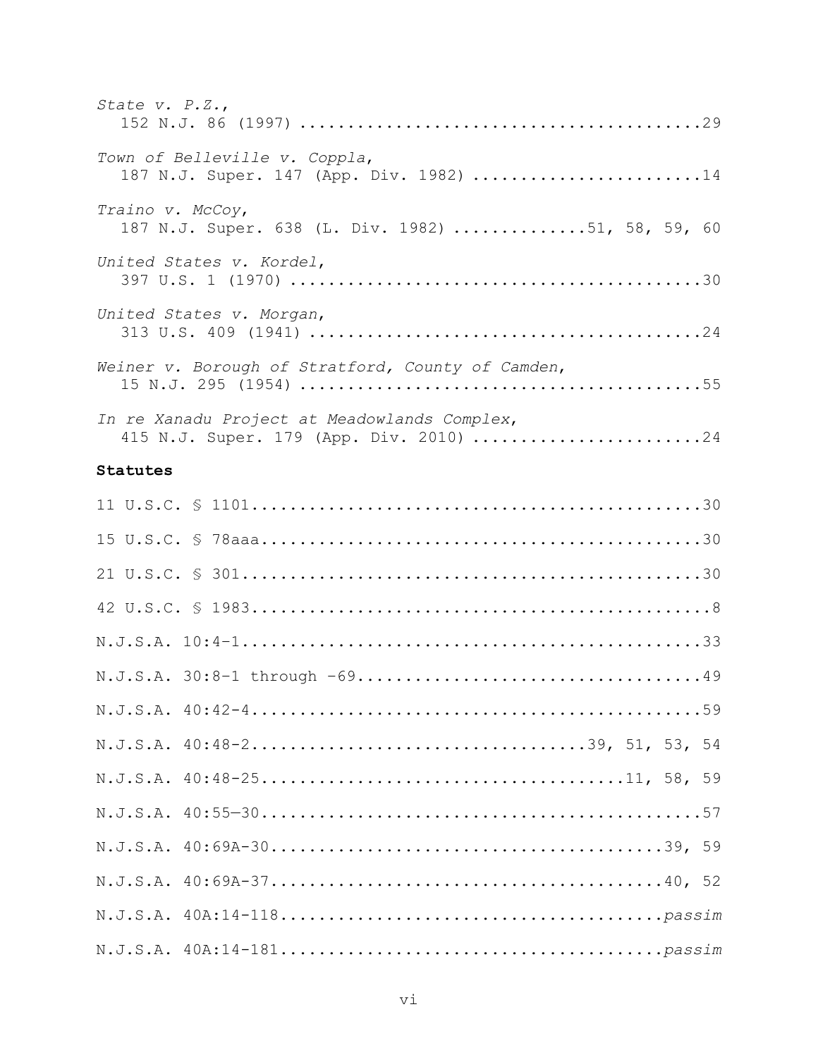*State v. P.Z.*,
152 N.J. 86 (1997) ..........................................29

*Town of Belleville v. Coppla*,
187 N.J. Super. 147 (App. Div. 1982) ........................14

*Traino v. McCoy*,
187 N.J. Super. 638 (L. Div. 1982) .............51, 58, 59, 60

*United States v. Kordel*,
397 U.S. 1 (1970) ...........................................30

*United States v. Morgan*,
313 U.S. 409 (1941) .........................................24

*Weiner v. Borough of Stratford, County of Camden*,
15 N.J. 295 (1954) ..........................................55

*In re Xanadu Project at Meadowlands Complex*,
415 N.J. Super. 179 (App. Div. 2010) ........................24

**Statutes**

11 U.S.C. § 1101...............................................30

15 U.S.C. § 78aaa..............................................30

21 U.S.C. § 301................................................30

42 U.S.C. § 1983................................................8

N.J.S.A. 10:4-1................................................33

N.J.S.A. 30:8-1 through -69....................................49

N.J.S.A. 40:42-4...............................................59

N.J.S.A. 40:48-2.................................39, 51, 53, 54

N.J.S.A. 40:48-25.....................................11, 58, 59

N.J.S.A. 40:55—30..............................................57

N.J.S.A. 40:69A-30.........................................39, 59

N.J.S.A. 40:69A-37.........................................40, 52

N.J.S.A. 40A:14-118........................................*passim*

N.J.S.A. 40A:14-181........................................*passim*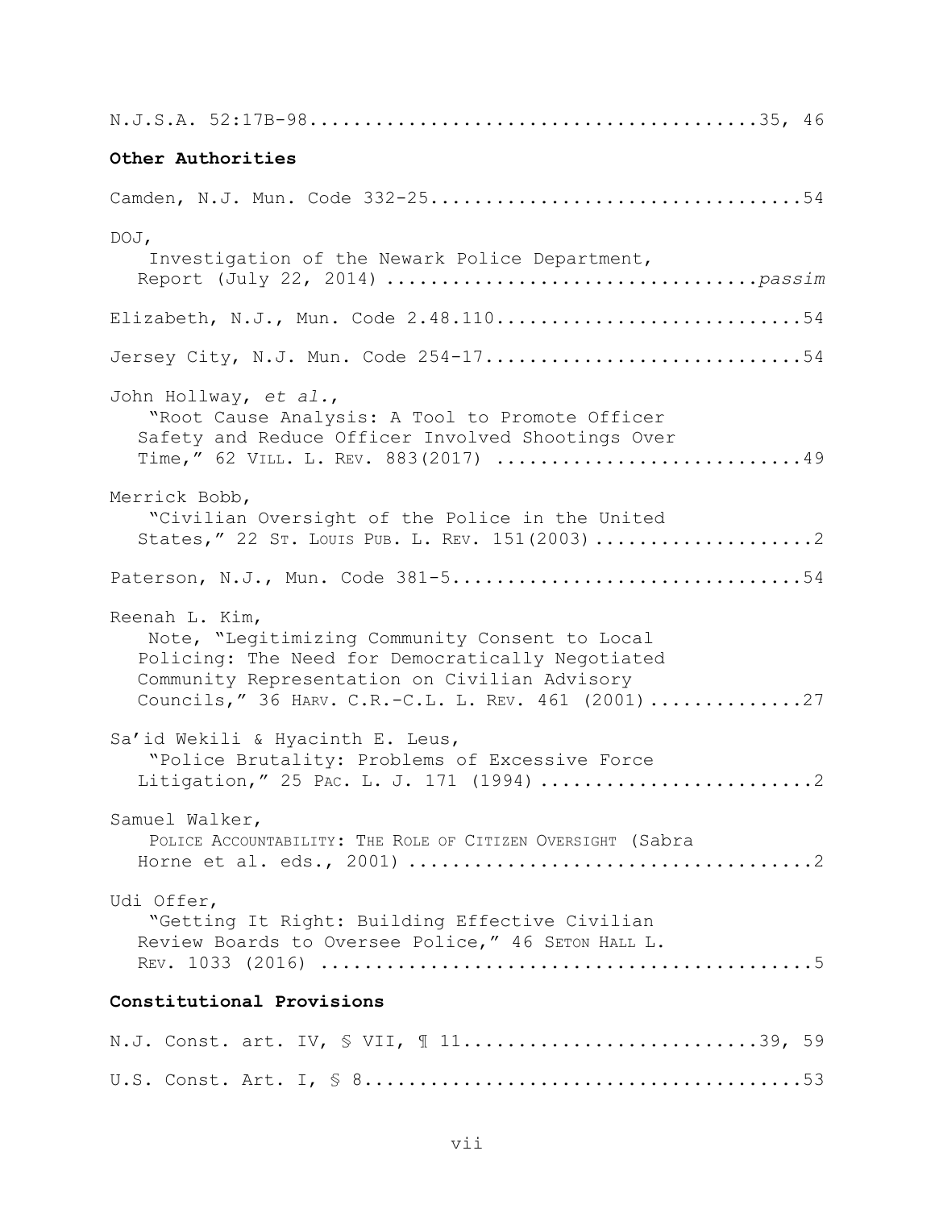N.J.S.A. 52:17B-98........................................35, 46

**Other Authorities**

Camden, N.J. Mun. Code 332-25.................................54

DOJ,
Investigation of the Newark Police Department, Report (July 22, 2014) ................................*passim*

Elizabeth, N.J., Mun. Code 2.48.110...........................54

Jersey City, N.J. Mun. Code 254-17............................54

John Hollway, *et al.*,
"Root Cause Analysis: A Tool to Promote Officer Safety and Reduce Officer Involved Shootings Over Time," 62 VILL. L. REV. 883(2017) ...........................49

Merrick Bobb,
"Civilian Oversight of the Police in the United States," 22 ST. LOUIS PUB. L. REV. 151(2003)....................2

Paterson, N.J., Mun. Code 381-5...............................54

Reenah L. Kim,
Note, "Legitimizing Community Consent to Local Policing: The Need for Democratically Negotiated Community Representation on Civilian Advisory Councils," 36 HARV. C.R.-C.L. L. REV. 461 (2001)..............27

Sa'id Wekili & Hyacinth E. Leus,
"Police Brutality: Problems of Excessive Force Litigation," 25 PAC. L. J. 171 (1994).........................2

Samuel Walker,
POLICE ACCOUNTABILITY: THE ROLE OF CITIZEN OVERSIGHT (Sabra Horne et al. eds., 2001) ....................................2

Udi Offer,
"Getting It Right: Building Effective Civilian Review Boards to Oversee Police," 46 SETON HALL L. REV. 1033 (2016) ............................................5

**Constitutional Provisions**

N.J. Const. art. IV, § VII, ¶ 11..........................39, 59

U.S. Const. Art. I, § 8.......................................53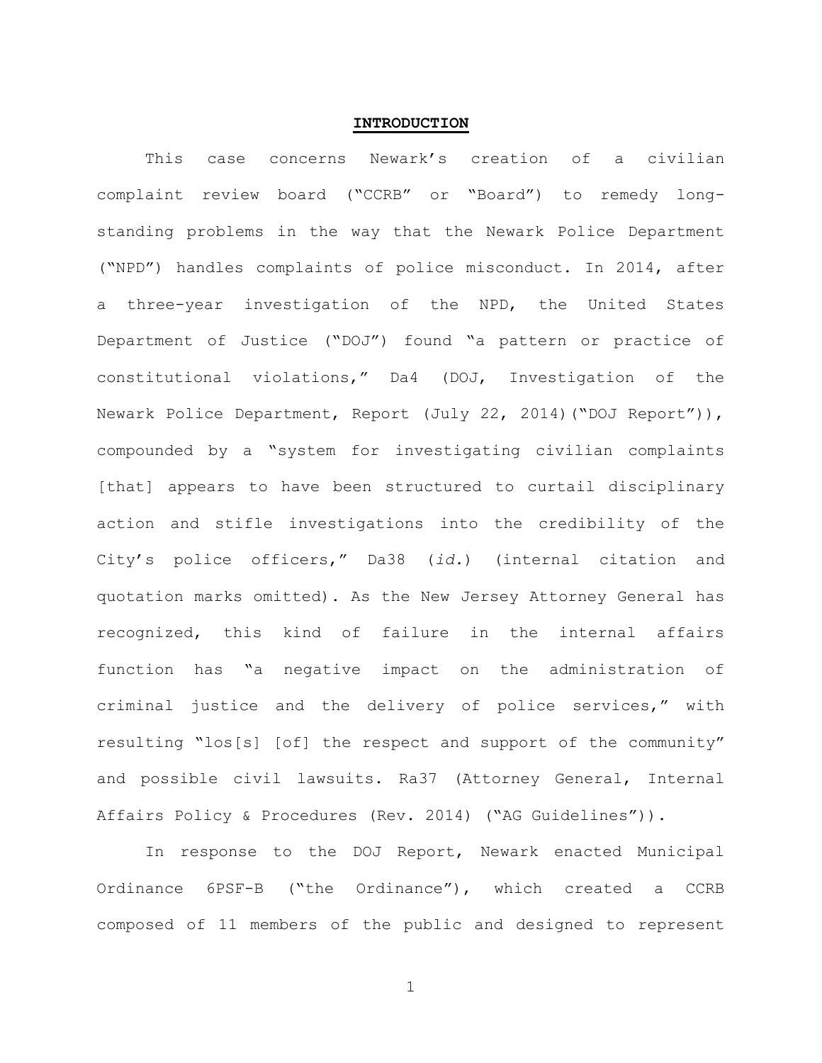## **INTRODUCTION**

This case concerns Newark's creation of a civilian complaint review board ("CCRB" or "Board") to remedy long-standing problems in the way that the Newark Police Department ("NPD") handles complaints of police misconduct. In 2014, after a three-year investigation of the NPD, the United States Department of Justice ("DOJ") found "a pattern or practice of constitutional violations," Da4 (DOJ, Investigation of the Newark Police Department, Report (July 22, 2014)("DOJ Report")), compounded by a "system for investigating civilian complaints [that] appears to have been structured to curtail disciplinary action and stifle investigations into the credibility of the City's police officers," Da38 (*id.*) (internal citation and quotation marks omitted). As the New Jersey Attorney General has recognized, this kind of failure in the internal affairs function has "a negative impact on the administration of criminal justice and the delivery of police services," with resulting "los[s] [of] the respect and support of the community" and possible civil lawsuits. Ra37 (Attorney General, Internal Affairs Policy & Procedures (Rev. 2014) ("AG Guidelines")).

In response to the DOJ Report, Newark enacted Municipal Ordinance 6PSF-B ("the Ordinance"), which created a CCRB composed of 11 members of the public and designed to represent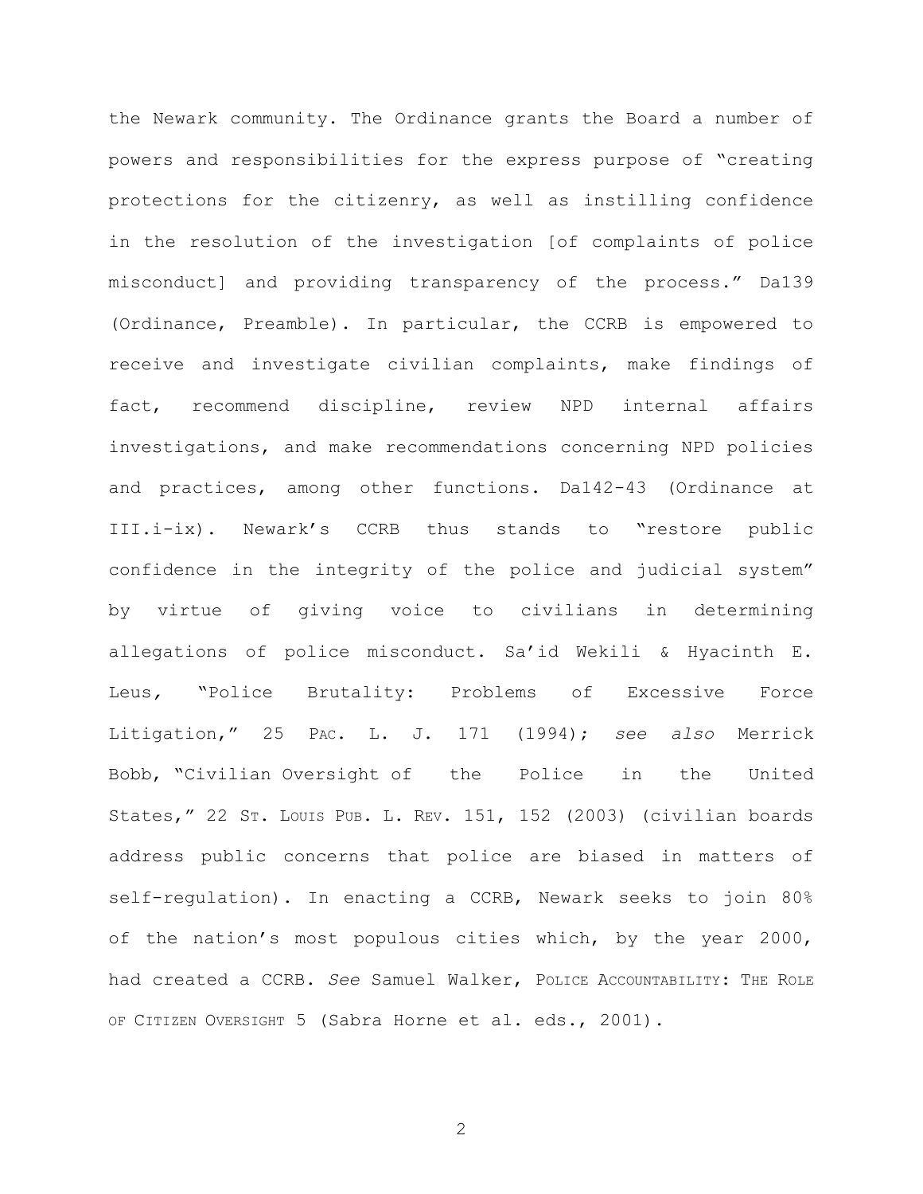the Newark community. The Ordinance grants the Board a number of powers and responsibilities for the express purpose of "creating protections for the citizenry, as well as instilling confidence in the resolution of the investigation [of complaints of police misconduct] and providing transparency of the process." Da139 (Ordinance, Preamble). In particular, the CCRB is empowered to receive and investigate civilian complaints, make findings of fact, recommend discipline, review NPD internal affairs investigations, and make recommendations concerning NPD policies and practices, among other functions. Da142-43 (Ordinance at III.i-ix). Newark's CCRB thus stands to "restore public confidence in the integrity of the police and judicial system" by virtue of giving voice to civilians in determining allegations of police misconduct. Sa'id Wekili & Hyacinth E. Leus, "Police Brutality: Problems of Excessive Force Litigation," 25 PAC. L. J. 171 (1994); *see also* Merrick Bobb, "Civilian Oversight of the Police in the United States," 22 ST. LOUIS PUB. L. REV. 151, 152 (2003) (civilian boards address public concerns that police are biased in matters of self-regulation). In enacting a CCRB, Newark seeks to join 80% of the nation's most populous cities which, by the year 2000, had created a CCRB. *See* Samuel Walker, POLICE ACCOUNTABILITY: THE ROLE OF CITIZEN OVERSIGHT 5 (Sabra Horne et al. eds., 2001).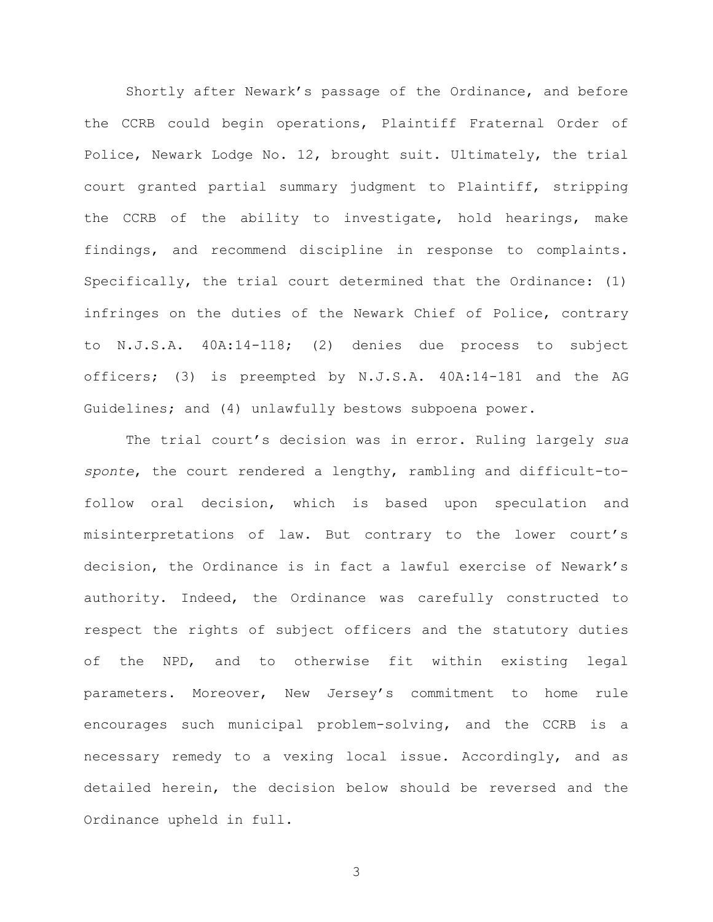Shortly after Newark's passage of the Ordinance, and before the CCRB could begin operations, Plaintiff Fraternal Order of Police, Newark Lodge No. 12, brought suit. Ultimately, the trial court granted partial summary judgment to Plaintiff, stripping the CCRB of the ability to investigate, hold hearings, make findings, and recommend discipline in response to complaints. Specifically, the trial court determined that the Ordinance: (1) infringes on the duties of the Newark Chief of Police, contrary to N.J.S.A. 40A:14-118; (2) denies due process to subject officers; (3) is preempted by N.J.S.A. 40A:14-181 and the AG Guidelines; and (4) unlawfully bestows subpoena power.

The trial court's decision was in error. Ruling largely *sua sponte*, the court rendered a lengthy, rambling and difficult-to-follow oral decision, which is based upon speculation and misinterpretations of law. But contrary to the lower court's decision, the Ordinance is in fact a lawful exercise of Newark's authority. Indeed, the Ordinance was carefully constructed to respect the rights of subject officers and the statutory duties of the NPD, and to otherwise fit within existing legal parameters. Moreover, New Jersey's commitment to home rule encourages such municipal problem-solving, and the CCRB is a necessary remedy to a vexing local issue. Accordingly, and as detailed herein, the decision below should be reversed and the Ordinance upheld in full.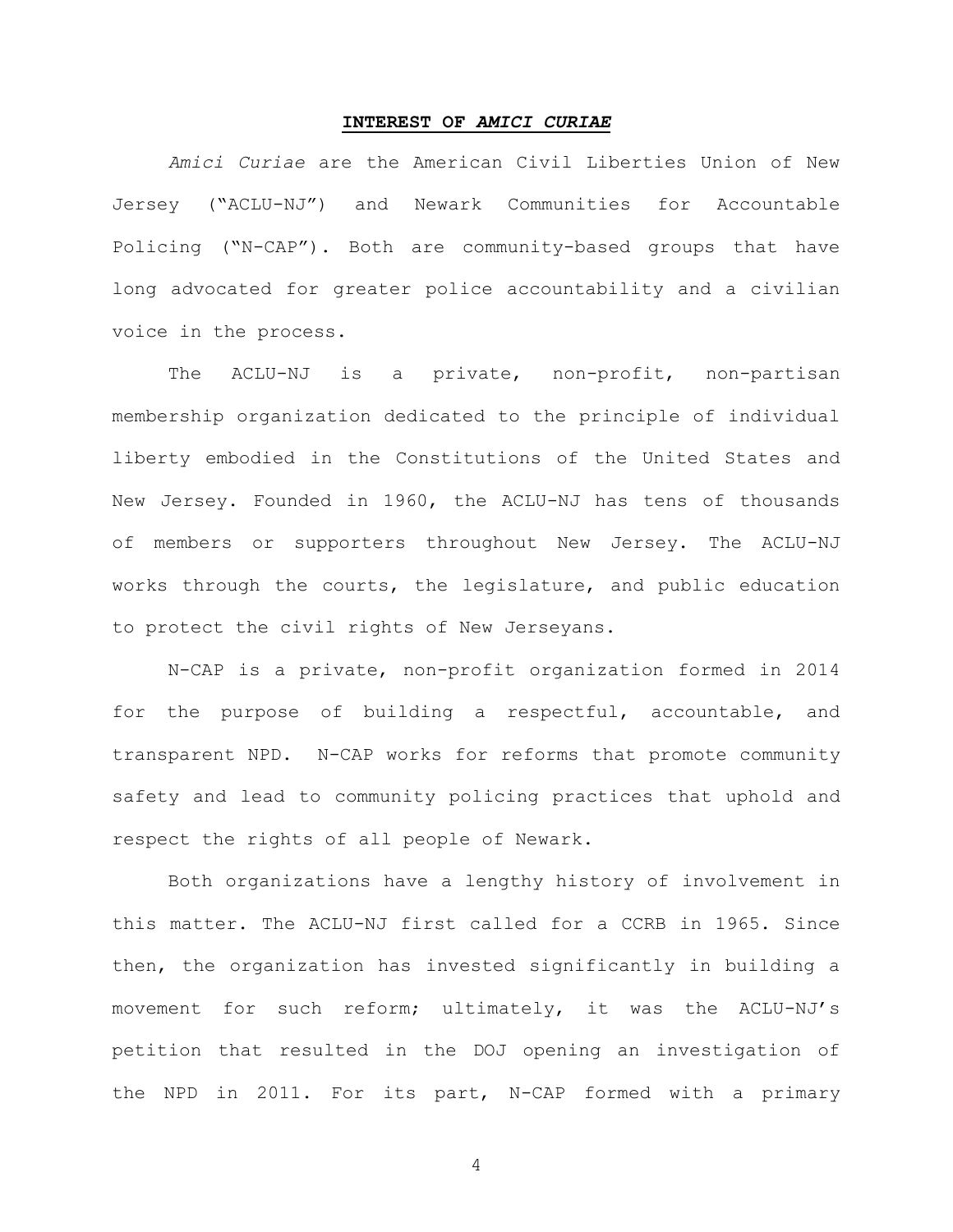## **INTEREST OF *AMICI CURIAE***

*Amici Curiae* are the American Civil Liberties Union of New Jersey ("ACLU-NJ") and Newark Communities for Accountable Policing ("N-CAP"). Both are community-based groups that have long advocated for greater police accountability and a civilian voice in the process.

The ACLU-NJ is a private, non-profit, non-partisan membership organization dedicated to the principle of individual liberty embodied in the Constitutions of the United States and New Jersey. Founded in 1960, the ACLU-NJ has tens of thousands of members or supporters throughout New Jersey. The ACLU-NJ works through the courts, the legislature, and public education to protect the civil rights of New Jerseyans.

N-CAP is a private, non-profit organization formed in 2014 for the purpose of building a respectful, accountable, and transparent NPD. N-CAP works for reforms that promote community safety and lead to community policing practices that uphold and respect the rights of all people of Newark.

Both organizations have a lengthy history of involvement in this matter. The ACLU-NJ first called for a CCRB in 1965. Since then, the organization has invested significantly in building a movement for such reform; ultimately, it was the ACLU-NJ's petition that resulted in the DOJ opening an investigation of the NPD in 2011. For its part, N-CAP formed with a primary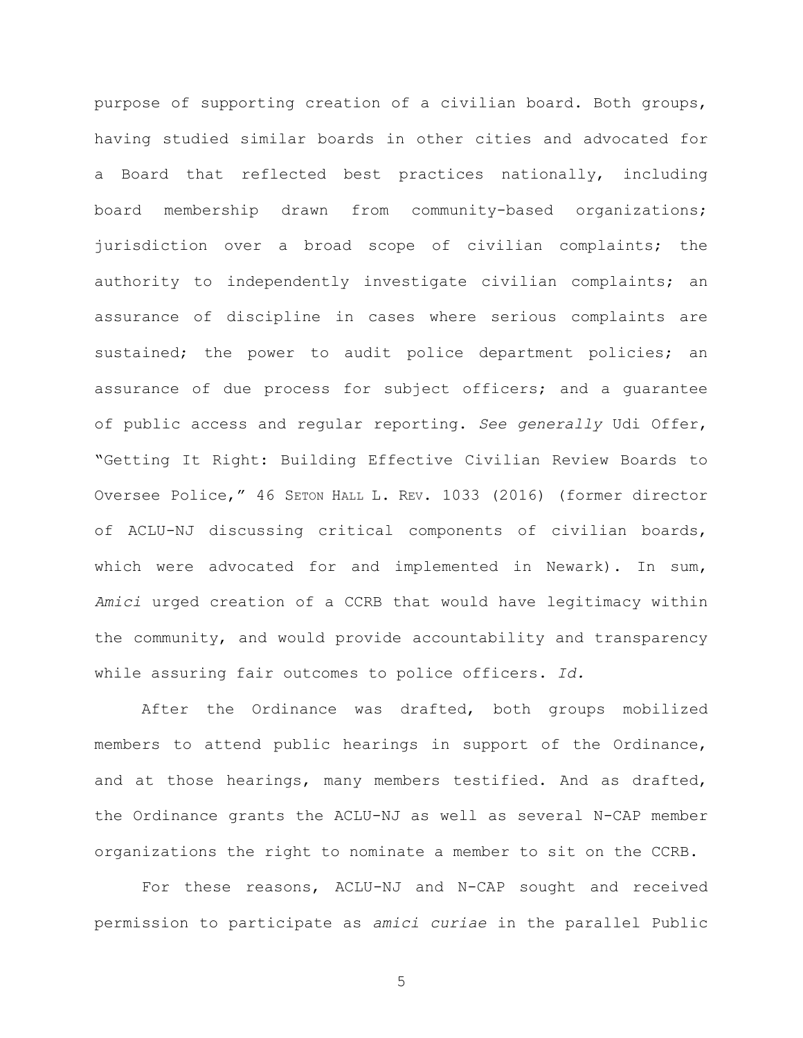purpose of supporting creation of a civilian board. Both groups, having studied similar boards in other cities and advocated for a Board that reflected best practices nationally, including board membership drawn from community-based organizations; jurisdiction over a broad scope of civilian complaints; the authority to independently investigate civilian complaints; an assurance of discipline in cases where serious complaints are sustained; the power to audit police department policies; an assurance of due process for subject officers; and a guarantee of public access and regular reporting. *See generally* Udi Offer, "Getting It Right: Building Effective Civilian Review Boards to Oversee Police," 46 SETON HALL L. REV. 1033 (2016) (former director of ACLU-NJ discussing critical components of civilian boards, which were advocated for and implemented in Newark). In sum, *Amici* urged creation of a CCRB that would have legitimacy within the community, and would provide accountability and transparency while assuring fair outcomes to police officers. *Id.*

After the Ordinance was drafted, both groups mobilized members to attend public hearings in support of the Ordinance, and at those hearings, many members testified. And as drafted, the Ordinance grants the ACLU-NJ as well as several N-CAP member organizations the right to nominate a member to sit on the CCRB.

For these reasons, ACLU-NJ and N-CAP sought and received permission to participate as *amici curiae* in the parallel Public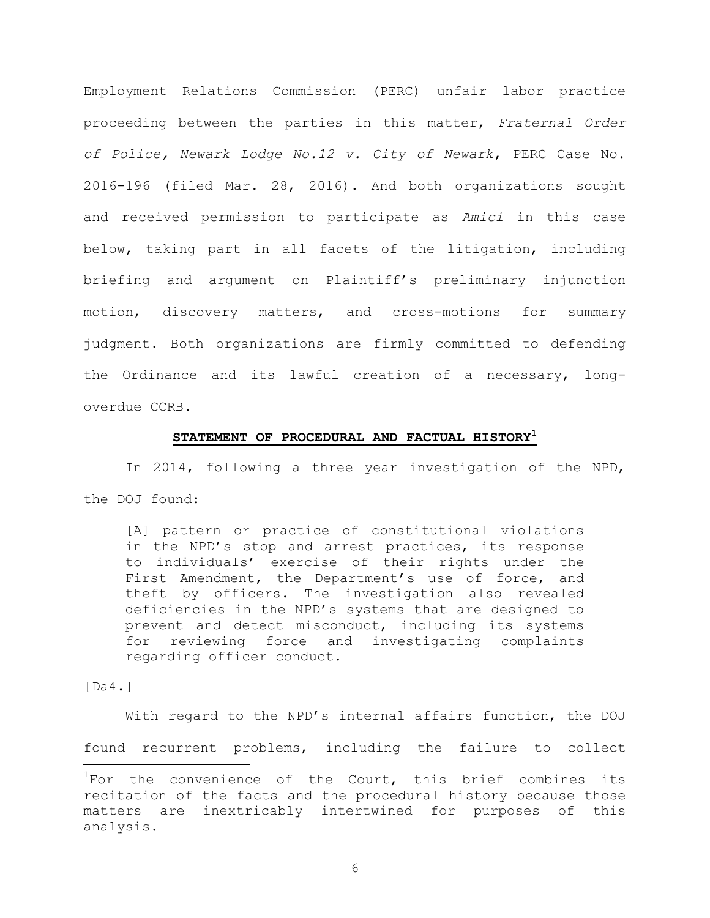Employment Relations Commission (PERC) unfair labor practice proceeding between the parties in this matter, *Fraternal Order of Police, Newark Lodge No.12 v. City of Newark*, PERC Case No. 2016-196 (filed Mar. 28, 2016). And both organizations sought and received permission to participate as *Amici* in this case below, taking part in all facets of the litigation, including briefing and argument on Plaintiff's preliminary injunction motion, discovery matters, and cross-motions for summary judgment. Both organizations are firmly committed to defending the Ordinance and its lawful creation of a necessary, long-overdue CCRB.

## **STATEMENT OF PROCEDURAL AND FACTUAL HISTORY**[1]

In 2014, following a three year investigation of the NPD, the DOJ found:

> [A] pattern or practice of constitutional violations in the NPD's stop and arrest practices, its response to individuals' exercise of their rights under the First Amendment, the Department's use of force, and theft by officers. The investigation also revealed deficiencies in the NPD's systems that are designed to prevent and detect misconduct, including its systems for reviewing force and investigating complaints regarding officer conduct.

[Da4.]

With regard to the NPD's internal affairs function, the DOJ found recurrent problems, including the failure to collect

[1] For the convenience of the Court, this brief combines its recitation of the facts and the procedural history because those matters are inextricably intertwined for purposes of this analysis.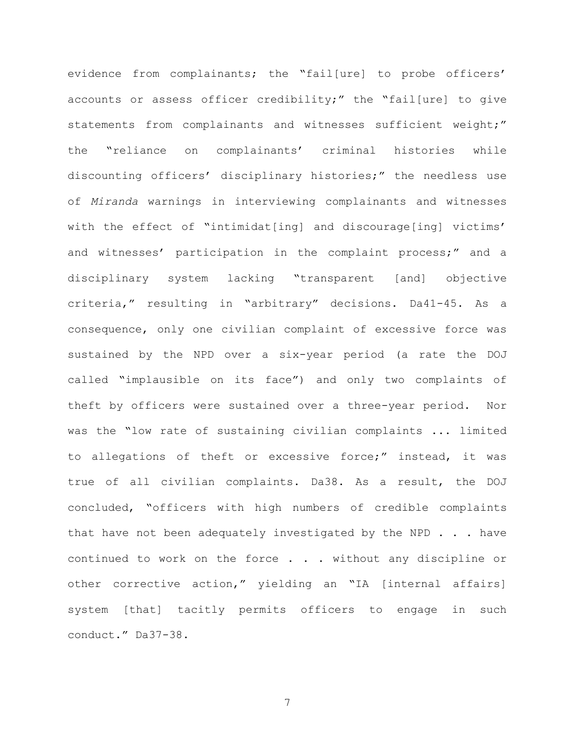evidence from complainants; the "fail[ure] to probe officers' accounts or assess officer credibility;" the "fail[ure] to give statements from complainants and witnesses sufficient weight;" the "reliance on complainants' criminal histories while discounting officers' disciplinary histories;" the needless use of *Miranda* warnings in interviewing complainants and witnesses with the effect of "intimidat[ing] and discourage[ing] victims' and witnesses' participation in the complaint process;" and a disciplinary system lacking "transparent [and] objective criteria," resulting in "arbitrary" decisions. Da41-45. As a consequence, only one civilian complaint of excessive force was sustained by the NPD over a six-year period (a rate the DOJ called "implausible on its face") and only two complaints of theft by officers were sustained over a three-year period. Nor was the "low rate of sustaining civilian complaints ... limited to allegations of theft or excessive force;" instead, it was true of all civilian complaints. Da38. As a result, the DOJ concluded, "officers with high numbers of credible complaints that have not been adequately investigated by the NPD . . . have continued to work on the force . . . without any discipline or other corrective action," yielding an "IA [internal affairs] system [that] tacitly permits officers to engage in such conduct." Da37-38.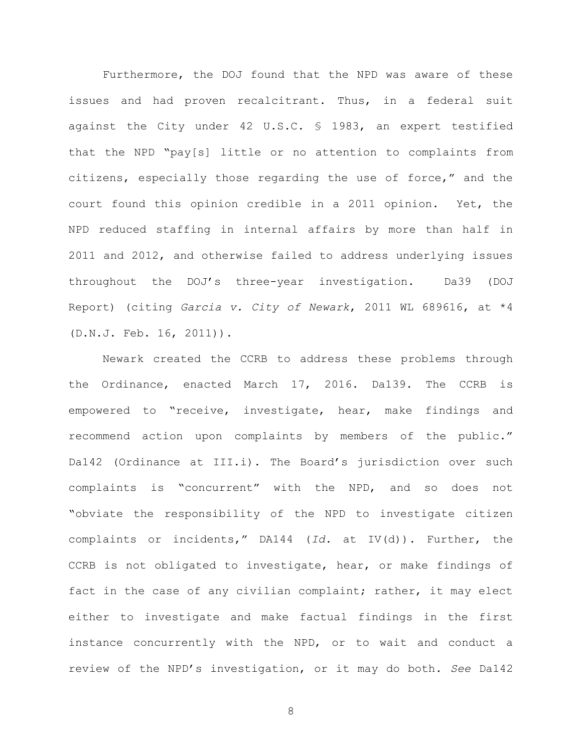Furthermore, the DOJ found that the NPD was aware of these issues and had proven recalcitrant. Thus, in a federal suit against the City under 42 U.S.C. § 1983, an expert testified that the NPD "pay[s] little or no attention to complaints from citizens, especially those regarding the use of force," and the court found this opinion credible in a 2011 opinion. Yet, the NPD reduced staffing in internal affairs by more than half in 2011 and 2012, and otherwise failed to address underlying issues throughout the DOJ's three-year investigation. Da39 (DOJ Report) (citing *Garcia v. City of Newark*, 2011 WL 689616, at *4 (D.N.J. Feb. 16, 2011)).

Newark created the CCRB to address these problems through the Ordinance, enacted March 17, 2016. Da139. The CCRB is empowered to "receive, investigate, hear, make findings and recommend action upon complaints by members of the public." Da142 (Ordinance at III.i). The Board's jurisdiction over such complaints is "concurrent" with the NPD, and so does not "obviate the responsibility of the NPD to investigate citizen complaints or incidents," DA144 (*Id.* at IV(d)). Further, the CCRB is not obligated to investigate, hear, or make findings of fact in the case of any civilian complaint; rather, it may elect either to investigate and make factual findings in the first instance concurrently with the NPD, or to wait and conduct a review of the NPD's investigation, or it may do both. *See* Da142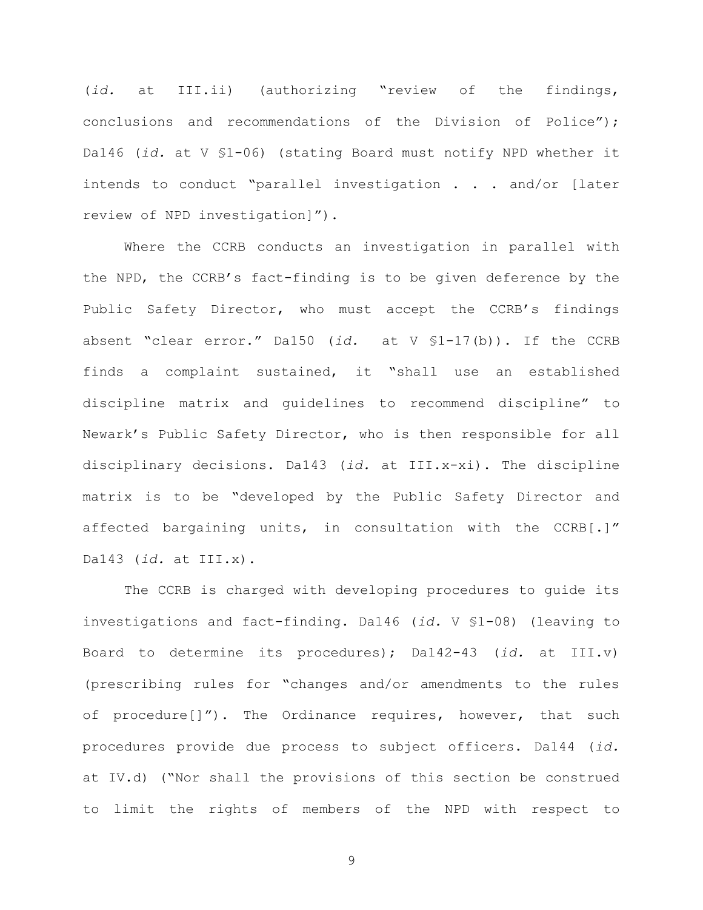(*id.* at III.ii) (authorizing "review of the findings, conclusions and recommendations of the Division of Police"); Da146 (*id.* at V §1-06) (stating Board must notify NPD whether it intends to conduct "parallel investigation . . . and/or [later review of NPD investigation]").

Where the CCRB conducts an investigation in parallel with the NPD, the CCRB's fact-finding is to be given deference by the Public Safety Director, who must accept the CCRB's findings absent "clear error." Da150 (*id.* at V §1-17(b)). If the CCRB finds a complaint sustained, it "shall use an established discipline matrix and guidelines to recommend discipline" to Newark's Public Safety Director, who is then responsible for all disciplinary decisions. Da143 (*id.* at III.x-xi). The discipline matrix is to be "developed by the Public Safety Director and affected bargaining units, in consultation with the CCRB[.]" Da143 (*id.* at III.x).

The CCRB is charged with developing procedures to guide its investigations and fact-finding. Da146 (*id.* V §1-08) (leaving to Board to determine its procedures); Da142-43 (*id.* at III.v) (prescribing rules for "changes and/or amendments to the rules of procedure[]"). The Ordinance requires, however, that such procedures provide due process to subject officers. Da144 (*id.* at IV.d) ("Nor shall the provisions of this section be construed to limit the rights of members of the NPD with respect to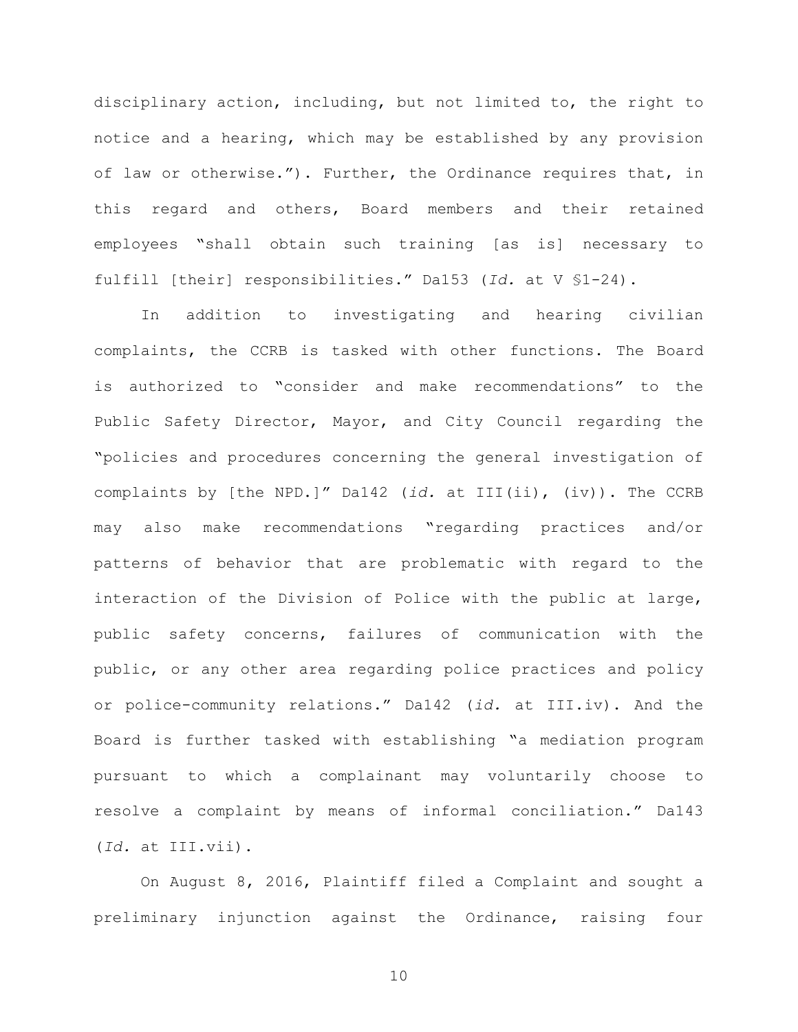disciplinary action, including, but not limited to, the right to notice and a hearing, which may be established by any provision of law or otherwise."). Further, the Ordinance requires that, in this regard and others, Board members and their retained employees "shall obtain such training [as is] necessary to fulfill [their] responsibilities." Da153 (*Id.* at V §1-24).

In addition to investigating and hearing civilian complaints, the CCRB is tasked with other functions. The Board is authorized to "consider and make recommendations" to the Public Safety Director, Mayor, and City Council regarding the "policies and procedures concerning the general investigation of complaints by [the NPD.]" Da142 (*id.* at III(ii), (iv)). The CCRB may also make recommendations "regarding practices and/or patterns of behavior that are problematic with regard to the interaction of the Division of Police with the public at large, public safety concerns, failures of communication with the public, or any other area regarding police practices and policy or police-community relations." Da142 (*id.* at III.iv). And the Board is further tasked with establishing "a mediation program pursuant to which a complainant may voluntarily choose to resolve a complaint by means of informal conciliation." Da143 (*Id.* at III.vii).

On August 8, 2016, Plaintiff filed a Complaint and sought a preliminary injunction against the Ordinance, raising four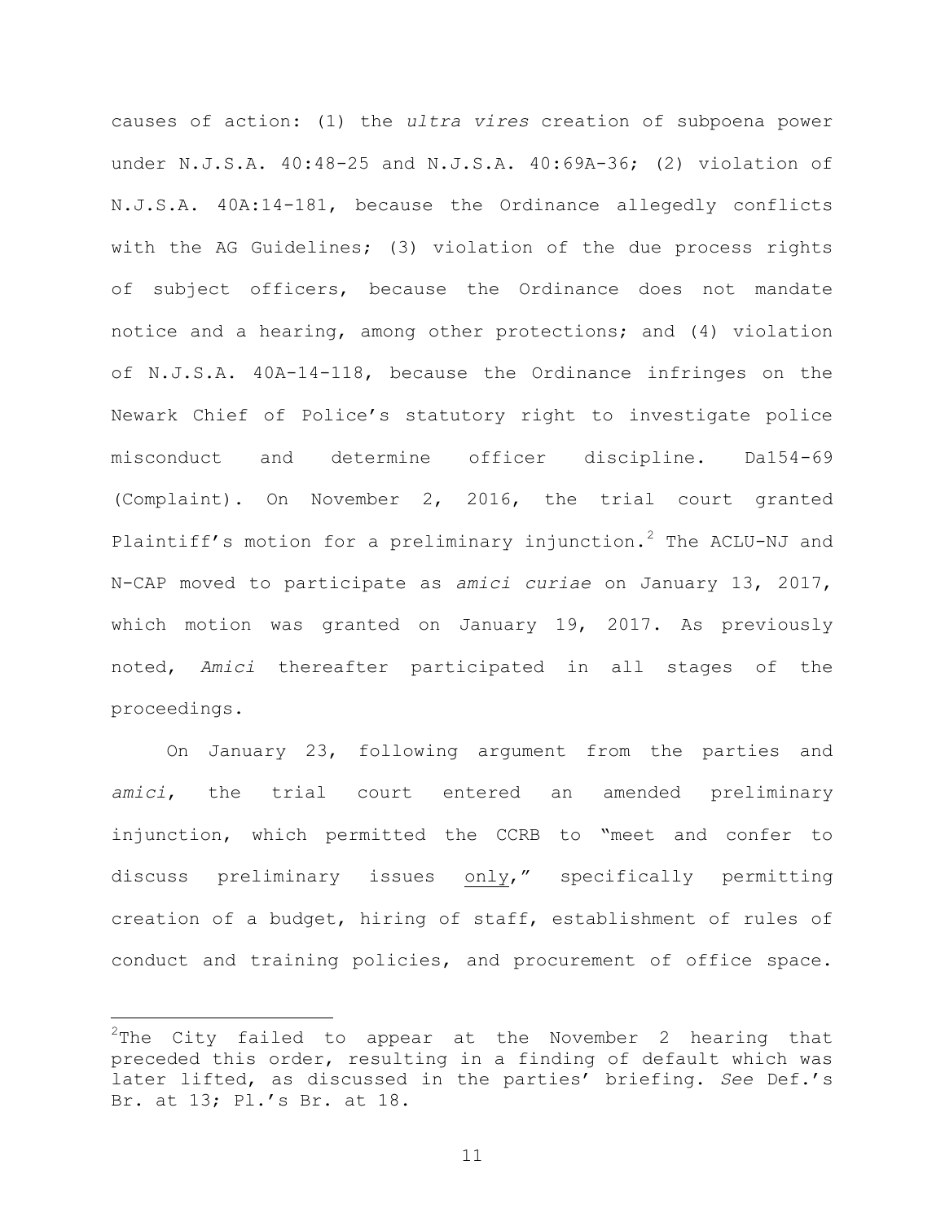causes of action: (1) the *ultra vires* creation of subpoena power under N.J.S.A. 40:48-25 and N.J.S.A. 40:69A-36; (2) violation of N.J.S.A. 40A:14-181, because the Ordinance allegedly conflicts with the AG Guidelines; (3) violation of the due process rights of subject officers, because the Ordinance does not mandate notice and a hearing, among other protections; and (4) violation of N.J.S.A. 40A-14-118, because the Ordinance infringes on the Newark Chief of Police's statutory right to investigate police misconduct and determine officer discipline. Da154-69 (Complaint). On November 2, 2016, the trial court granted Plaintiff's motion for a preliminary injunction.[2] The ACLU-NJ and N-CAP moved to participate as *amici curiae* on January 13, 2017, which motion was granted on January 19, 2017. As previously noted, *Amici* thereafter participated in all stages of the proceedings.

On January 23, following argument from the parties and *amici*, the trial court entered an amended preliminary injunction, which permitted the CCRB to "meet and confer to discuss preliminary issues <u>only</u>," specifically permitting creation of a budget, hiring of staff, establishment of rules of conduct and training policies, and procurement of office space.

---

[2] The City failed to appear at the November 2 hearing that preceded this order, resulting in a finding of default which was later lifted, as discussed in the parties' briefing. *See* Def.'s Br. at 13; Pl.'s Br. at 18.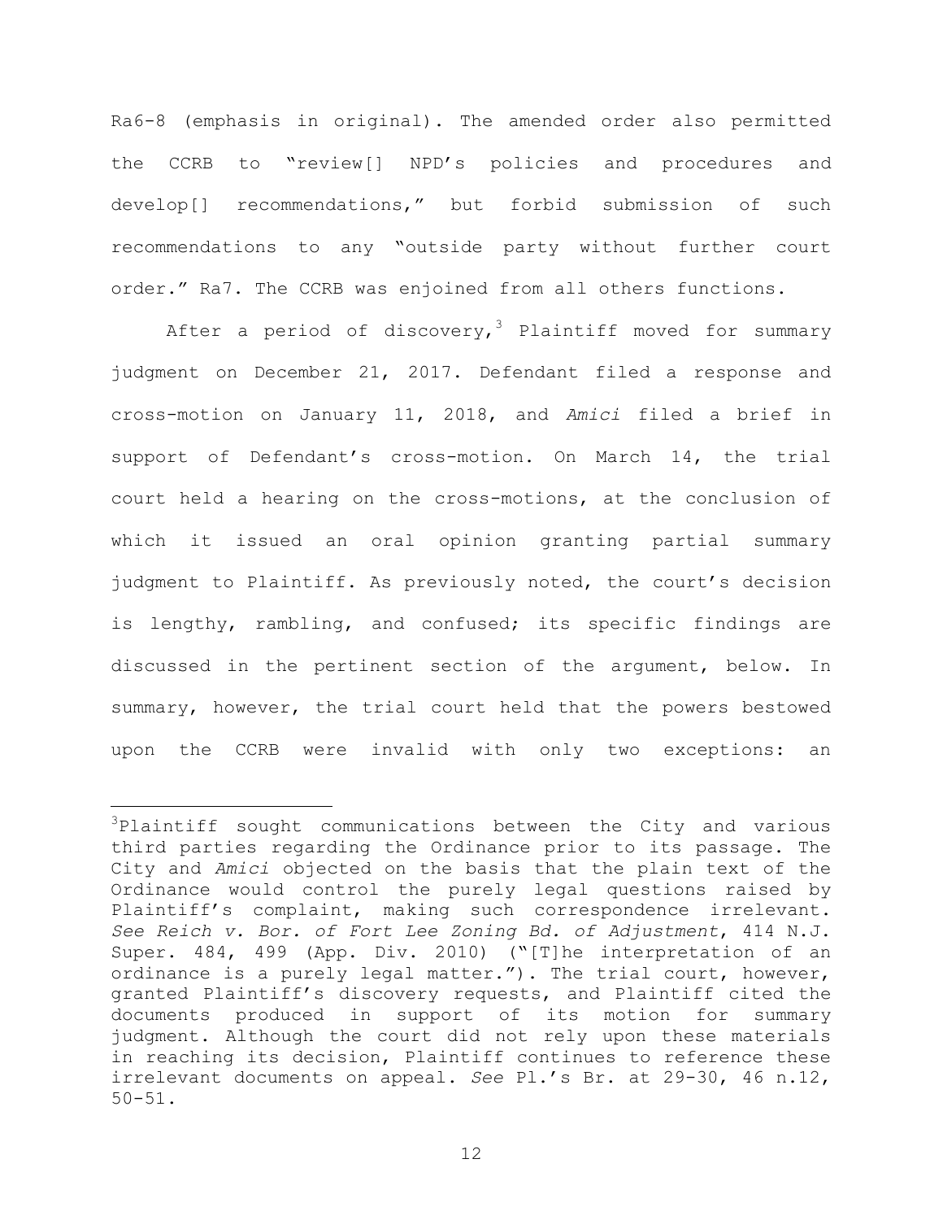Ra6-8 (emphasis in original). The amended order also permitted the CCRB to "review[] NPD's policies and procedures and develop[] recommendations," but forbid submission of such recommendations to any "outside party without further court order." Ra7. The CCRB was enjoined from all others functions.

After a period of discovery,[3] Plaintiff moved for summary judgment on December 21, 2017. Defendant filed a response and cross-motion on January 11, 2018, and *Amici* filed a brief in support of Defendant's cross-motion. On March 14, the trial court held a hearing on the cross-motions, at the conclusion of which it issued an oral opinion granting partial summary judgment to Plaintiff. As previously noted, the court's decision is lengthy, rambling, and confused; its specific findings are discussed in the pertinent section of the argument, below. In summary, however, the trial court held that the powers bestowed upon the CCRB were invalid with only two exceptions: an

[3]Plaintiff sought communications between the City and various third parties regarding the Ordinance prior to its passage. The City and *Amici* objected on the basis that the plain text of the Ordinance would control the purely legal questions raised by Plaintiff's complaint, making such correspondence irrelevant. *See Reich v. Bor. of Fort Lee Zoning Bd. of Adjustment*, 414 N.J. Super. 484, 499 (App. Div. 2010) ("[T]he interpretation of an ordinance is a purely legal matter."). The trial court, however, granted Plaintiff's discovery requests, and Plaintiff cited the documents produced in support of its motion for summary judgment. Although the court did not rely upon these materials in reaching its decision, Plaintiff continues to reference these irrelevant documents on appeal. *See* Pl.'s Br. at 29-30, 46 n.12, 50-51.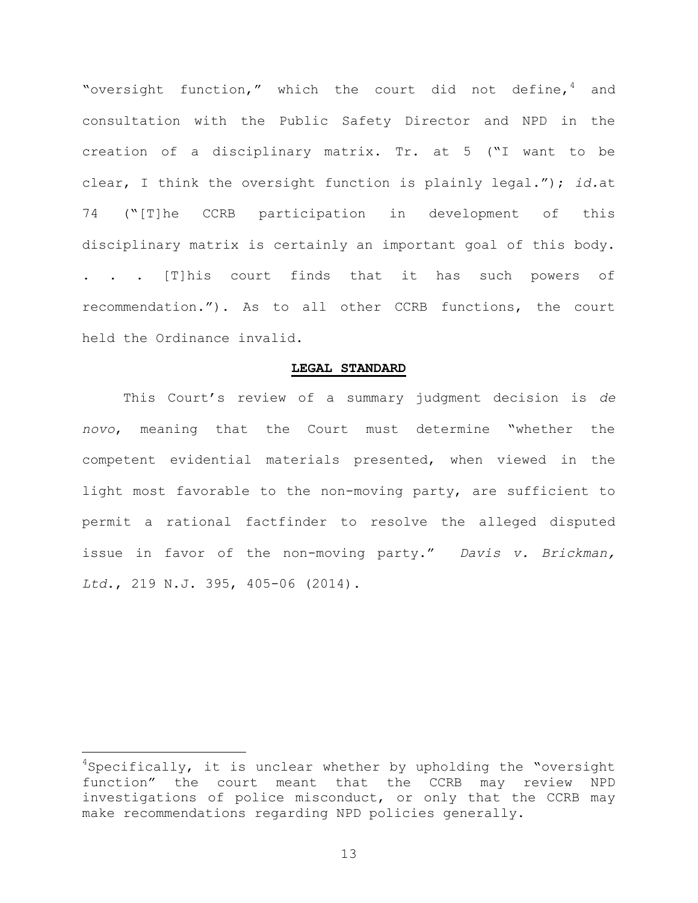"oversight function," which the court did not define,[4] and consultation with the Public Safety Director and NPD in the creation of a disciplinary matrix. Tr. at 5 ("I want to be clear, I think the oversight function is plainly legal."); *id.*at 74 ("[T]he CCRB participation in development of this disciplinary matrix is certainly an important goal of this body. . . . [T]his court finds that it has such powers of recommendation."). As to all other CCRB functions, the court held the Ordinance invalid.

## **LEGAL STANDARD**

This Court's review of a summary judgment decision is *de novo*, meaning that the Court must determine "whether the competent evidential materials presented, when viewed in the light most favorable to the non-moving party, are sufficient to permit a rational factfinder to resolve the alleged disputed issue in favor of the non-moving party." *Davis v. Brickman, Ltd.*, 219 N.J. 395, 405-06 (2014).

---

[4]Specifically, it is unclear whether by upholding the "oversight function" the court meant that the CCRB may review NPD investigations of police misconduct, or only that the CCRB may make recommendations regarding NPD policies generally.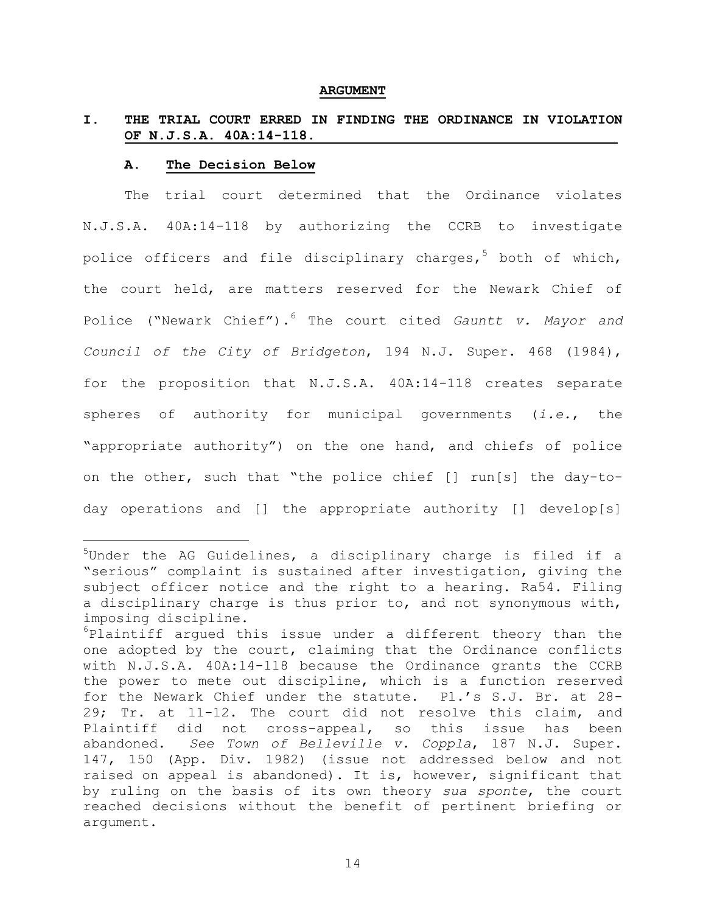# ARGUMENT

## I. THE TRIAL COURT ERRED IN FINDING THE ORDINANCE IN VIOLATION OF N.J.S.A. 40A:14-118.

### A. The Decision Below

The trial court determined that the Ordinance violates N.J.S.A. 40A:14-118 by authorizing the CCRB to investigate police officers and file disciplinary charges,[5] both of which, the court held, are matters reserved for the Newark Chief of Police ("Newark Chief").[6] The court cited *Gauntt v. Mayor and Council of the City of Bridgeton*, 194 N.J. Super. 468 (1984), for the proposition that N.J.S.A. 40A:14-118 creates separate spheres of authority for municipal governments (*i.e.*, the "appropriate authority") on the one hand, and chiefs of police on the other, such that "the police chief [] run[s] the day-to-day operations and [] the appropriate authority [] develop[s]

---

[5] Under the AG Guidelines, a disciplinary charge is filed if a "serious" complaint is sustained after investigation, giving the subject officer notice and the right to a hearing. Ra54. Filing a disciplinary charge is thus prior to, and not synonymous with, imposing discipline.

[6] Plaintiff argued this issue under a different theory than the one adopted by the court, claiming that the Ordinance conflicts with N.J.S.A. 40A:14-118 because the Ordinance grants the CCRB the power to mete out discipline, which is a function reserved for the Newark Chief under the statute. Pl.'s S.J. Br. at 28-29; Tr. at 11-12. The court did not resolve this claim, and Plaintiff did not cross-appeal, so this issue has been abandoned. *See Town of Belleville v. Coppla*, 187 N.J. Super. 147, 150 (App. Div. 1982) (issue not addressed below and not raised on appeal is abandoned). It is, however, significant that by ruling on the basis of its own theory *sua sponte*, the court reached decisions without the benefit of pertinent briefing or argument.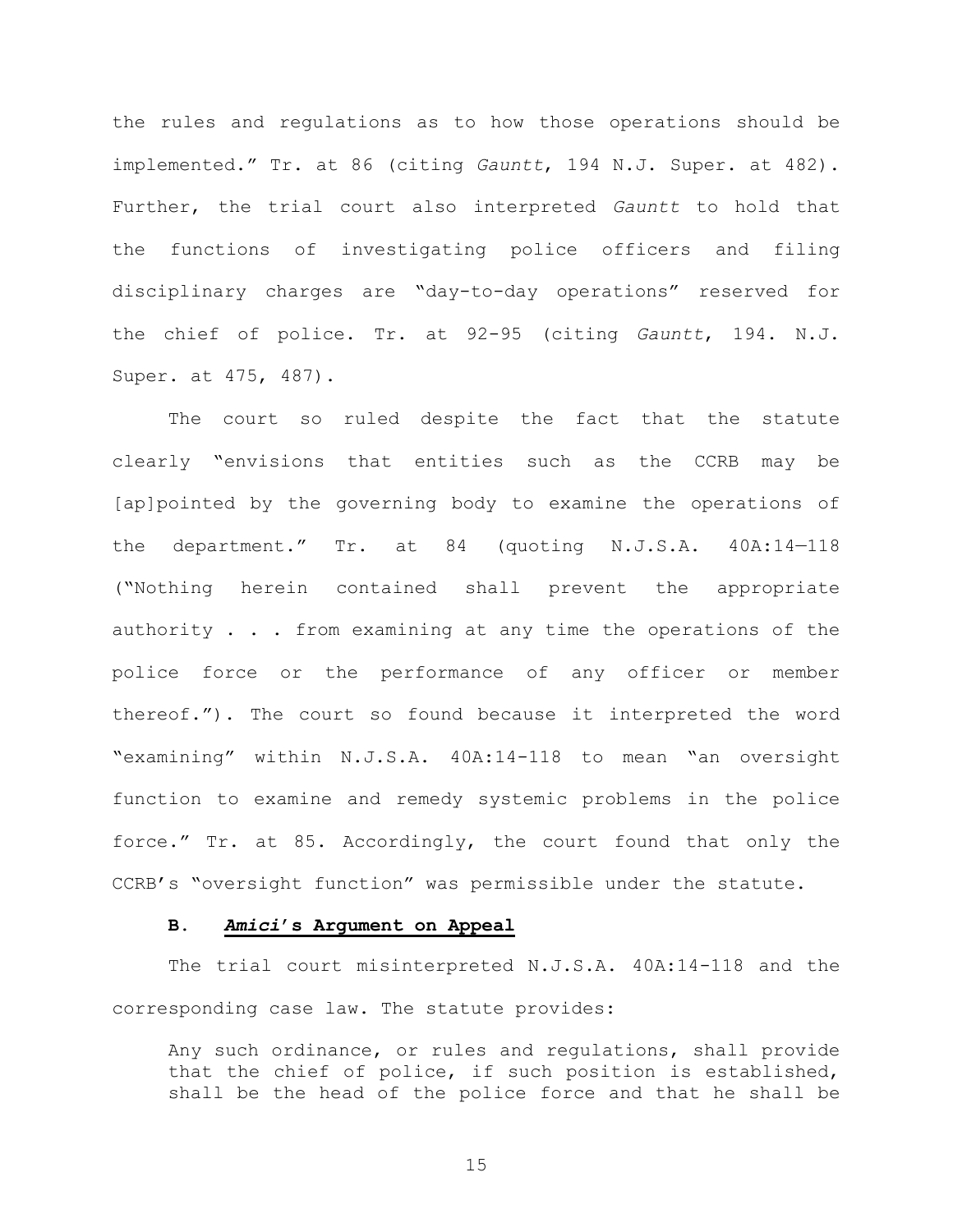the rules and regulations as to how those operations should be implemented." Tr. at 86 (citing *Gauntt*, 194 N.J. Super. at 482). Further, the trial court also interpreted *Gauntt* to hold that the functions of investigating police officers and filing disciplinary charges are "day-to-day operations" reserved for the chief of police. Tr. at 92-95 (citing *Gauntt*, 194. N.J. Super. at 475, 487).

The court so ruled despite the fact that the statute clearly "envisions that entities such as the CCRB may be [ap]pointed by the governing body to examine the operations of the department." Tr. at 84 (quoting N.J.S.A. 40A:14—118 ("Nothing herein contained shall prevent the appropriate authority . . . from examining at any time the operations of the police force or the performance of any officer or member thereof."). The court so found because it interpreted the word "examining" within N.J.S.A. 40A:14-118 to mean "an oversight function to examine and remedy systemic problems in the police force." Tr. at 85. Accordingly, the court found that only the CCRB's "oversight function" was permissible under the statute.

### B. ***Amici*'s Argument on Appeal**

The trial court misinterpreted N.J.S.A. 40A:14-118 and the corresponding case law. The statute provides:

> Any such ordinance, or rules and regulations, shall provide that the chief of police, if such position is established, shall be the head of the police force and that he shall be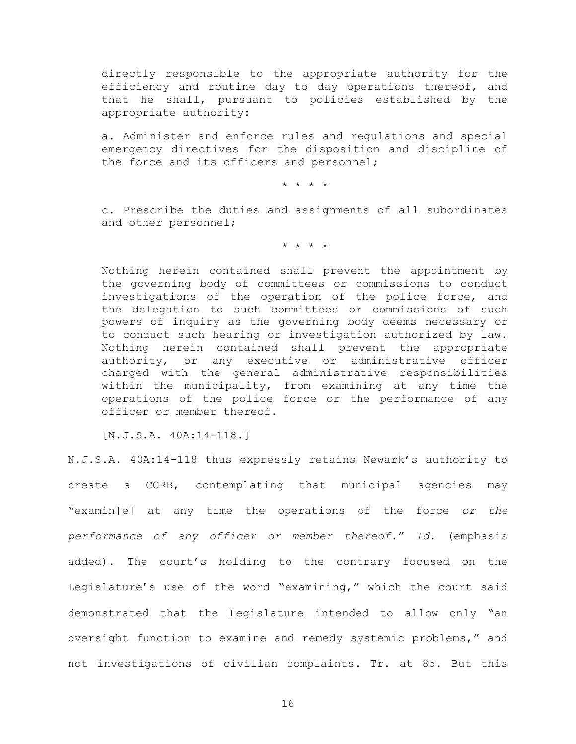> directly responsible to the appropriate authority for the efficiency and routine day to day operations thereof, and that he shall, pursuant to policies established by the appropriate authority:
>
> a. Administer and enforce rules and regulations and special emergency directives for the disposition and discipline of the force and its officers and personnel;
>
> \* \* \* \*
>
> c. Prescribe the duties and assignments of all subordinates and other personnel;
>
> \* \* \* \*
>
> Nothing herein contained shall prevent the appointment by the governing body of committees or commissions to conduct investigations of the operation of the police force, and the delegation to such committees or commissions of such powers of inquiry as the governing body deems necessary or to conduct such hearing or investigation authorized by law. Nothing herein contained shall prevent the appropriate authority, or any executive or administrative officer charged with the general administrative responsibilities within the municipality, from examining at any time the operations of the police force or the performance of any officer or member thereof.
>
> [N.J.S.A. 40A:14-118.]

N.J.S.A. 40A:14-118 thus expressly retains Newark's authority to create a CCRB, contemplating that municipal agencies may "examin[e] at any time the operations of the force *or the performance of any officer or member thereof.*" *Id.* (emphasis added). The court's holding to the contrary focused on the Legislature's use of the word "examining," which the court said demonstrated that the Legislature intended to allow only "an oversight function to examine and remedy systemic problems," and not investigations of civilian complaints. Tr. at 85. But this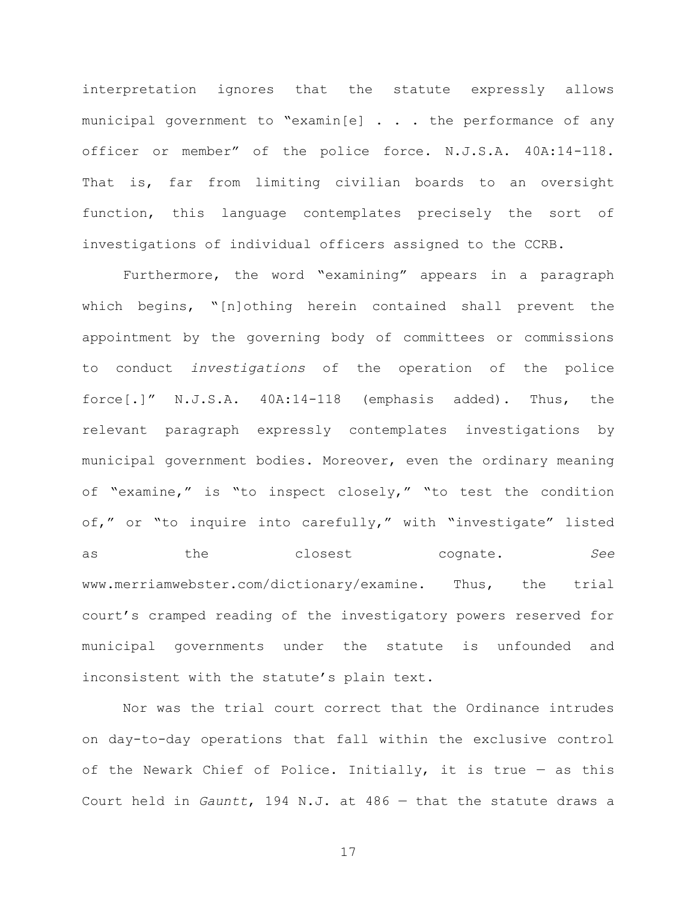interpretation ignores that the statute expressly allows municipal government to "examin[e] . . . the performance of any officer or member" of the police force. N.J.S.A. 40A:14-118. That is, far from limiting civilian boards to an oversight function, this language contemplates precisely the sort of investigations of individual officers assigned to the CCRB.

Furthermore, the word "examining" appears in a paragraph which begins, "[n]othing herein contained shall prevent the appointment by the governing body of committees or commissions to conduct *investigations* of the operation of the police force[.]" N.J.S.A. 40A:14-118 (emphasis added). Thus, the relevant paragraph expressly contemplates investigations by municipal government bodies. Moreover, even the ordinary meaning of "examine," is "to inspect closely," "to test the condition of," or "to inquire into carefully," with "investigate" listed as the closest cognate. *See* www.merriamwebster.com/dictionary/examine. Thus, the trial court's cramped reading of the investigatory powers reserved for municipal governments under the statute is unfounded and inconsistent with the statute's plain text.

Nor was the trial court correct that the Ordinance intrudes on day-to-day operations that fall within the exclusive control of the Newark Chief of Police. Initially, it is true — as this Court held in *Gauntt*, 194 N.J. at 486 — that the statute draws a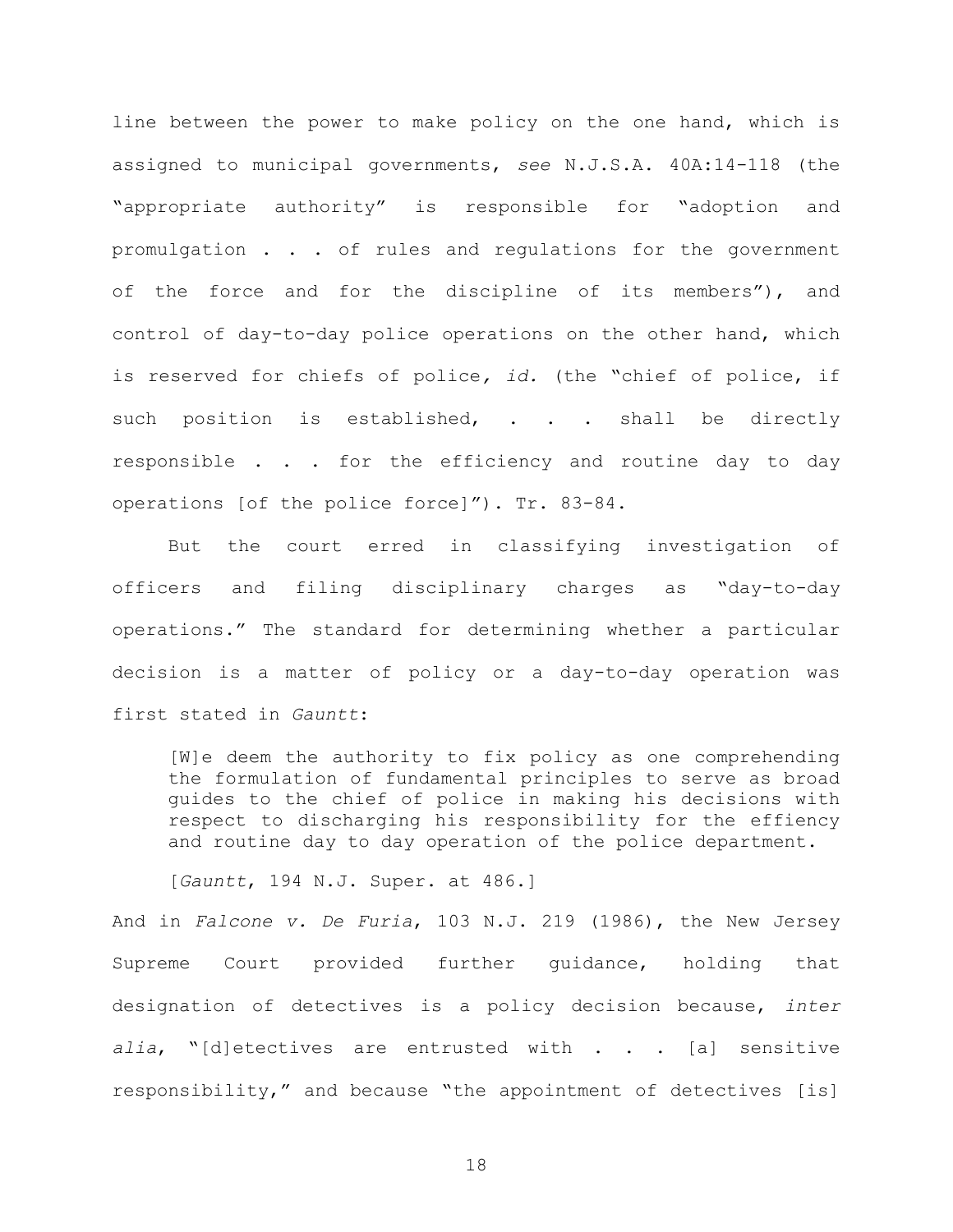line between the power to make policy on the one hand, which is assigned to municipal governments, *see* N.J.S.A. 40A:14-118 (the "appropriate authority" is responsible for "adoption and promulgation . . . of rules and regulations for the government of the force and for the discipline of its members"), and control of day-to-day police operations on the other hand, which is reserved for chiefs of police*, id.* (the "chief of police, if such position is established, . . . shall be directly responsible . . . for the efficiency and routine day to day operations [of the police force]"). Tr. 83-84.

But the court erred in classifying investigation of officers and filing disciplinary charges as "day-to-day operations." The standard for determining whether a particular decision is a matter of policy or a day-to-day operation was first stated in *Gauntt*:

> [W]e deem the authority to fix policy as one comprehending the formulation of fundamental principles to serve as broad guides to the chief of police in making his decisions with respect to discharging his responsibility for the effiency and routine day to day operation of the police department.
>
> [*Gauntt*, 194 N.J. Super. at 486.]

And in *Falcone v. De Furia*, 103 N.J. 219 (1986), the New Jersey Supreme Court provided further guidance, holding that designation of detectives is a policy decision because, *inter alia*, "[d]etectives are entrusted with . . . [a] sensitive responsibility," and because "the appointment of detectives [is]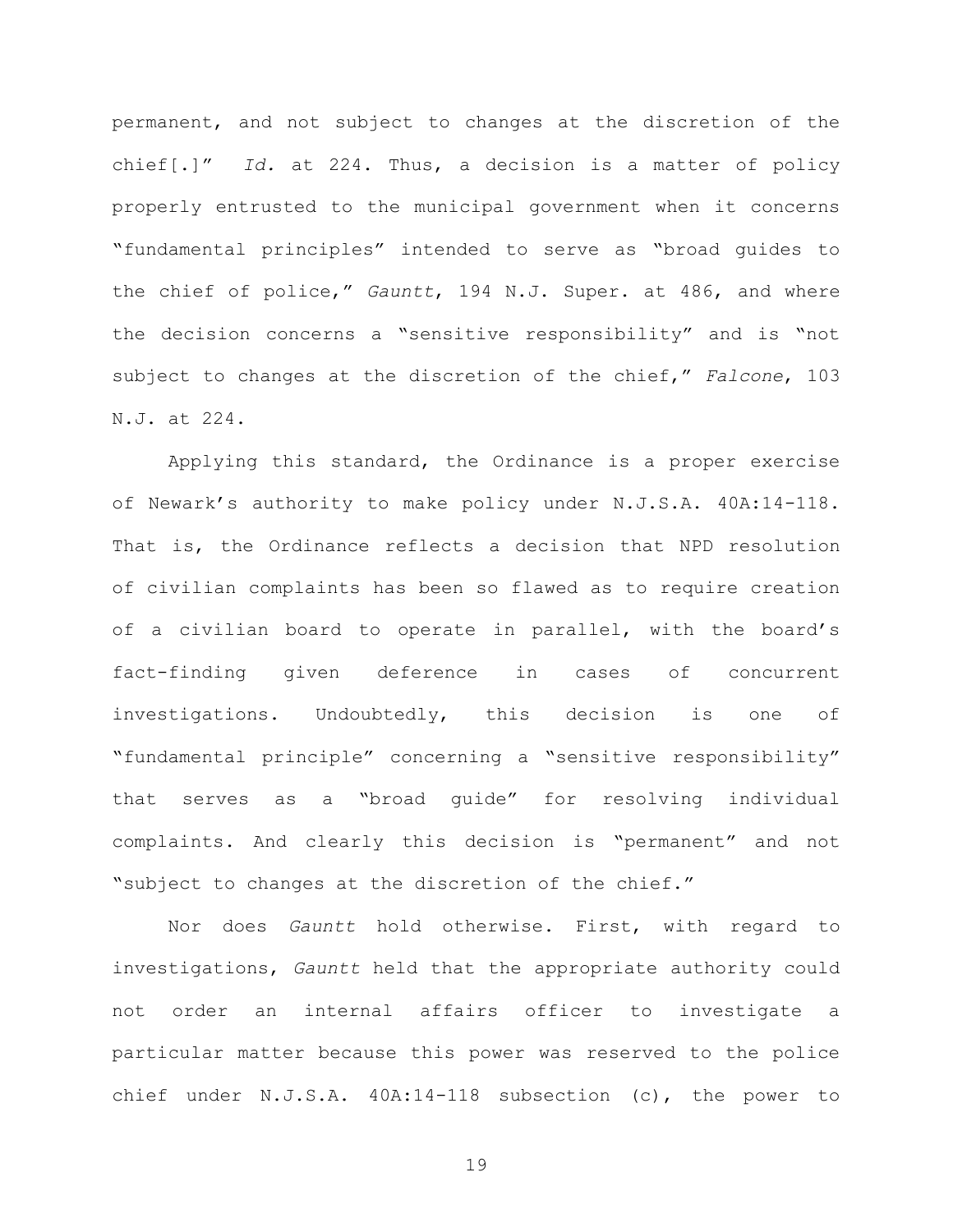permanent, and not subject to changes at the discretion of the chief[.]" *Id.* at 224. Thus, a decision is a matter of policy properly entrusted to the municipal government when it concerns "fundamental principles" intended to serve as "broad guides to the chief of police," *Gauntt*, 194 N.J. Super. at 486, and where the decision concerns a "sensitive responsibility" and is "not subject to changes at the discretion of the chief," *Falcone*, 103 N.J. at 224.

Applying this standard, the Ordinance is a proper exercise of Newark's authority to make policy under N.J.S.A. 40A:14-118. That is, the Ordinance reflects a decision that NPD resolution of civilian complaints has been so flawed as to require creation of a civilian board to operate in parallel, with the board's fact-finding given deference in cases of concurrent investigations. Undoubtedly, this decision is one of "fundamental principle" concerning a "sensitive responsibility" that serves as a "broad guide" for resolving individual complaints. And clearly this decision is "permanent" and not "subject to changes at the discretion of the chief."

Nor does *Gauntt* hold otherwise. First, with regard to investigations, *Gauntt* held that the appropriate authority could not order an internal affairs officer to investigate a particular matter because this power was reserved to the police chief under N.J.S.A. 40A:14-118 subsection (c), the power to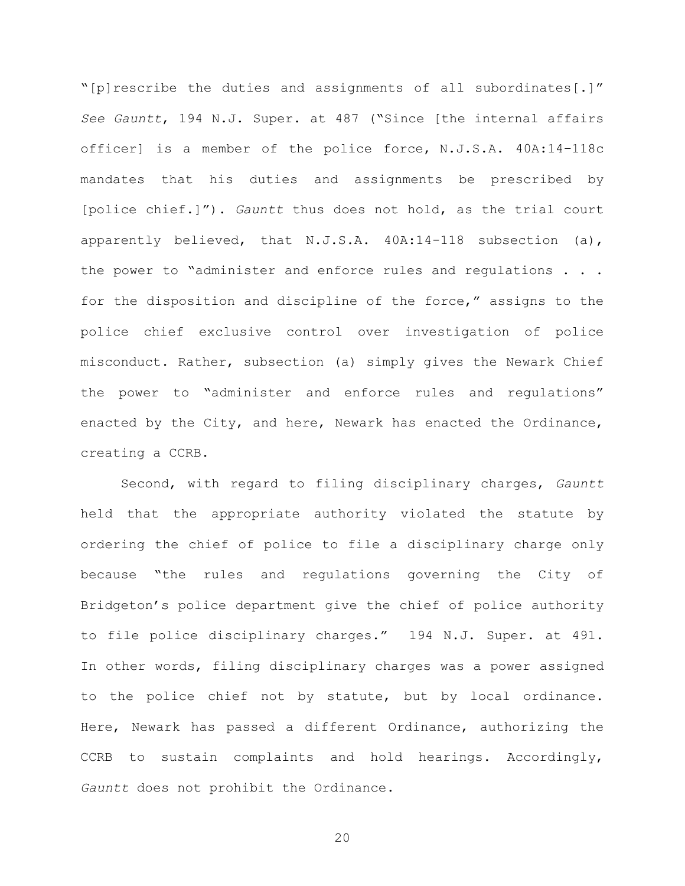"[p]rescribe the duties and assignments of all subordinates[.]" *See Gauntt*, 194 N.J. Super. at 487 ("Since [the internal affairs officer] is a member of the police force, N.J.S.A. 40A:14–118c mandates that his duties and assignments be prescribed by [police chief.]"). *Gauntt* thus does not hold, as the trial court apparently believed, that N.J.S.A. 40A:14-118 subsection (a), the power to "administer and enforce rules and regulations . . . for the disposition and discipline of the force," assigns to the police chief exclusive control over investigation of police misconduct. Rather, subsection (a) simply gives the Newark Chief the power to "administer and enforce rules and regulations" enacted by the City, and here, Newark has enacted the Ordinance, creating a CCRB.

Second, with regard to filing disciplinary charges, *Gauntt* held that the appropriate authority violated the statute by ordering the chief of police to file a disciplinary charge only because "the rules and regulations governing the City of Bridgeton's police department give the chief of police authority to file police disciplinary charges." 194 N.J. Super. at 491. In other words, filing disciplinary charges was a power assigned to the police chief not by statute, but by local ordinance. Here, Newark has passed a different Ordinance, authorizing the CCRB to sustain complaints and hold hearings. Accordingly, *Gauntt* does not prohibit the Ordinance.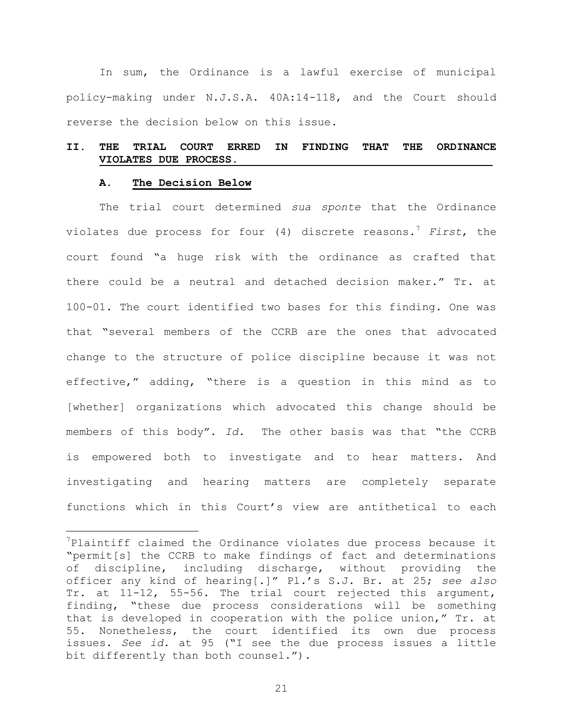In sum, the Ordinance is a lawful exercise of municipal policy-making under N.J.S.A. 40A:14-118, and the Court should reverse the decision below on this issue.

## II. THE TRIAL COURT ERRED IN FINDING THAT THE ORDINANCE VIOLATES DUE PROCESS.

### A. The Decision Below

The trial court determined *sua sponte* that the Ordinance violates due process for four (4) discrete reasons.[7] *First*, the court found "a huge risk with the ordinance as crafted that there could be a neutral and detached decision maker." Tr. at 100-01. The court identified two bases for this finding. One was that "several members of the CCRB are the ones that advocated change to the structure of police discipline because it was not effective," adding, "there is a question in this mind as to [whether] organizations which advocated this change should be members of this body". *Id.* The other basis was that "the CCRB is empowered both to investigate and to hear matters. And investigating and hearing matters are completely separate functions which in this Court's view are antithetical to each

[7] Plaintiff claimed the Ordinance violates due process because it "permit[s] the CCRB to make findings of fact and determinations of discipline, including discharge, without providing the officer any kind of hearing[.]" Pl.'s S.J. Br. at 25; *see also* Tr. at 11-12, 55-56. The trial court rejected this argument, finding, "these due process considerations will be something that is developed in cooperation with the police union," Tr. at 55. Nonetheless, the court identified its own due process issues. *See id.* at 95 ("I see the due process issues a little bit differently than both counsel.").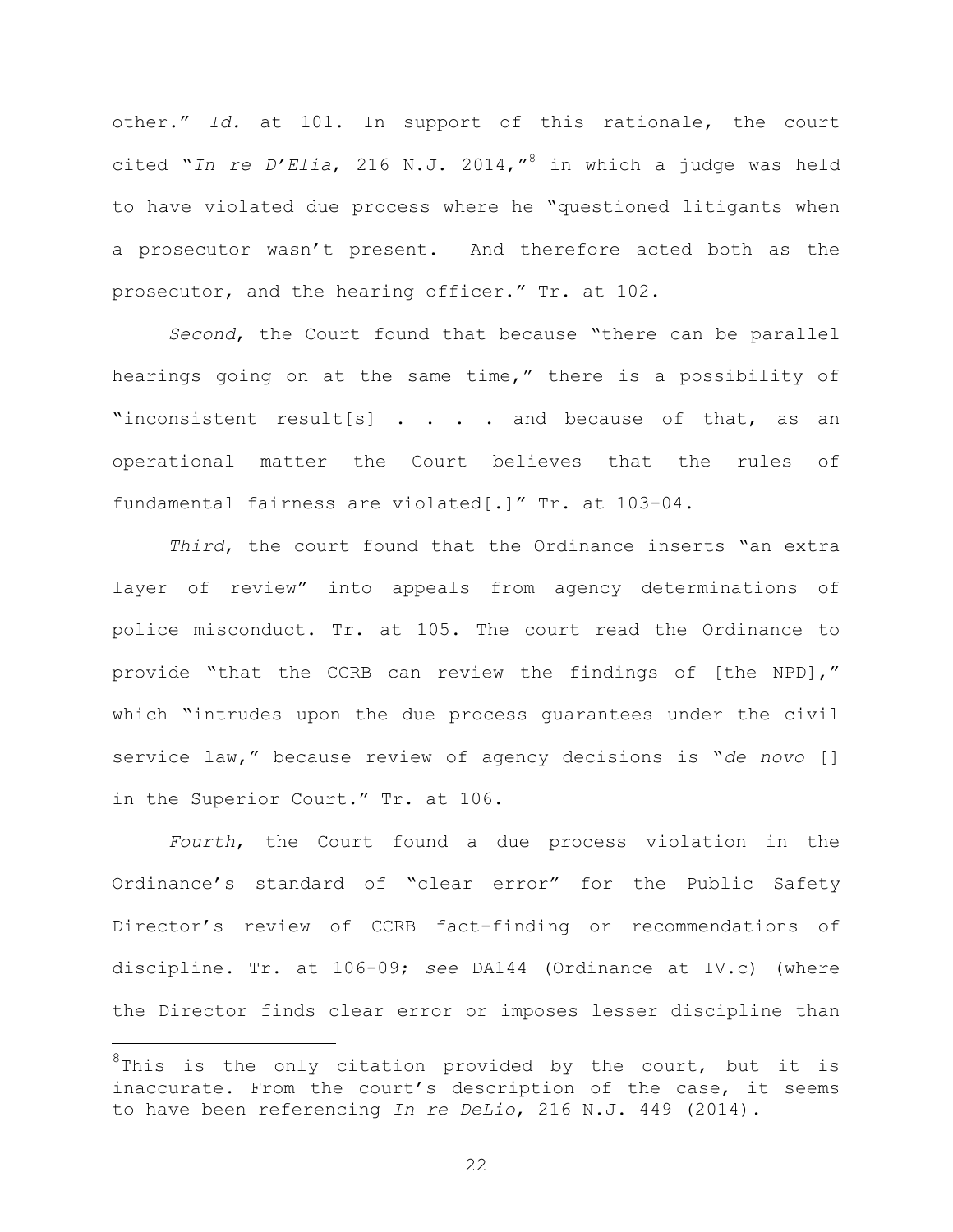other." *Id.* at 101. In support of this rationale, the court cited "*In re D'Elia*, 216 N.J. 2014,"[8] in which a judge was held to have violated due process where he "questioned litigants when a prosecutor wasn't present. And therefore acted both as the prosecutor, and the hearing officer." Tr. at 102.

*Second*, the Court found that because "there can be parallel hearings going on at the same time," there is a possibility of "inconsistent result[s] . . . . and because of that, as an operational matter the Court believes that the rules of fundamental fairness are violated[.]" Tr. at 103-04.

*Third*, the court found that the Ordinance inserts "an extra layer of review" into appeals from agency determinations of police misconduct. Tr. at 105. The court read the Ordinance to provide "that the CCRB can review the findings of [the NPD]," which "intrudes upon the due process guarantees under the civil service law," because review of agency decisions is "*de novo* [] in the Superior Court." Tr. at 106.

*Fourth*, the Court found a due process violation in the Ordinance's standard of "clear error" for the Public Safety Director's review of CCRB fact-finding or recommendations of discipline. Tr. at 106-09; *see* DA144 (Ordinance at IV.c) (where the Director finds clear error or imposes lesser discipline than

---

[8]This is the only citation provided by the court, but it is inaccurate. From the court's description of the case, it seems to have been referencing *In re DeLio*, 216 N.J. 449 (2014).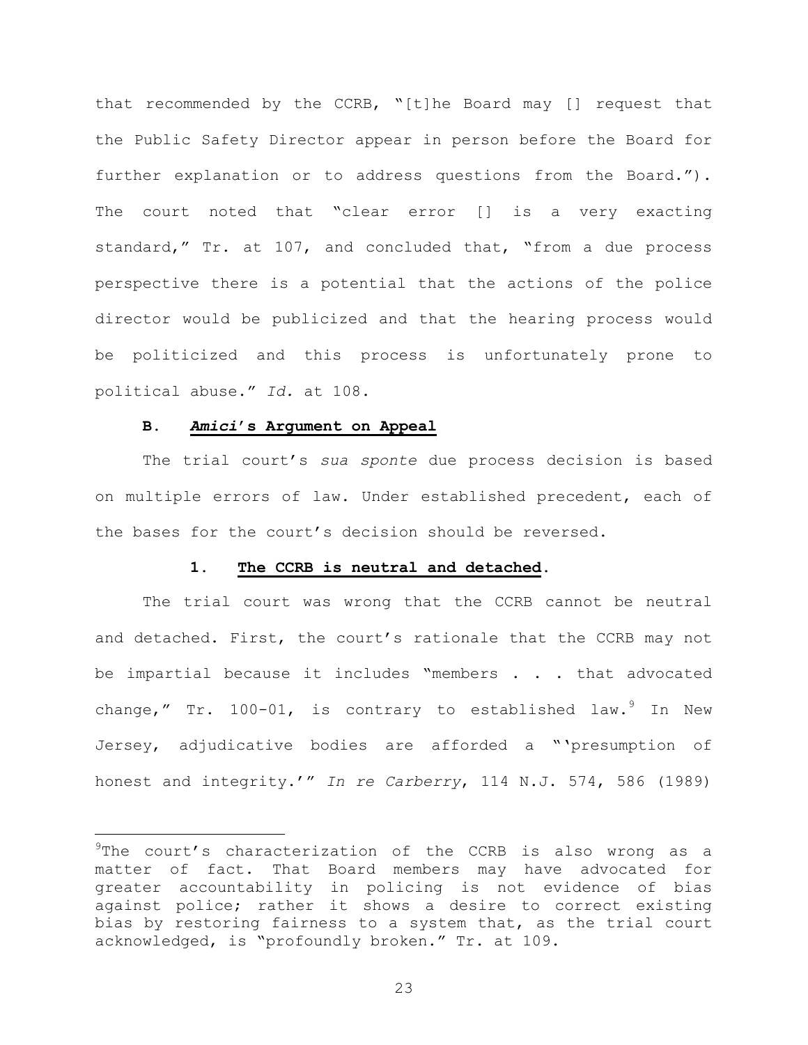that recommended by the CCRB, "[t]he Board may [] request that the Public Safety Director appear in person before the Board for further explanation or to address questions from the Board."). The court noted that "clear error [] is a very exacting standard," Tr. at 107, and concluded that, "from a due process perspective there is a potential that the actions of the police director would be publicized and that the hearing process would be politicized and this process is unfortunately prone to political abuse." *Id.* at 108.

### B. ***Amici*'s Argument on Appeal**

The trial court's *sua sponte* due process decision is based on multiple errors of law. Under established precedent, each of the bases for the court's decision should be reversed.

#### 1. **The CCRB is neutral and detached.**

The trial court was wrong that the CCRB cannot be neutral and detached. First, the court's rationale that the CCRB may not be impartial because it includes "members . . . that advocated change," Tr. 100-01, is contrary to established law.[9] In New Jersey, adjudicative bodies are afforded a "'presumption of honest and integrity.'" *In re Carberry*, 114 N.J. 574, 586 (1989)

---

[9]The court's characterization of the CCRB is also wrong as a matter of fact. That Board members may have advocated for greater accountability in policing is not evidence of bias against police; rather it shows a desire to correct existing bias by restoring fairness to a system that, as the trial court acknowledged, is "profoundly broken." Tr. at 109.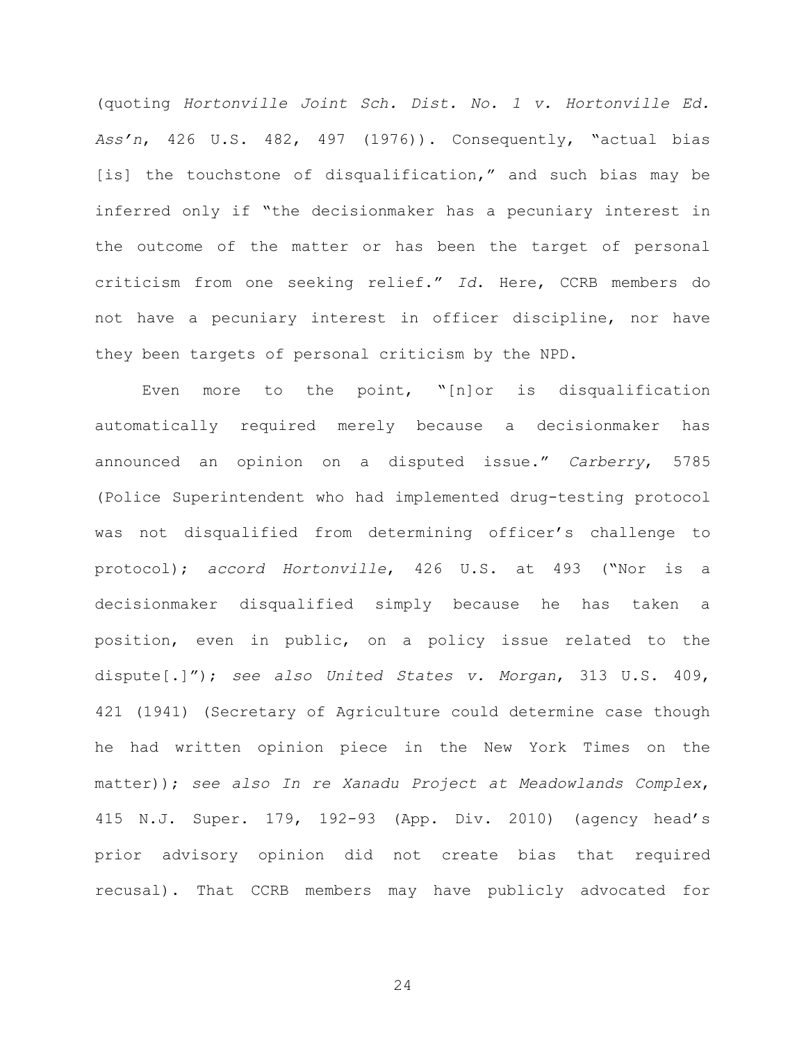(quoting *Hortonville Joint Sch. Dist. No. 1 v. Hortonville Ed. Ass'n*, 426 U.S. 482, 497 (1976)). Consequently, "actual bias [is] the touchstone of disqualification," and such bias may be inferred only if "the decisionmaker has a pecuniary interest in the outcome of the matter or has been the target of personal criticism from one seeking relief." *Id*. Here, CCRB members do not have a pecuniary interest in officer discipline, nor have they been targets of personal criticism by the NPD.

Even more to the point, "[n]or is disqualification automatically required merely because a decisionmaker has announced an opinion on a disputed issue." *Carberry*, 5785 (Police Superintendent who had implemented drug-testing protocol was not disqualified from determining officer's challenge to protocol); *accord Hortonville*, 426 U.S. at 493 ("Nor is a decisionmaker disqualified simply because he has taken a position, even in public, on a policy issue related to the dispute[.]"); *see also United States v. Morgan*, 313 U.S. 409, 421 (1941) (Secretary of Agriculture could determine case though he had written opinion piece in the New York Times on the matter)); *see also In re Xanadu Project at Meadowlands Complex*, 415 N.J. Super. 179, 192-93 (App. Div. 2010) (agency head's prior advisory opinion did not create bias that required recusal). That CCRB members may have publicly advocated for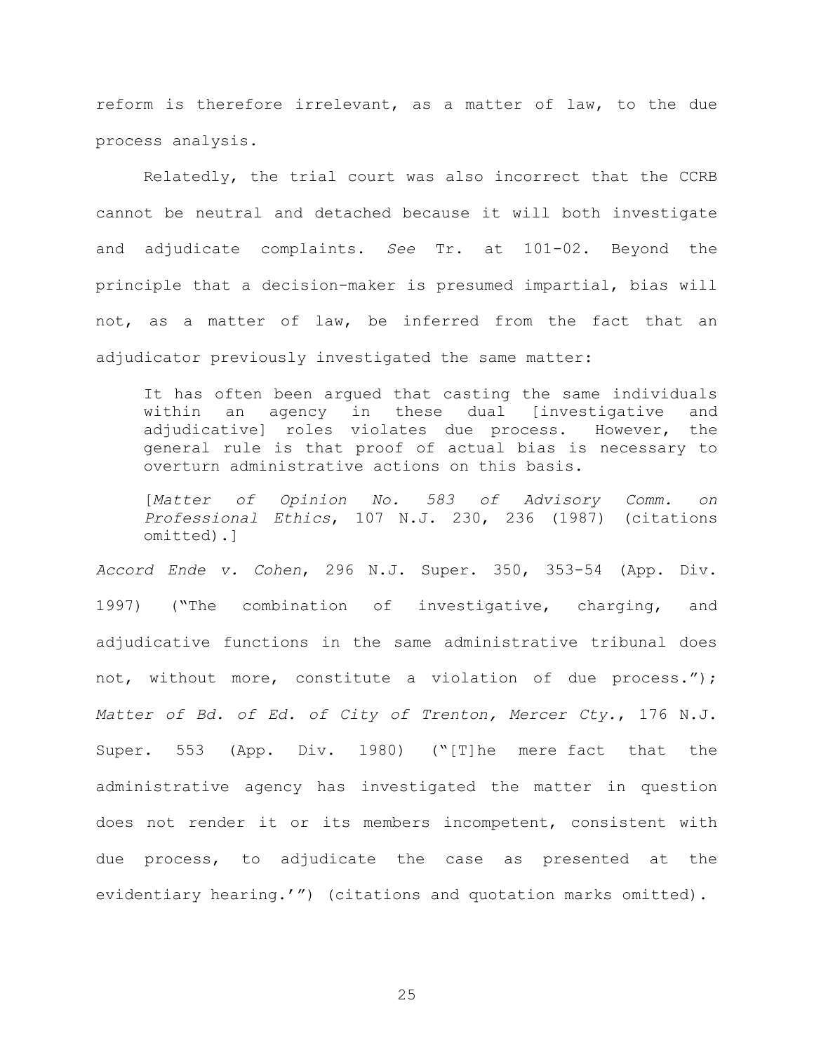reform is therefore irrelevant, as a matter of law, to the due process analysis.

Relatedly, the trial court was also incorrect that the CCRB cannot be neutral and detached because it will both investigate and adjudicate complaints. *See* Tr. at 101-02. Beyond the principle that a decision-maker is presumed impartial, bias will not, as a matter of law, be inferred from the fact that an adjudicator previously investigated the same matter:

> It has often been argued that casting the same individuals within an agency in these dual [investigative and adjudicative] roles violates due process. However, the general rule is that proof of actual bias is necessary to overturn administrative actions on this basis.
>
> [*Matter of Opinion No. 583 of Advisory Comm. on Professional Ethics*, 107 N.J. 230, 236 (1987) (citations omitted).]

*Accord Ende v. Cohen*, 296 N.J. Super. 350, 353-54 (App. Div. 1997) ("The combination of investigative, charging, and adjudicative functions in the same administrative tribunal does not, without more, constitute a violation of due process."); *Matter of Bd. of Ed. of City of Trenton, Mercer Cty.*, 176 N.J. Super. 553 (App. Div. 1980) ("[T]he mere fact that the administrative agency has investigated the matter in question does not render it or its members incompetent, consistent with due process, to adjudicate the case as presented at the evidentiary hearing.'") (citations and quotation marks omitted).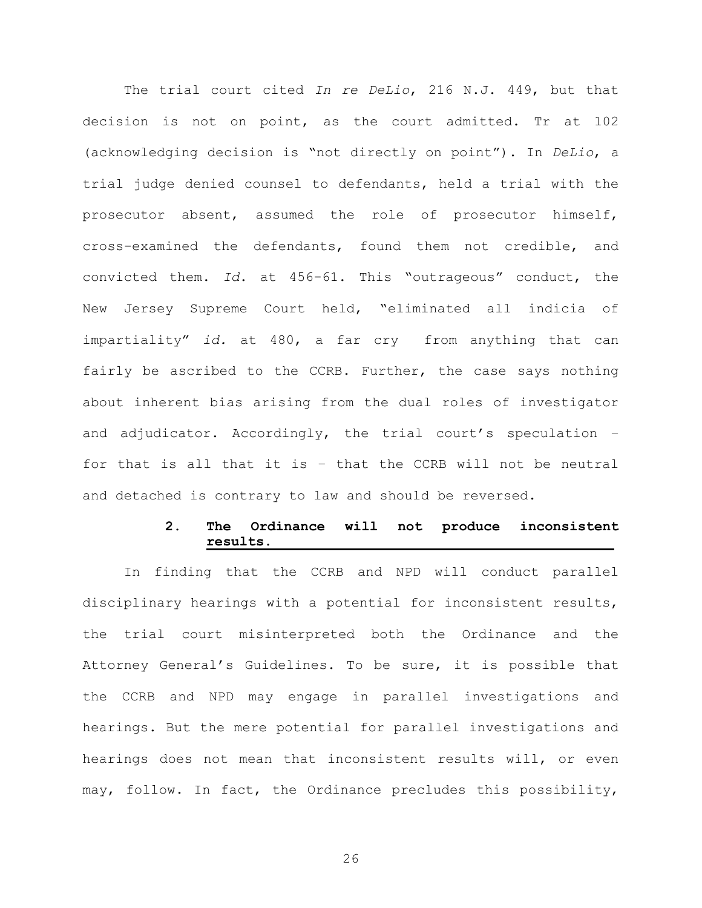The trial court cited *In re DeLio*, 216 N.J. 449, but that decision is not on point, as the court admitted. Tr at 102 (acknowledging decision is "not directly on point"). In *DeLio*, a trial judge denied counsel to defendants, held a trial with the prosecutor absent, assumed the role of prosecutor himself, cross-examined the defendants, found them not credible, and convicted them. *Id.* at 456-61. This "outrageous" conduct, the New Jersey Supreme Court held, "eliminated all indicia of impartiality" *id.* at 480, a far cry from anything that can fairly be ascribed to the CCRB. Further, the case says nothing about inherent bias arising from the dual roles of investigator and adjudicator. Accordingly, the trial court's speculation – for that is all that it is – that the CCRB will not be neutral and detached is contrary to law and should be reversed.

### 2. <u>The Ordinance will not produce inconsistent results.</u>

In finding that the CCRB and NPD will conduct parallel disciplinary hearings with a potential for inconsistent results, the trial court misinterpreted both the Ordinance and the Attorney General's Guidelines. To be sure, it is possible that the CCRB and NPD may engage in parallel investigations and hearings. But the mere potential for parallel investigations and hearings does not mean that inconsistent results will, or even may, follow. In fact, the Ordinance precludes this possibility,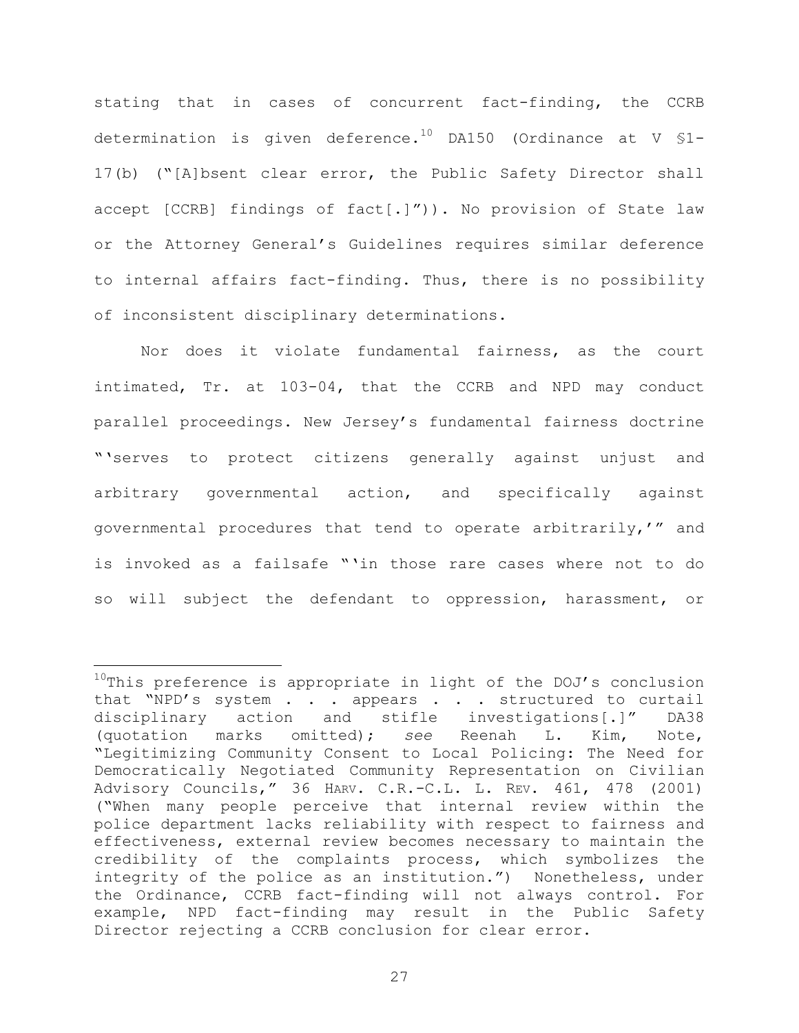stating that in cases of concurrent fact-finding, the CCRB determination is given deference.[10] DA150 (Ordinance at V §1-17(b) ("[A]bsent clear error, the Public Safety Director shall accept [CCRB] findings of fact[.]")). No provision of State law or the Attorney General's Guidelines requires similar deference to internal affairs fact-finding. Thus, there is no possibility of inconsistent disciplinary determinations.

Nor does it violate fundamental fairness, as the court intimated, Tr. at 103-04, that the CCRB and NPD may conduct parallel proceedings. New Jersey's fundamental fairness doctrine "'serves to protect citizens generally against unjust and arbitrary governmental action, and specifically against governmental procedures that tend to operate arbitrarily,'" and is invoked as a failsafe "'in those rare cases where not to do so will subject the defendant to oppression, harassment, or

---

[10]This preference is appropriate in light of the DOJ's conclusion that "NPD's system . . . appears . . . structured to curtail disciplinary action and stifle investigations[.]" DA38 (quotation marks omitted); *see* Reenah L. Kim, Note, "Legitimizing Community Consent to Local Policing: The Need for Democratically Negotiated Community Representation on Civilian Advisory Councils," 36 HARV. C.R.-C.L. L. REV. 461, 478 (2001) ("When many people perceive that internal review within the police department lacks reliability with respect to fairness and effectiveness, external review becomes necessary to maintain the credibility of the complaints process, which symbolizes the integrity of the police as an institution.") Nonetheless, under the Ordinance, CCRB fact-finding will not always control. For example, NPD fact-finding may result in the Public Safety Director rejecting a CCRB conclusion for clear error.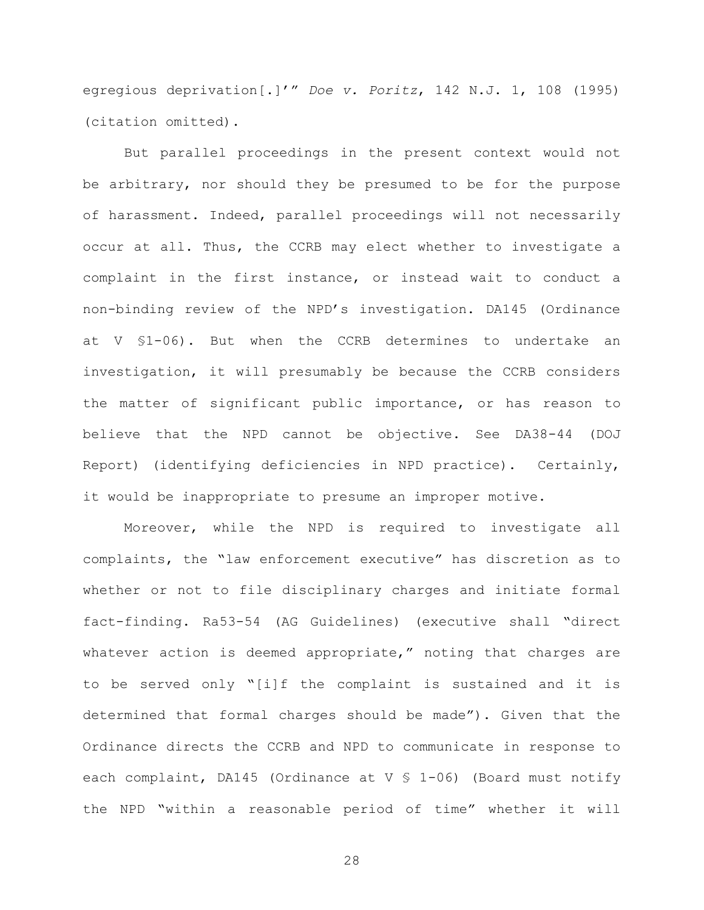egregious deprivation[.]'" *Doe v. Poritz*, 142 N.J. 1, 108 (1995) (citation omitted).

But parallel proceedings in the present context would not be arbitrary, nor should they be presumed to be for the purpose of harassment. Indeed, parallel proceedings will not necessarily occur at all. Thus, the CCRB may elect whether to investigate a complaint in the first instance, or instead wait to conduct a non-binding review of the NPD's investigation. DA145 (Ordinance at V §1-06). But when the CCRB determines to undertake an investigation, it will presumably be because the CCRB considers the matter of significant public importance, or has reason to believe that the NPD cannot be objective. See DA38-44 (DOJ Report) (identifying deficiencies in NPD practice). Certainly, it would be inappropriate to presume an improper motive.

Moreover, while the NPD is required to investigate all complaints, the "law enforcement executive" has discretion as to whether or not to file disciplinary charges and initiate formal fact-finding. Ra53-54 (AG Guidelines) (executive shall "direct whatever action is deemed appropriate," noting that charges are to be served only "[i]f the complaint is sustained and it is determined that formal charges should be made"). Given that the Ordinance directs the CCRB and NPD to communicate in response to each complaint, DA145 (Ordinance at V § 1-06) (Board must notify the NPD "within a reasonable period of time" whether it will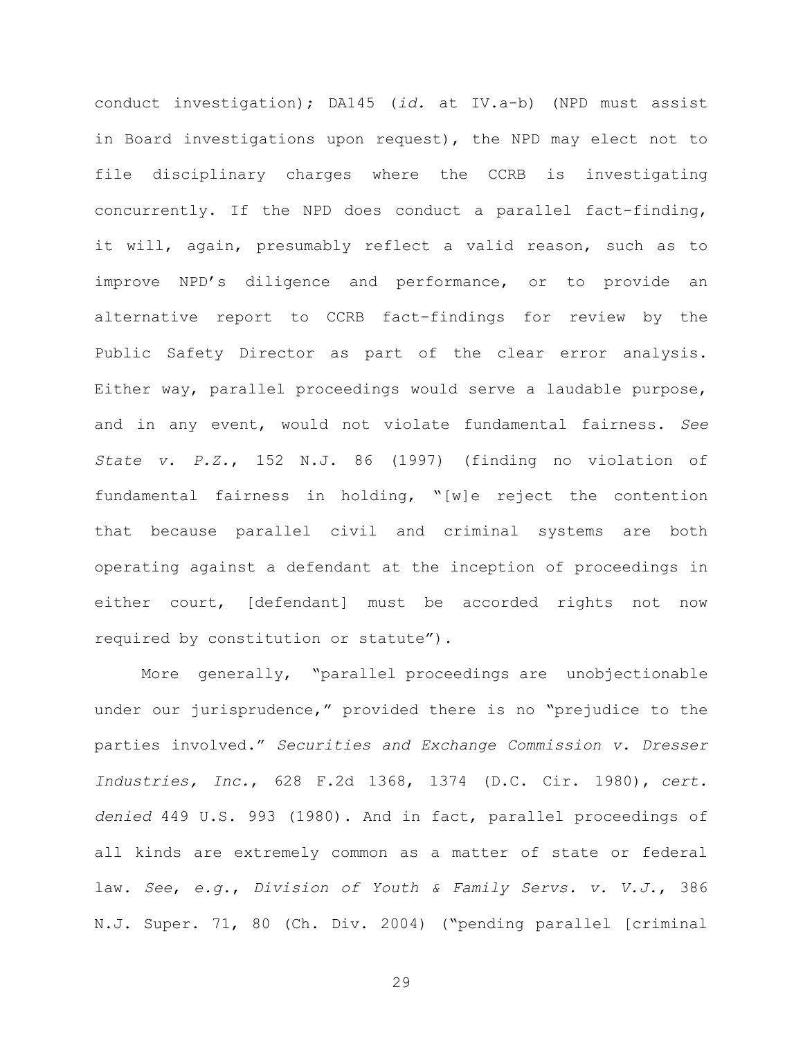conduct investigation); DA145 (*id.* at IV.a-b) (NPD must assist in Board investigations upon request), the NPD may elect not to file disciplinary charges where the CCRB is investigating concurrently. If the NPD does conduct a parallel fact-finding, it will, again, presumably reflect a valid reason, such as to improve NPD's diligence and performance, or to provide an alternative report to CCRB fact-findings for review by the Public Safety Director as part of the clear error analysis. Either way, parallel proceedings would serve a laudable purpose, and in any event, would not violate fundamental fairness. *See State v. P.Z.*, 152 N.J. 86 (1997) (finding no violation of fundamental fairness in holding, "[w]e reject the contention that because parallel civil and criminal systems are both operating against a defendant at the inception of proceedings in either court, [defendant] must be accorded rights not now required by constitution or statute").

More generally, "parallel proceedings are unobjectionable under our jurisprudence," provided there is no "prejudice to the parties involved." *Securities and Exchange Commission v. Dresser Industries, Inc.*, 628 F.2d 1368, 1374 (D.C. Cir. 1980), *cert. denied* 449 U.S. 993 (1980). And in fact, parallel proceedings of all kinds are extremely common as a matter of state or federal law. *See*, *e.g.*, *Division of Youth & Family Servs. v. V.J.*, 386 N.J. Super. 71, 80 (Ch. Div. 2004) ("pending parallel [criminal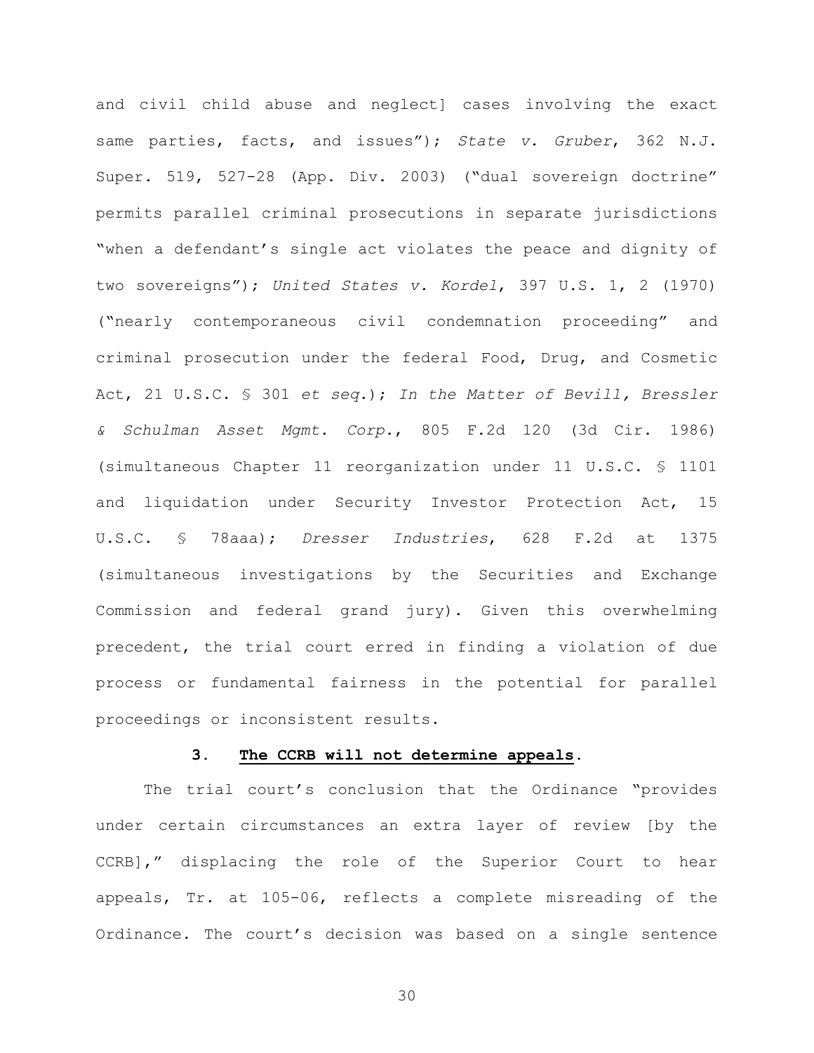and civil child abuse and neglect] cases involving the exact same parties, facts, and issues"); *State v. Gruber*, 362 N.J. Super. 519, 527-28 (App. Div. 2003) ("dual sovereign doctrine" permits parallel criminal prosecutions in separate jurisdictions "when a defendant's single act violates the peace and dignity of two sovereigns"); *United States v. Kordel*, 397 U.S. 1, 2 (1970) ("nearly contemporaneous civil condemnation proceeding" and criminal prosecution under the federal Food, Drug, and Cosmetic Act, 21 U.S.C. § 301 *et seq.*); *In the Matter of Bevill, Bressler & Schulman Asset Mgmt. Corp.*, 805 F.2d 120 (3d Cir. 1986) (simultaneous Chapter 11 reorganization under 11 U.S.C. § 1101 and liquidation under Security Investor Protection Act, 15 U.S.C. § 78aaa); *Dresser Industries*, 628 F.2d at 1375 (simultaneous investigations by the Securities and Exchange Commission and federal grand jury). Given this overwhelming precedent, the trial court erred in finding a violation of due process or fundamental fairness in the potential for parallel proceedings or inconsistent results.

### 3. <u>The CCRB will not determine appeals</u>.

The trial court's conclusion that the Ordinance "provides under certain circumstances an extra layer of review [by the CCRB]," displacing the role of the Superior Court to hear appeals, Tr. at 105-06, reflects a complete misreading of the Ordinance. The court's decision was based on a single sentence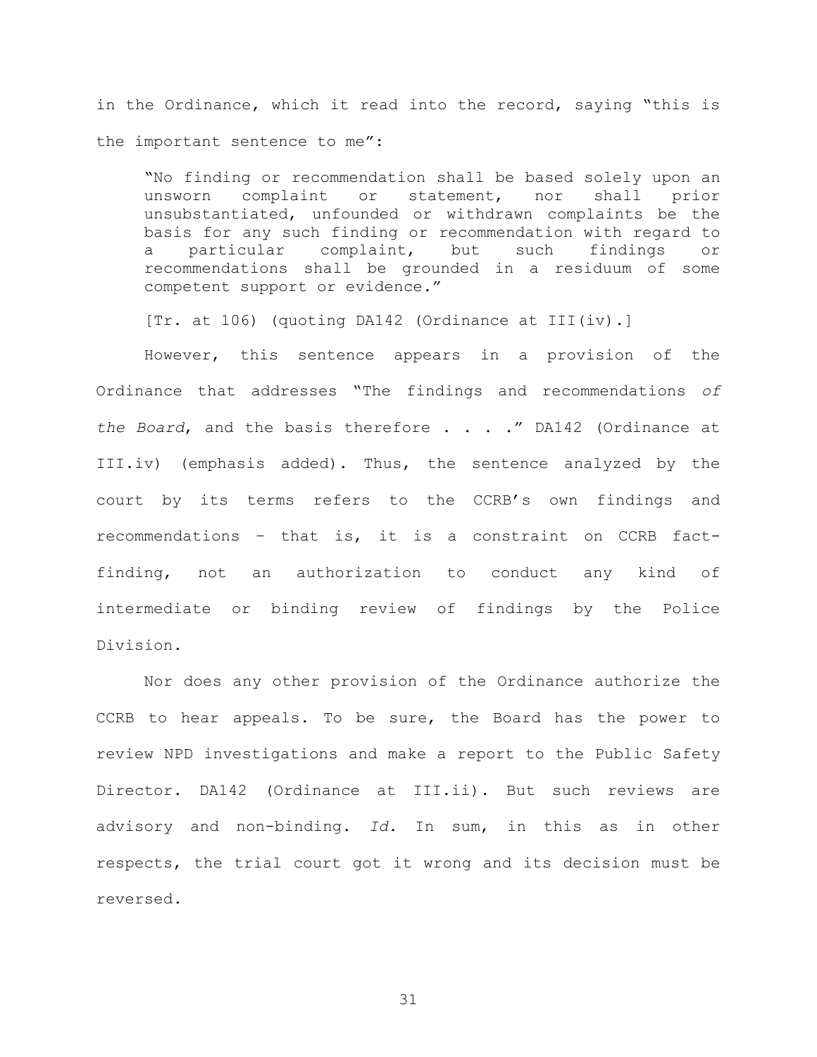in the Ordinance, which it read into the record, saying "this is the important sentence to me":

> "No finding or recommendation shall be based solely upon an unsworn complaint or statement, nor shall prior unsubstantiated, unfounded or withdrawn complaints be the basis for any such finding or recommendation with regard to a particular complaint, but such findings or recommendations shall be grounded in a residuum of some competent support or evidence."
>
> [Tr. at 106) (quoting DA142 (Ordinance at III(iv).]

However, this sentence appears in a provision of the Ordinance that addresses "The findings and recommendations *of the Board*, and the basis therefore . . . ." DA142 (Ordinance at III.iv) (emphasis added). Thus, the sentence analyzed by the court by its terms refers to the CCRB's own findings and recommendations – that is, it is a constraint on CCRB fact-finding, not an authorization to conduct any kind of intermediate or binding review of findings by the Police Division.

Nor does any other provision of the Ordinance authorize the CCRB to hear appeals. To be sure, the Board has the power to review NPD investigations and make a report to the Public Safety Director. DA142 (Ordinance at III.ii). But such reviews are advisory and non-binding. *Id.* In sum, in this as in other respects, the trial court got it wrong and its decision must be reversed.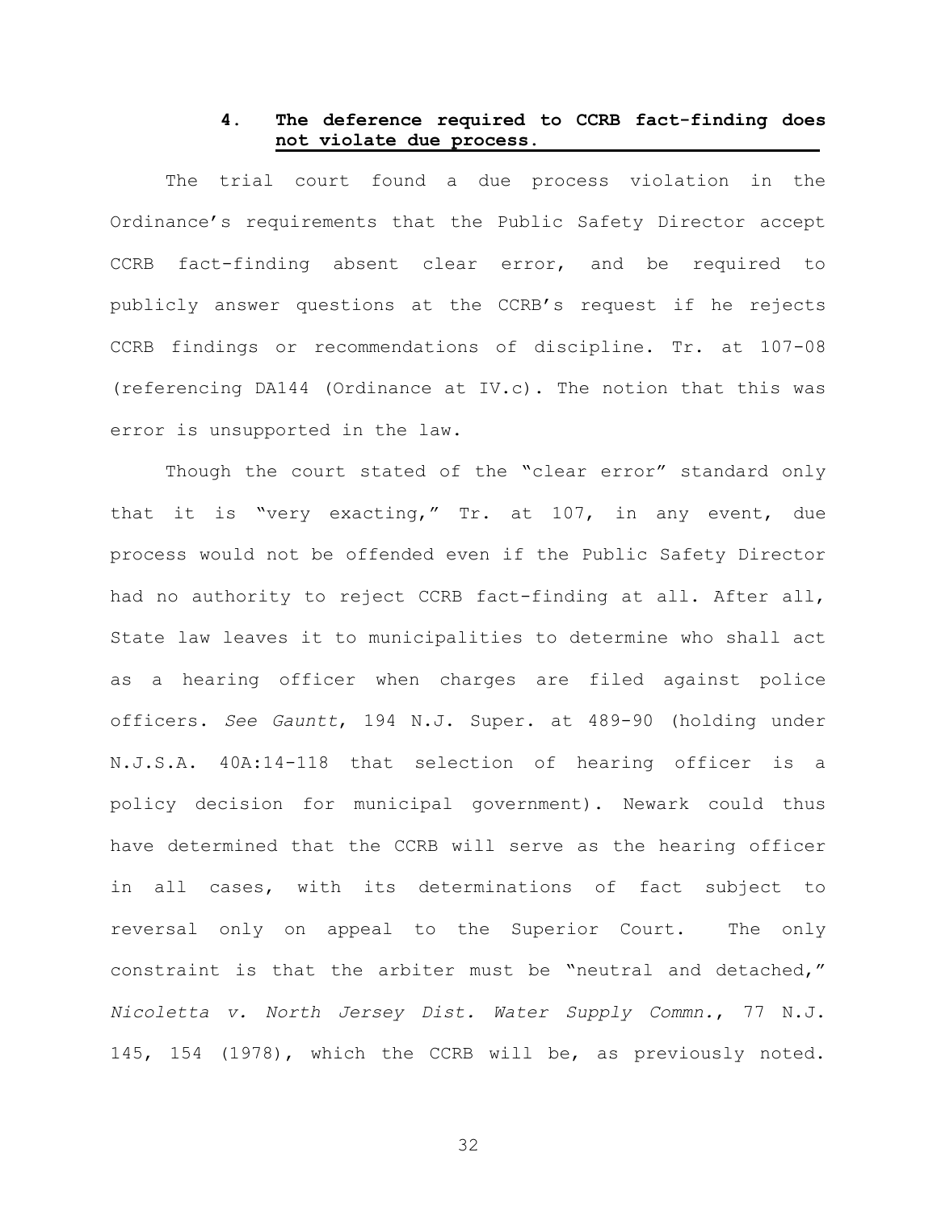#### 4. **The deference required to CCRB fact-finding does not violate due process.**

The trial court found a due process violation in the Ordinance's requirements that the Public Safety Director accept CCRB fact-finding absent clear error, and be required to publicly answer questions at the CCRB's request if he rejects CCRB findings or recommendations of discipline. Tr. at 107-08 (referencing DA144 (Ordinance at IV.c). The notion that this was error is unsupported in the law.

Though the court stated of the "clear error" standard only that it is "very exacting," Tr. at 107, in any event, due process would not be offended even if the Public Safety Director had no authority to reject CCRB fact-finding at all. After all, State law leaves it to municipalities to determine who shall act as a hearing officer when charges are filed against police officers. *See Gauntt*, 194 N.J. Super. at 489-90 (holding under N.J.S.A. 40A:14-118 that selection of hearing officer is a policy decision for municipal government). Newark could thus have determined that the CCRB will serve as the hearing officer in all cases, with its determinations of fact subject to reversal only on appeal to the Superior Court. The only constraint is that the arbiter must be "neutral and detached," *Nicoletta v. North Jersey Dist. Water Supply Commn.*, 77 N.J. 145, 154 (1978), which the CCRB will be, as previously noted.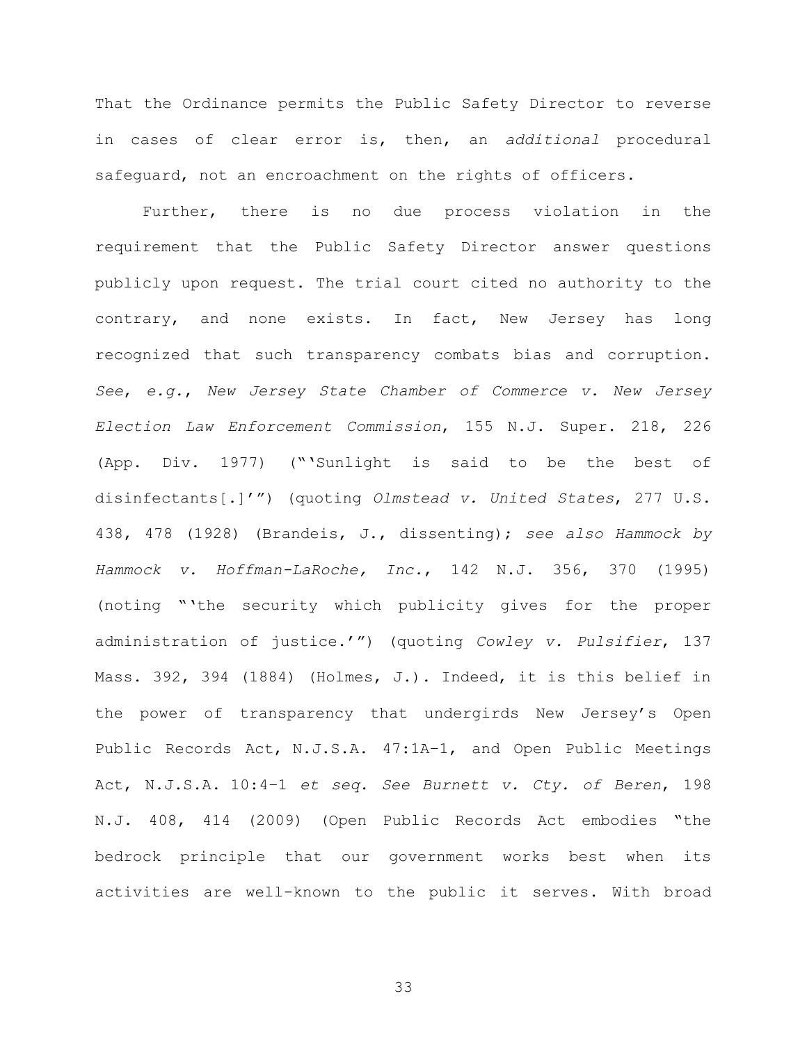That the Ordinance permits the Public Safety Director to reverse in cases of clear error is, then, an *additional* procedural safeguard, not an encroachment on the rights of officers.

Further, there is no due process violation in the requirement that the Public Safety Director answer questions publicly upon request. The trial court cited no authority to the contrary, and none exists. In fact, New Jersey has long recognized that such transparency combats bias and corruption. *See*, *e.g.*, *New Jersey State Chamber of Commerce v. New Jersey Election Law Enforcement Commission*, 155 N.J. Super. 218, 226 (App. Div. 1977) ("'Sunlight is said to be the best of disinfectants[.]'") (quoting *Olmstead v. United States*, 277 U.S. 438, 478 (1928) (Brandeis, J., dissenting); *see also Hammock by Hammock v. Hoffman-LaRoche, Inc.*, 142 N.J. 356, 370 (1995) (noting "'the security which publicity gives for the proper administration of justice.'") (quoting *Cowley v. Pulsifier*, 137 Mass. 392, 394 (1884) (Holmes, J.). Indeed, it is this belief in the power of transparency that undergirds New Jersey's Open Public Records Act, N.J.S.A. 47:1A–1, and Open Public Meetings Act, N.J.S.A. 10:4-1 *et seq*. *See Burnett v. Cty. of Beren*, 198 N.J. 408, 414 (2009) (Open Public Records Act embodies "the bedrock principle that our government works best when its activities are well-known to the public it serves. With broad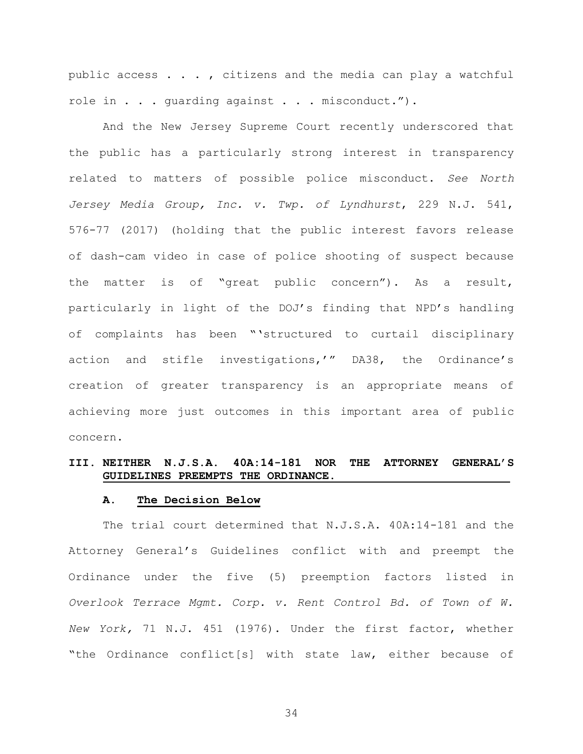public access . . . , citizens and the media can play a watchful role in . . . guarding against . . . misconduct.").

And the New Jersey Supreme Court recently underscored that the public has a particularly strong interest in transparency related to matters of possible police misconduct. *See North Jersey Media Group, Inc. v. Twp. of Lyndhurst*, 229 N.J. 541, 576-77 (2017) (holding that the public interest favors release of dash-cam video in case of police shooting of suspect because the matter is of "great public concern"). As a result, particularly in light of the DOJ's finding that NPD's handling of complaints has been "'structured to curtail disciplinary action and stifle investigations,'" DA38, the Ordinance's creation of greater transparency is an appropriate means of achieving more just outcomes in this important area of public concern.

## III. NEITHER N.J.S.A. 40A:14-181 NOR THE ATTORNEY GENERAL'S GUIDELINES PREEMPTS THE ORDINANCE.

### A. The Decision Below

The trial court determined that N.J.S.A. 40A:14-181 and the Attorney General's Guidelines conflict with and preempt the Ordinance under the five (5) preemption factors listed in *Overlook Terrace Mgmt. Corp. v. Rent Control Bd. of Town of W. New York,* 71 N.J. 451 (1976). Under the first factor, whether "the Ordinance conflict[s] with state law, either because of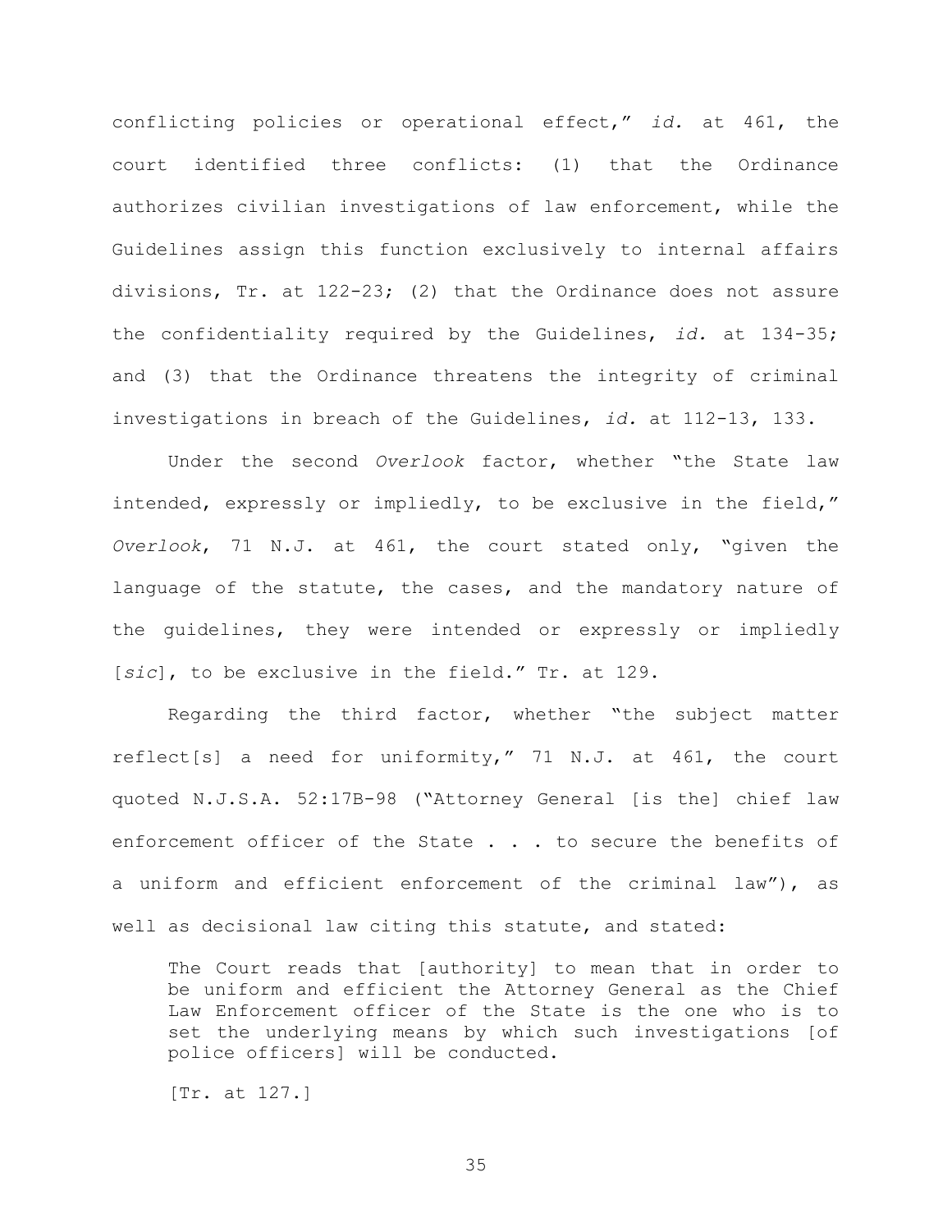conflicting policies or operational effect," *id.* at 461, the court identified three conflicts: (1) that the Ordinance authorizes civilian investigations of law enforcement, while the Guidelines assign this function exclusively to internal affairs divisions, Tr. at 122-23; (2) that the Ordinance does not assure the confidentiality required by the Guidelines, *id.* at 134-35; and (3) that the Ordinance threatens the integrity of criminal investigations in breach of the Guidelines, *id.* at 112-13, 133.

Under the second *Overlook* factor, whether "the State law intended, expressly or impliedly, to be exclusive in the field," *Overlook*, 71 N.J. at 461, the court stated only, "given the language of the statute, the cases, and the mandatory nature of the guidelines, they were intended or expressly or impliedly [*sic*], to be exclusive in the field." Tr. at 129.

Regarding the third factor, whether "the subject matter reflect[s] a need for uniformity," 71 N.J. at 461, the court quoted N.J.S.A. 52:17B-98 ("Attorney General [is the] chief law enforcement officer of the State . . . to secure the benefits of a uniform and efficient enforcement of the criminal law"), as well as decisional law citing this statute, and stated:

> The Court reads that [authority] to mean that in order to be uniform and efficient the Attorney General as the Chief Law Enforcement officer of the State is the one who is to set the underlying means by which such investigations [of police officers] will be conducted.
>
> [Tr. at 127.]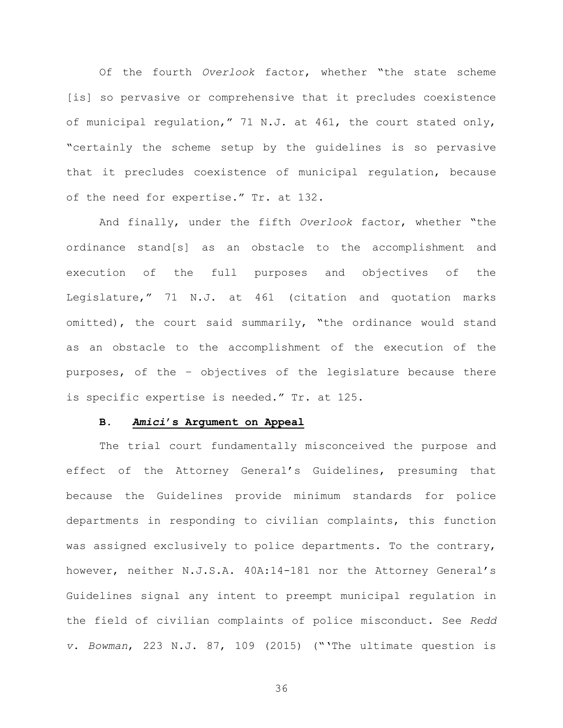Of the fourth *Overlook* factor, whether "the state scheme [is] so pervasive or comprehensive that it precludes coexistence of municipal regulation," 71 N.J. at 461, the court stated only, "certainly the scheme setup by the guidelines is so pervasive that it precludes coexistence of municipal regulation, because of the need for expertise." Tr. at 132.

And finally, under the fifth *Overlook* factor, whether "the ordinance stand[s] as an obstacle to the accomplishment and execution of the full purposes and objectives of the Legislature," 71 N.J. at 461 (citation and quotation marks omitted), the court said summarily, "the ordinance would stand as an obstacle to the accomplishment of the execution of the purposes, of the – objectives of the legislature because there is specific expertise is needed." Tr. at 125.

### B. ***Amici*'s Argument on Appeal**

The trial court fundamentally misconceived the purpose and effect of the Attorney General's Guidelines, presuming that because the Guidelines provide minimum standards for police departments in responding to civilian complaints, this function was assigned exclusively to police departments. To the contrary, however, neither N.J.S.A. 40A:14-181 nor the Attorney General's Guidelines signal any intent to preempt municipal regulation in the field of civilian complaints of police misconduct. See *Redd v. Bowman*, 223 N.J. 87, 109 (2015) ("'The ultimate question is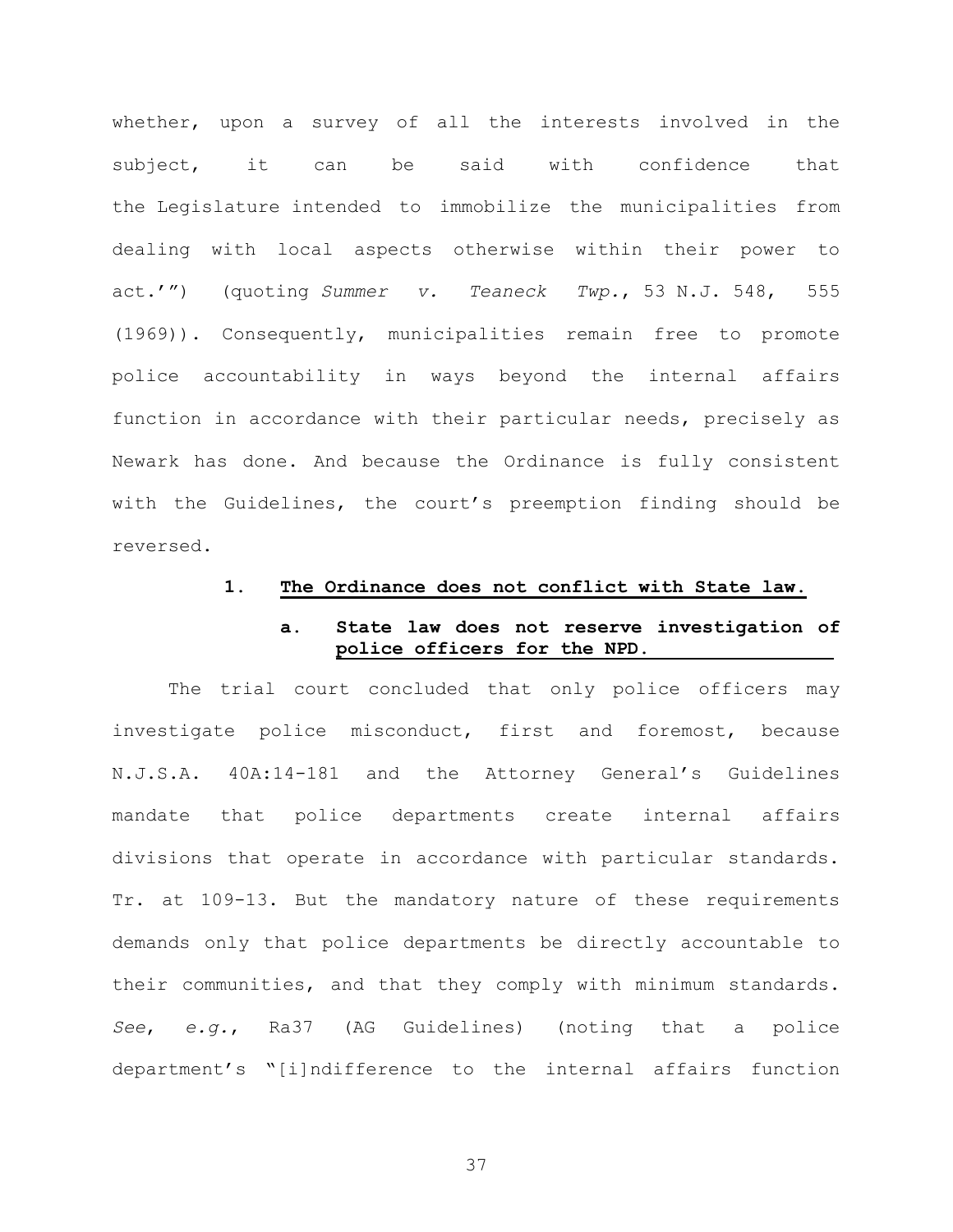whether, upon a survey of all the interests involved in the subject, it can be said with confidence that the Legislature intended to immobilize the municipalities from dealing with local aspects otherwise within their power to act.'") (quoting *Summer v. Teaneck Twp.*, 53 N.J. 548, 555 (1969)). Consequently, municipalities remain free to promote police accountability in ways beyond the internal affairs function in accordance with their particular needs, precisely as Newark has done. And because the Ordinance is fully consistent with the Guidelines, the court's preemption finding should be reversed.

### 1. The Ordinance does not conflict with State law.

#### a. State law does not reserve investigation of police officers for the NPD.

The trial court concluded that only police officers may investigate police misconduct, first and foremost, because N.J.S.A. 40A:14-181 and the Attorney General's Guidelines mandate that police departments create internal affairs divisions that operate in accordance with particular standards. Tr. at 109-13. But the mandatory nature of these requirements demands only that police departments be directly accountable to their communities, and that they comply with minimum standards. *See*, *e.g.*, Ra37 (AG Guidelines) (noting that a police department's "[i]ndifference to the internal affairs function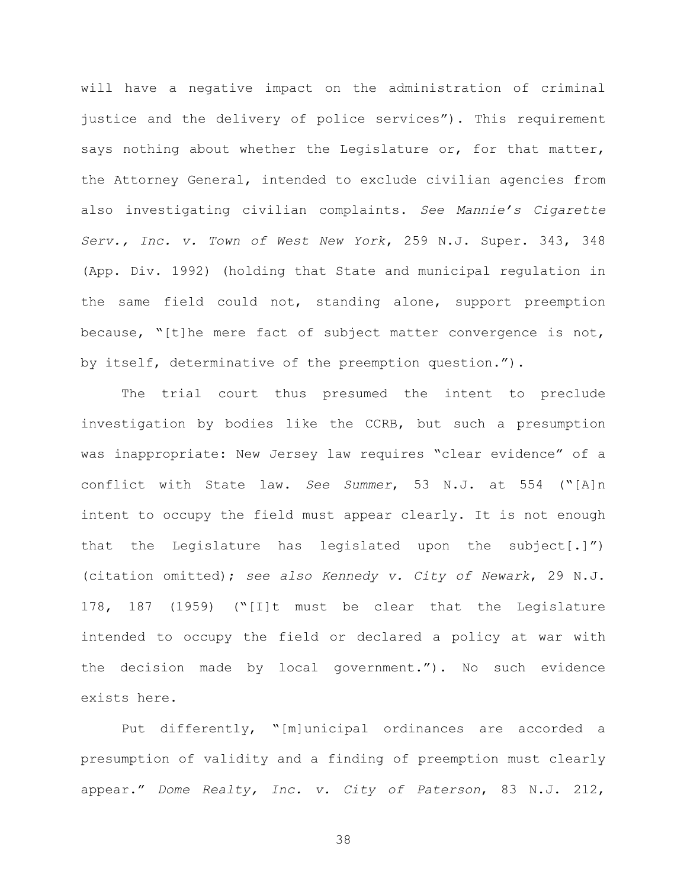will have a negative impact on the administration of criminal justice and the delivery of police services"). This requirement says nothing about whether the Legislature or, for that matter, the Attorney General, intended to exclude civilian agencies from also investigating civilian complaints. *See Mannie's Cigarette Serv., Inc. v. Town of West New York*, 259 N.J. Super. 343, 348 (App. Div. 1992) (holding that State and municipal regulation in the same field could not, standing alone, support preemption because, "[t]he mere fact of subject matter convergence is not, by itself, determinative of the preemption question.").

The trial court thus presumed the intent to preclude investigation by bodies like the CCRB, but such a presumption was inappropriate: New Jersey law requires "clear evidence" of a conflict with State law. *See Summer*, 53 N.J. at 554 ("[A]n intent to occupy the field must appear clearly. It is not enough that the Legislature has legislated upon the subject[.]") (citation omitted); *see also Kennedy v. City of Newark*, 29 N.J. 178, 187 (1959) ("[I]t must be clear that the Legislature intended to occupy the field or declared a policy at war with the decision made by local government."). No such evidence exists here.

Put differently, "[m]unicipal ordinances are accorded a presumption of validity and a finding of preemption must clearly appear." *Dome Realty, Inc. v. City of Paterson*, 83 N.J. 212,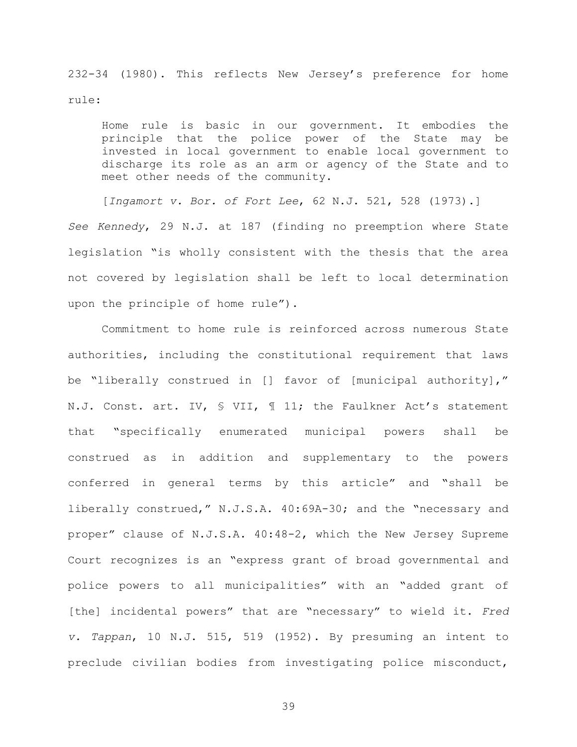232-34 (1980). This reflects New Jersey's preference for home rule:

> Home rule is basic in our government. It embodies the principle that the police power of the State may be invested in local government to enable local government to discharge its role as an arm or agency of the State and to meet other needs of the community.
>
> [*Ingamort v. Bor. of Fort Lee*, 62 N.J. 521, 528 (1973).]

*See Kennedy*, 29 N.J. at 187 (finding no preemption where State legislation "is wholly consistent with the thesis that the area not covered by legislation shall be left to local determination upon the principle of home rule").

Commitment to home rule is reinforced across numerous State authorities, including the constitutional requirement that laws be "liberally construed in [] favor of [municipal authority]," N.J. Const. art. IV, § VII, ¶ 11; the Faulkner Act's statement that "specifically enumerated municipal powers shall be construed as in addition and supplementary to the powers conferred in general terms by this article" and "shall be liberally construed," N.J.S.A. 40:69A-30; and the "necessary and proper" clause of N.J.S.A. 40:48-2, which the New Jersey Supreme Court recognizes is an "express grant of broad governmental and police powers to all municipalities" with an "added grant of [the] incidental powers" that are "necessary" to wield it. *Fred v. Tappan*, 10 N.J. 515, 519 (1952). By presuming an intent to preclude civilian bodies from investigating police misconduct,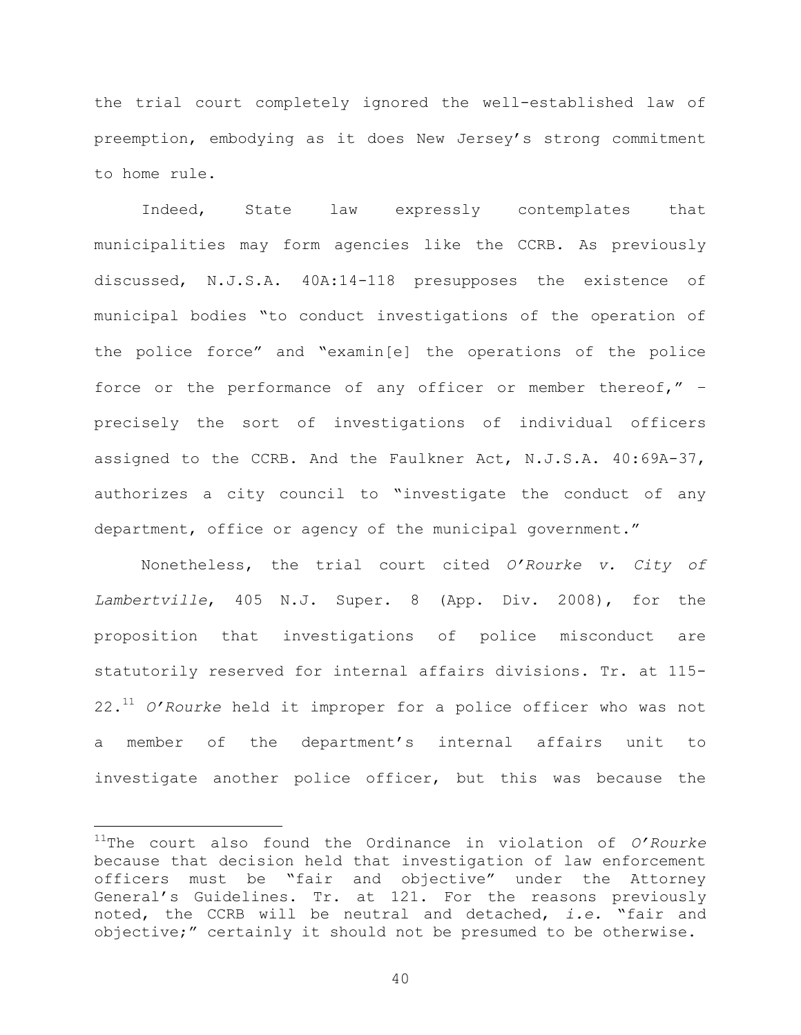the trial court completely ignored the well-established law of preemption, embodying as it does New Jersey's strong commitment to home rule.

Indeed, State law expressly contemplates that municipalities may form agencies like the CCRB. As previously discussed, N.J.S.A. 40A:14-118 presupposes the existence of municipal bodies "to conduct investigations of the operation of the police force" and "examin[e] the operations of the police force or the performance of any officer or member thereof," – precisely the sort of investigations of individual officers assigned to the CCRB. And the Faulkner Act, N.J.S.A. 40:69A-37, authorizes a city council to "investigate the conduct of any department, office or agency of the municipal government."

Nonetheless, the trial court cited *O'Rourke v. City of Lambertville*, 405 N.J. Super. 8 (App. Div. 2008), for the proposition that investigations of police misconduct are statutorily reserved for internal affairs divisions. Tr. at 115-22.[11] *O'Rourke* held it improper for a police officer who was not a member of the department's internal affairs unit to investigate another police officer, but this was because the

[11] The court also found the Ordinance in violation of *O'Rourke* because that decision held that investigation of law enforcement officers must be "fair and objective" under the Attorney General's Guidelines. Tr. at 121. For the reasons previously noted, the CCRB will be neutral and detached, *i.e.* "fair and objective;" certainly it should not be presumed to be otherwise.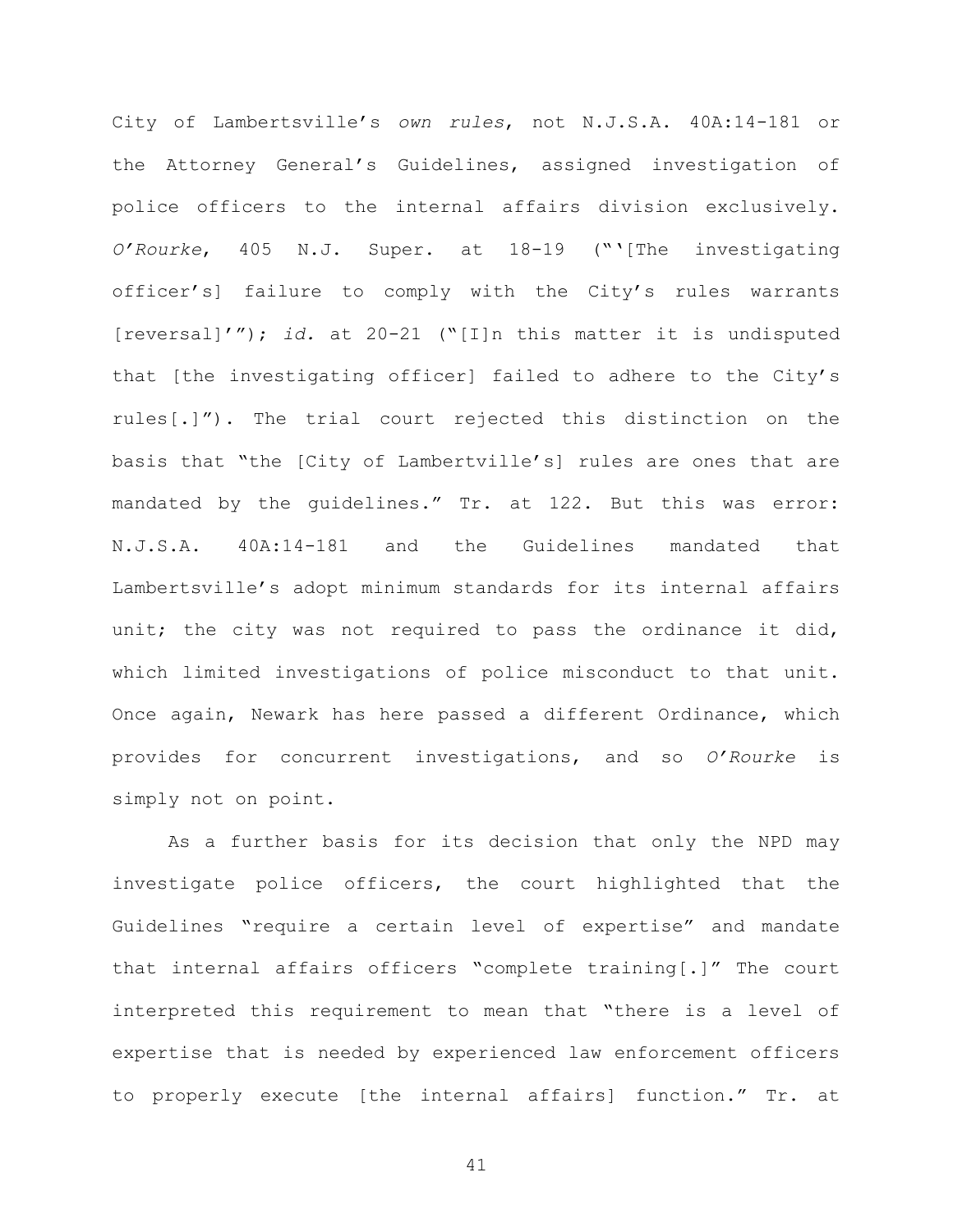City of Lambertsville's *own rules*, not N.J.S.A. 40A:14-181 or the Attorney General's Guidelines, assigned investigation of police officers to the internal affairs division exclusively. *O'Rourke*, 405 N.J. Super. at 18-19 ("'[The investigating officer's] failure to comply with the City's rules warrants [reversal]'"); *id.* at 20-21 ("[I]n this matter it is undisputed that [the investigating officer] failed to adhere to the City's rules[.]"). The trial court rejected this distinction on the basis that "the [City of Lambertville's] rules are ones that are mandated by the guidelines." Tr. at 122. But this was error: N.J.S.A. 40A:14-181 and the Guidelines mandated that Lambertsville's adopt minimum standards for its internal affairs unit; the city was not required to pass the ordinance it did, which limited investigations of police misconduct to that unit. Once again, Newark has here passed a different Ordinance, which provides for concurrent investigations, and so *O'Rourke* is simply not on point.

As a further basis for its decision that only the NPD may investigate police officers, the court highlighted that the Guidelines "require a certain level of expertise" and mandate that internal affairs officers "complete training[.]" The court interpreted this requirement to mean that "there is a level of expertise that is needed by experienced law enforcement officers to properly execute [the internal affairs] function." Tr. at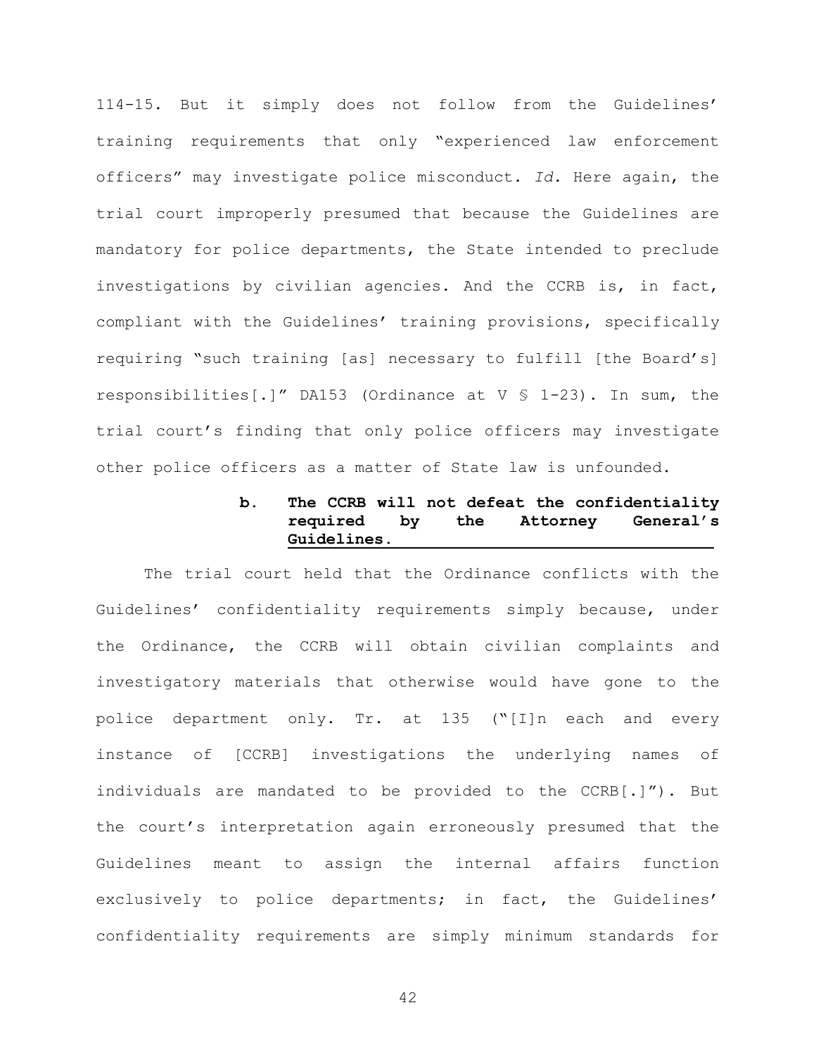114-15. But it simply does not follow from the Guidelines' training requirements that only "experienced law enforcement officers" may investigate police misconduct. *Id.* Here again, the trial court improperly presumed that because the Guidelines are mandatory for police departments, the State intended to preclude investigations by civilian agencies. And the CCRB is, in fact, compliant with the Guidelines' training provisions, specifically requiring "such training [as] necessary to fulfill [the Board's] responsibilities[.]" DA153 (Ordinance at V § 1-23). In sum, the trial court's finding that only police officers may investigate other police officers as a matter of State law is unfounded.

#### b. The CCRB will not defeat the confidentiality required by the Attorney General's Guidelines.

The trial court held that the Ordinance conflicts with the Guidelines' confidentiality requirements simply because, under the Ordinance, the CCRB will obtain civilian complaints and investigatory materials that otherwise would have gone to the police department only. Tr. at 135 ("[I]n each and every instance of [CCRB] investigations the underlying names of individuals are mandated to be provided to the CCRB[.]"). But the court's interpretation again erroneously presumed that the Guidelines meant to assign the internal affairs function exclusively to police departments; in fact, the Guidelines' confidentiality requirements are simply minimum standards for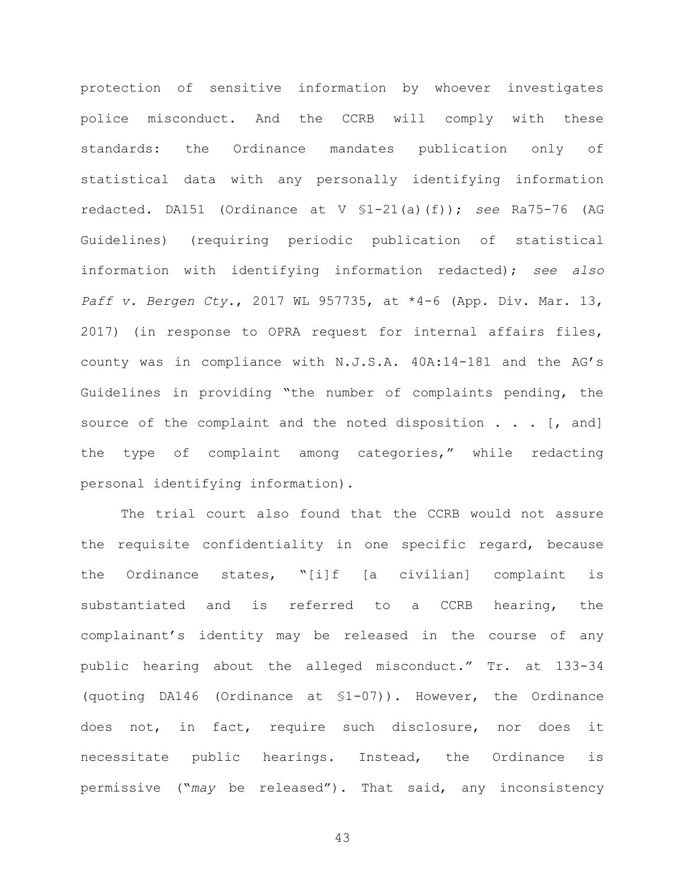protection of sensitive information by whoever investigates police misconduct. And the CCRB will comply with these standards: the Ordinance mandates publication only of statistical data with any personally identifying information redacted. DA151 (Ordinance at V §1-21(a)(f)); *see* Ra75-76 (AG Guidelines) (requiring periodic publication of statistical information with identifying information redacted); *see also* *Paff v. Bergen Cty.*, 2017 WL 957735, at *4-6 (App. Div. Mar. 13, 2017) (in response to OPRA request for internal affairs files, county was in compliance with N.J.S.A. 40A:14-181 and the AG's Guidelines in providing "the number of complaints pending, the source of the complaint and the noted disposition . . . [, and] the type of complaint among categories," while redacting personal identifying information).

The trial court also found that the CCRB would not assure the requisite confidentiality in one specific regard, because the Ordinance states, "[i]f [a civilian] complaint is substantiated and is referred to a CCRB hearing, the complainant's identity may be released in the course of any public hearing about the alleged misconduct." Tr. at 133-34 (quoting DA146 (Ordinance at §1-07)). However, the Ordinance does not, in fact, require such disclosure, nor does it necessitate public hearings. Instead, the Ordinance is permissive ("*may* be released"). That said, any inconsistency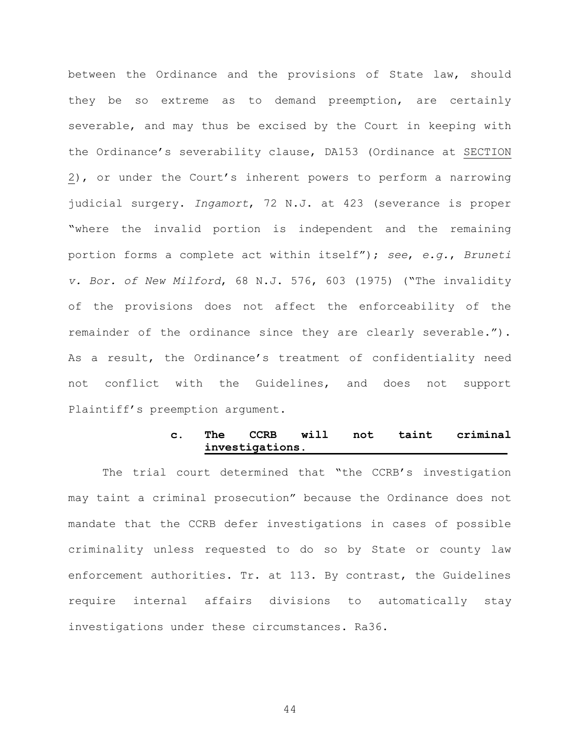between the Ordinance and the provisions of State law, should they be so extreme as to demand preemption, are certainly severable, and may thus be excised by the Court in keeping with the Ordinance's severability clause, DA153 (Ordinance at SECTION 2), or under the Court's inherent powers to perform a narrowing judicial surgery. *Ingamort*, 72 N.J. at 423 (severance is proper "where the invalid portion is independent and the remaining portion forms a complete act within itself"); *see*, *e.g.*, *Bruneti v. Bor. of New Milford*, 68 N.J. 576, 603 (1975) ("The invalidity of the provisions does not affect the enforceability of the remainder of the ordinance since they are clearly severable."). As a result, the Ordinance's treatment of confidentiality need not conflict with the Guidelines, and does not support Plaintiff's preemption argument.

#### c. The CCRB will not taint criminal investigations.

The trial court determined that "the CCRB's investigation may taint a criminal prosecution" because the Ordinance does not mandate that the CCRB defer investigations in cases of possible criminality unless requested to do so by State or county law enforcement authorities. Tr. at 113. By contrast, the Guidelines require internal affairs divisions to automatically stay investigations under these circumstances. Ra36.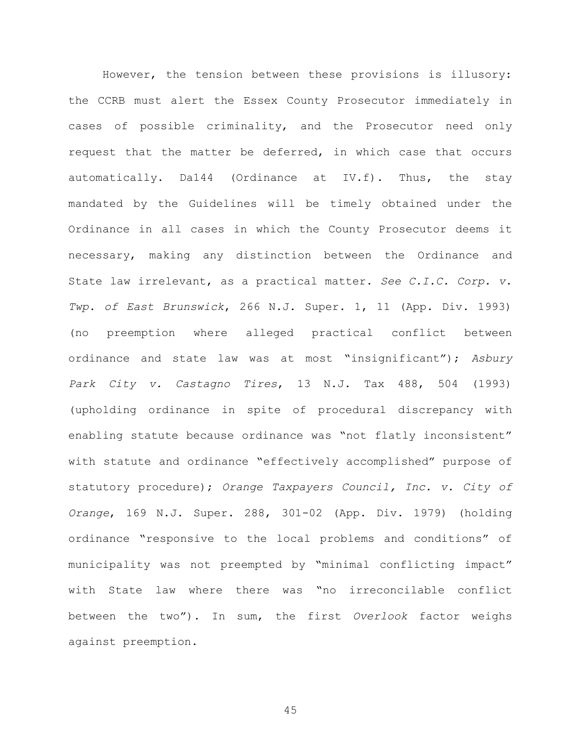However, the tension between these provisions is illusory: the CCRB must alert the Essex County Prosecutor immediately in cases of possible criminality, and the Prosecutor need only request that the matter be deferred, in which case that occurs automatically. Da144 (Ordinance at IV.f). Thus, the stay mandated by the Guidelines will be timely obtained under the Ordinance in all cases in which the County Prosecutor deems it necessary, making any distinction between the Ordinance and State law irrelevant, as a practical matter. *See C.I.C. Corp. v. Twp. of East Brunswick*, 266 N.J. Super. 1, 11 (App. Div. 1993) (no preemption where alleged practical conflict between ordinance and state law was at most "insignificant"); *Asbury Park City v. Castagno Tires*, 13 N.J. Tax 488, 504 (1993) (upholding ordinance in spite of procedural discrepancy with enabling statute because ordinance was "not flatly inconsistent" with statute and ordinance "effectively accomplished" purpose of statutory procedure); *Orange Taxpayers Council, Inc. v. City of Orange*, 169 N.J. Super. 288, 301-02 (App. Div. 1979) (holding ordinance "responsive to the local problems and conditions" of municipality was not preempted by "minimal conflicting impact" with State law where there was "no irreconcilable conflict between the two"). In sum, the first *Overlook* factor weighs against preemption.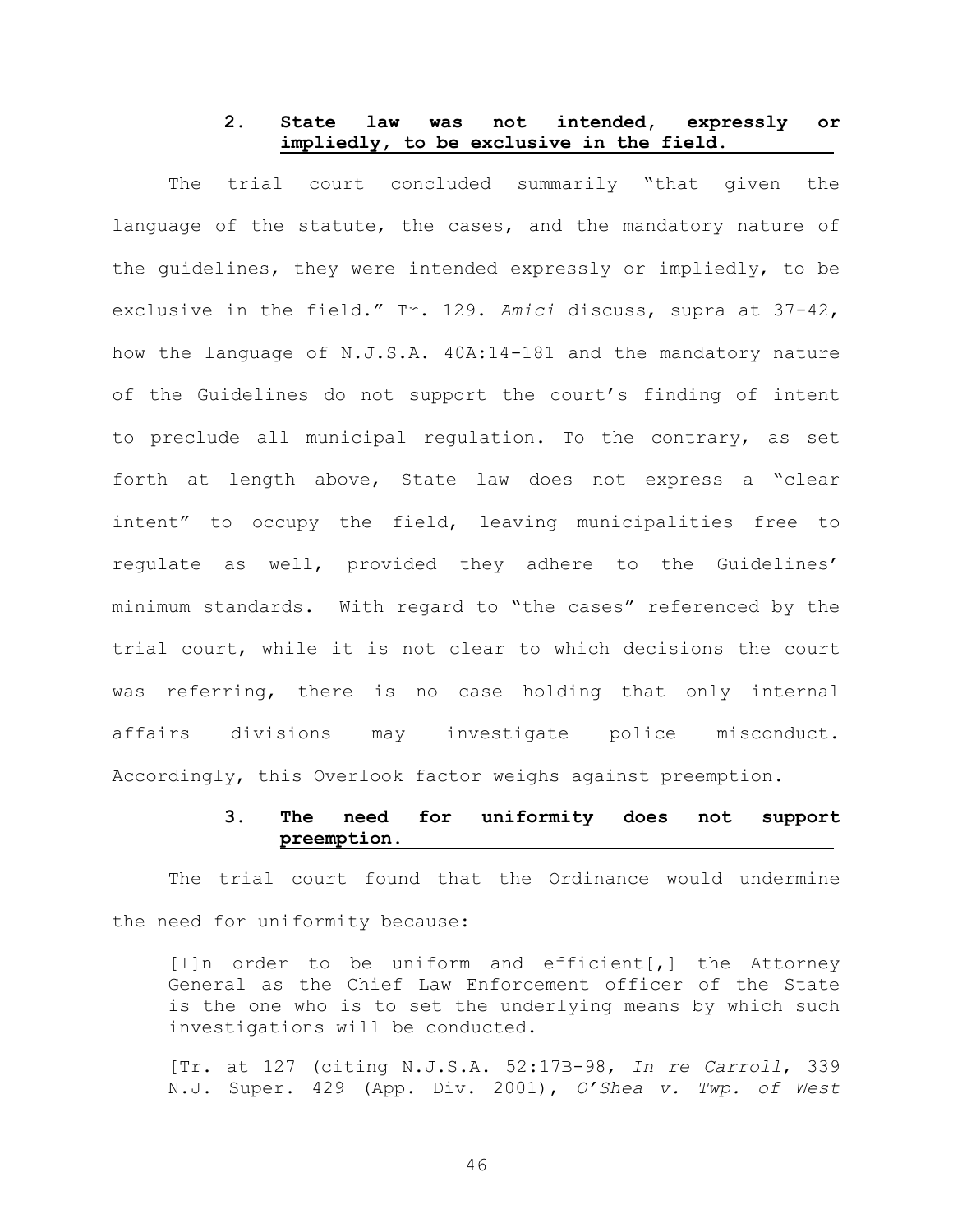### 2. State law was not intended, expressly or impliedly, to be exclusive in the field.

The trial court concluded summarily "that given the language of the statute, the cases, and the mandatory nature of the guidelines, they were intended expressly or impliedly, to be exclusive in the field." Tr. 129. *Amici* discuss, supra at 37-42, how the language of N.J.S.A. 40A:14-181 and the mandatory nature of the Guidelines do not support the court's finding of intent to preclude all municipal regulation. To the contrary, as set forth at length above, State law does not express a "clear intent" to occupy the field, leaving municipalities free to regulate as well, provided they adhere to the Guidelines' minimum standards. With regard to "the cases" referenced by the trial court, while it is not clear to which decisions the court was referring, there is no case holding that only internal affairs divisions may investigate police misconduct. Accordingly, this Overlook factor weighs against preemption.

### 3. The need for uniformity does not support preemption.

The trial court found that the Ordinance would undermine the need for uniformity because:

> [I]n order to be uniform and efficient[,] the Attorney General as the Chief Law Enforcement officer of the State is the one who is to set the underlying means by which such investigations will be conducted.
>
> [Tr. at 127 (citing N.J.S.A. 52:17B-98, *In re Carroll*, 339 N.J. Super. 429 (App. Div. 2001), *O'Shea v. Twp. of West*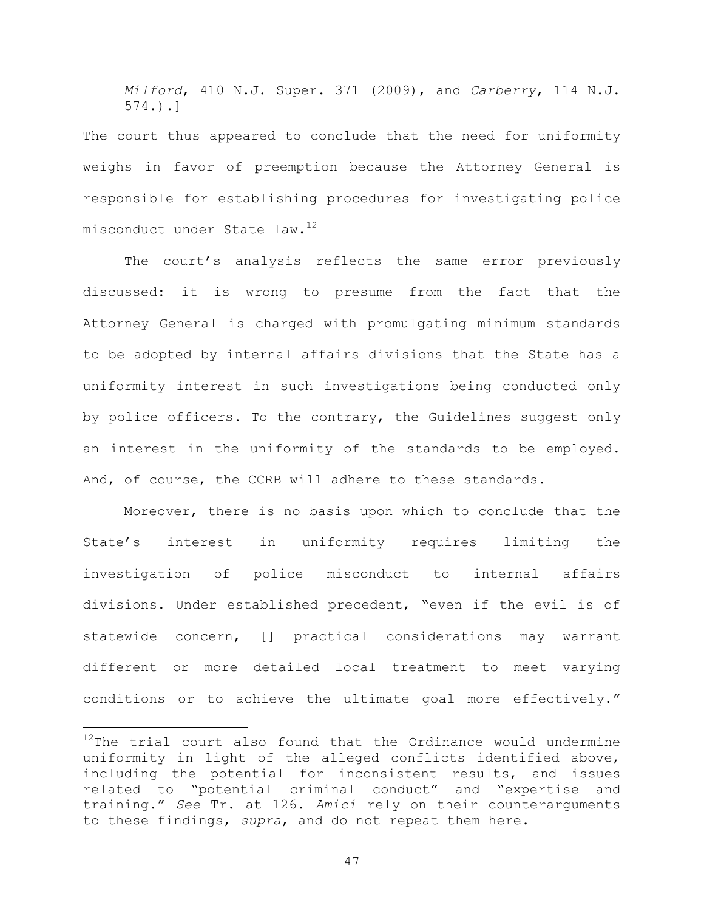> *Milford*, 410 N.J. Super. 371 (2009), and *Carberry*, 114 N.J. 574.).]

The court thus appeared to conclude that the need for uniformity weighs in favor of preemption because the Attorney General is responsible for establishing procedures for investigating police misconduct under State law.[12]

The court's analysis reflects the same error previously discussed: it is wrong to presume from the fact that the Attorney General is charged with promulgating minimum standards to be adopted by internal affairs divisions that the State has a uniformity interest in such investigations being conducted only by police officers. To the contrary, the Guidelines suggest only an interest in the uniformity of the standards to be employed. And, of course, the CCRB will adhere to these standards.

Moreover, there is no basis upon which to conclude that the State's interest in uniformity requires limiting the investigation of police misconduct to internal affairs divisions. Under established precedent, "even if the evil is of statewide concern, [] practical considerations may warrant different or more detailed local treatment to meet varying conditions or to achieve the ultimate goal more effectively."

---

[12] The trial court also found that the Ordinance would undermine uniformity in light of the alleged conflicts identified above, including the potential for inconsistent results, and issues related to "potential criminal conduct" and "expertise and training." *See* Tr. at 126. *Amici* rely on their counterarguments to these findings, *supra*, and do not repeat them here.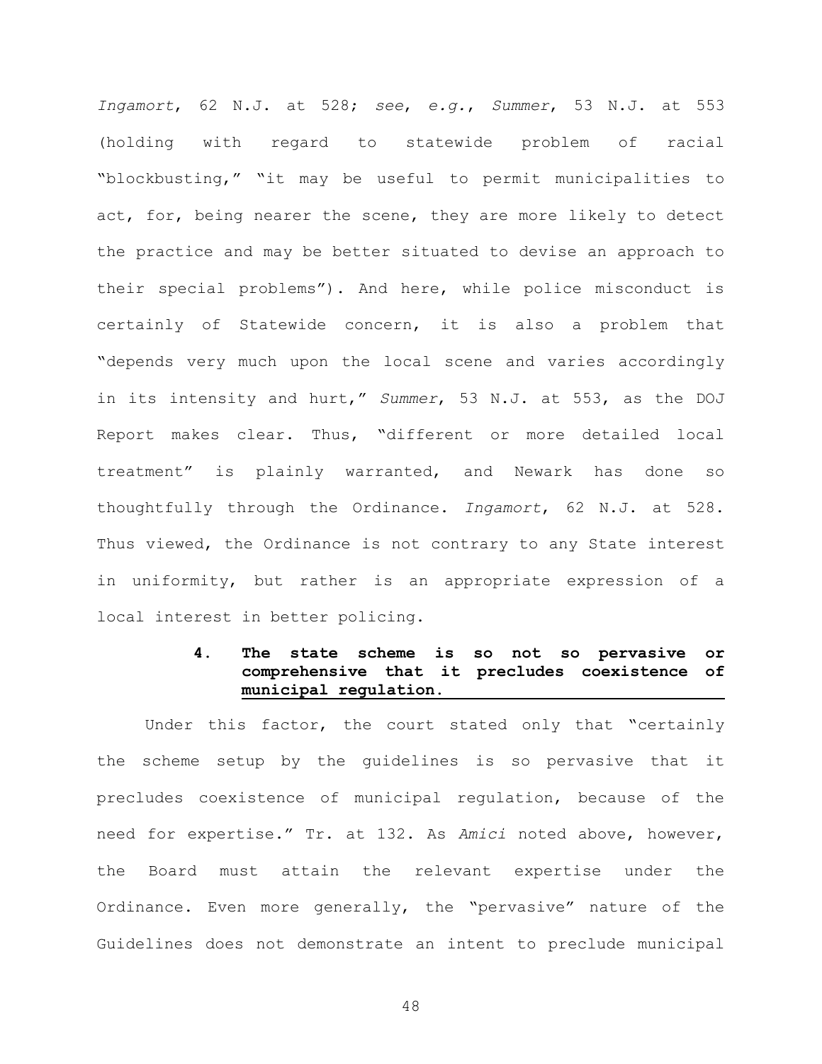*Ingamort*, 62 N.J. at 528; *see*, *e.g.*, *Summer*, 53 N.J. at 553 (holding with regard to statewide problem of racial "blockbusting," "it may be useful to permit municipalities to act, for, being nearer the scene, they are more likely to detect the practice and may be better situated to devise an approach to their special problems"). And here, while police misconduct is certainly of Statewide concern, it is also a problem that "depends very much upon the local scene and varies accordingly in its intensity and hurt," *Summer*, 53 N.J. at 553, as the DOJ Report makes clear. Thus, "different or more detailed local treatment" is plainly warranted, and Newark has done so thoughtfully through the Ordinance. *Ingamort*, 62 N.J. at 528. Thus viewed, the Ordinance is not contrary to any State interest in uniformity, but rather is an appropriate expression of a local interest in better policing.

#### 4. **The state scheme is so not so pervasive or comprehensive that it precludes coexistence of municipal regulation.**

Under this factor, the court stated only that "certainly the scheme setup by the guidelines is so pervasive that it precludes coexistence of municipal regulation, because of the need for expertise." Tr. at 132. As *Amici* noted above, however, the Board must attain the relevant expertise under the Ordinance. Even more generally, the "pervasive" nature of the Guidelines does not demonstrate an intent to preclude municipal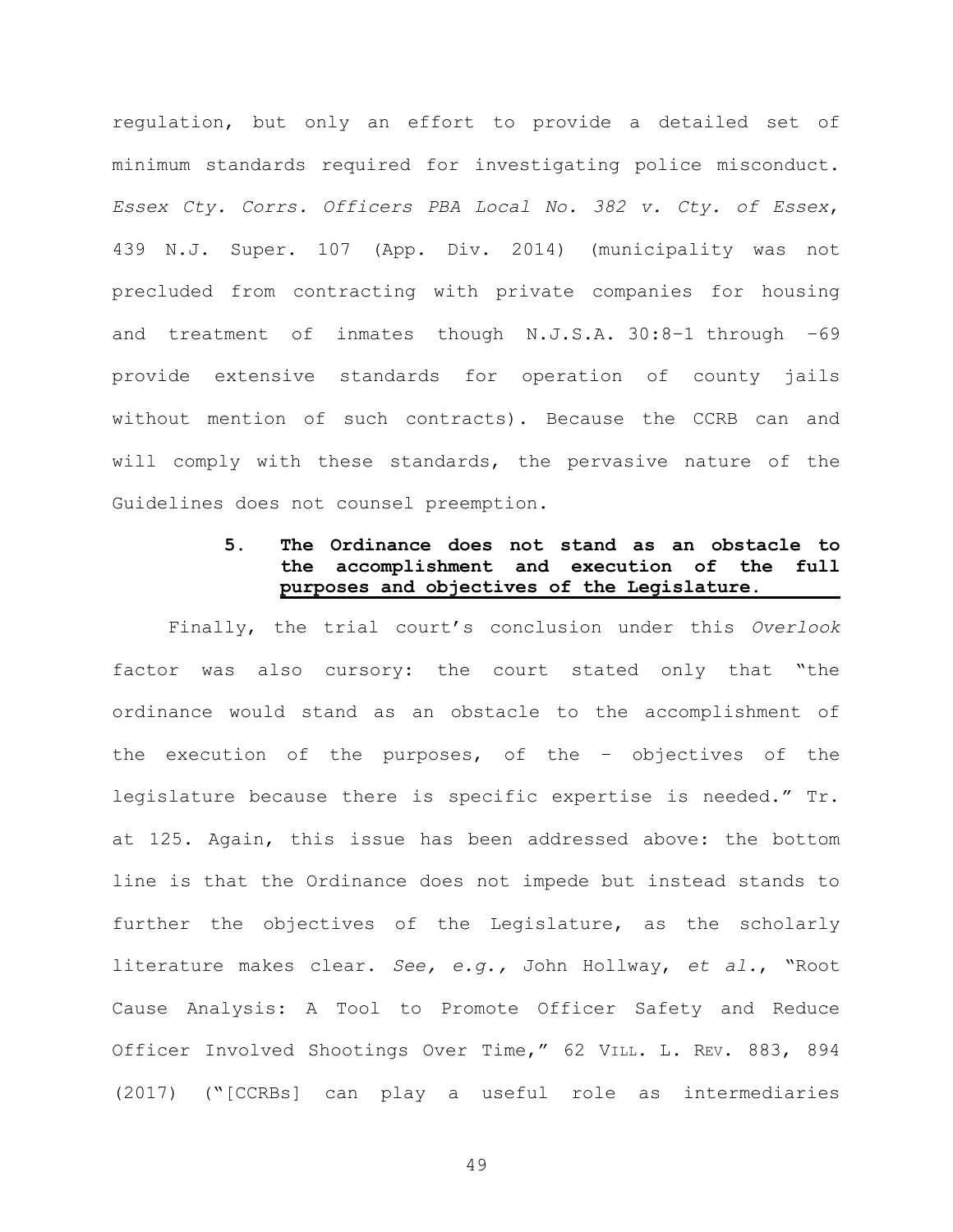regulation, but only an effort to provide a detailed set of minimum standards required for investigating police misconduct. *Essex Cty. Corrs. Officers PBA Local No. 382 v. Cty. of Essex*, 439 N.J. Super. 107 (App. Div. 2014) (municipality was not precluded from contracting with private companies for housing and treatment of inmates though N.J.S.A. 30:8-1 through -69 provide extensive standards for operation of county jails without mention of such contracts). Because the CCRB can and will comply with these standards, the pervasive nature of the Guidelines does not counsel preemption.

### 5. The Ordinance does not stand as an obstacle to the accomplishment and execution of the full purposes and objectives of the Legislature.

Finally, the trial court's conclusion under this *Overlook* factor was also cursory: the court stated only that "the ordinance would stand as an obstacle to the accomplishment of the execution of the purposes, of the – objectives of the legislature because there is specific expertise is needed." Tr. at 125. Again, this issue has been addressed above: the bottom line is that the Ordinance does not impede but instead stands to further the objectives of the Legislature, as the scholarly literature makes clear. *See, e.g.,* John Hollway, *et al.*, "Root Cause Analysis: A Tool to Promote Officer Safety and Reduce Officer Involved Shootings Over Time," 62 VILL. L. REV. 883, 894 (2017) ("[CCRBs] can play a useful role as intermediaries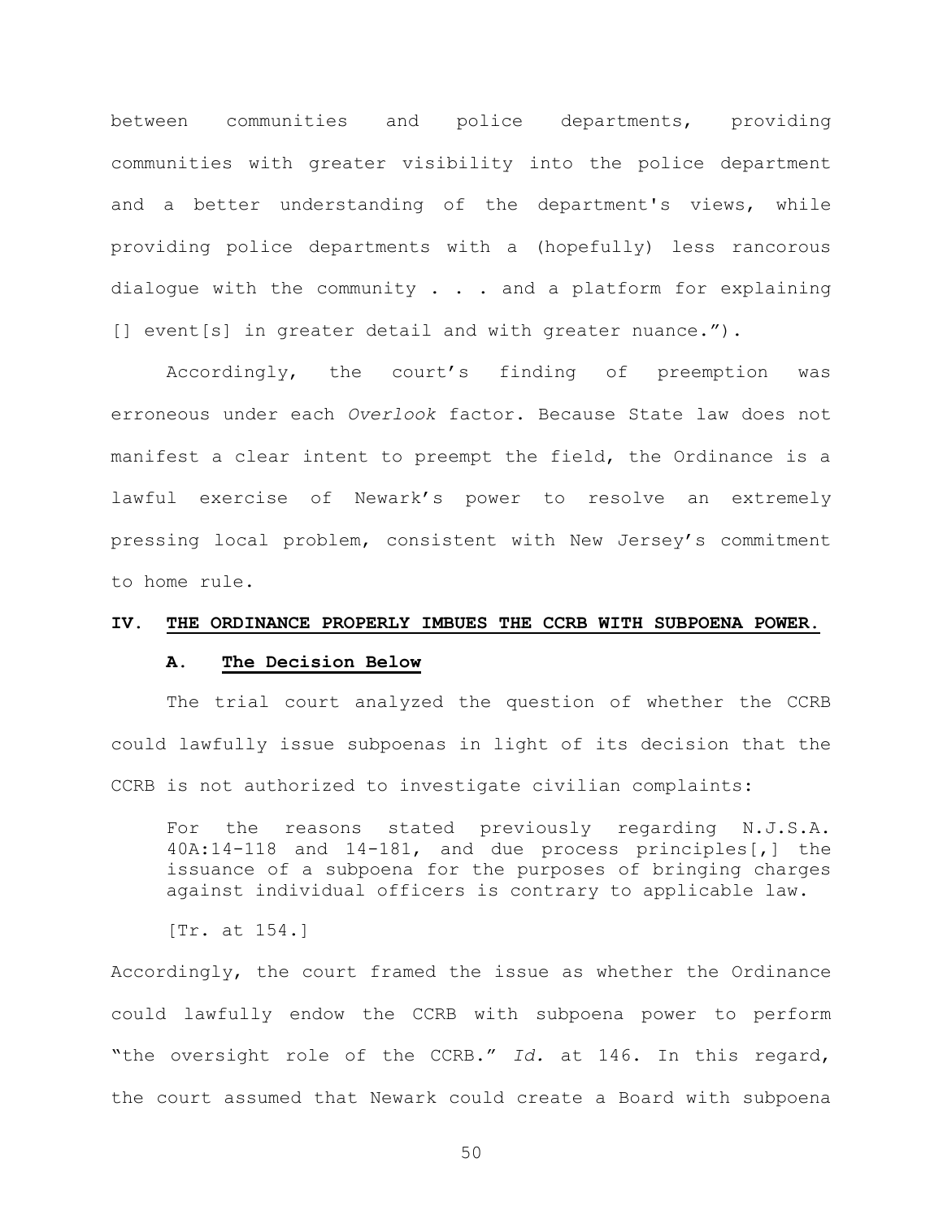between communities and police departments, providing communities with greater visibility into the police department and a better understanding of the department's views, while providing police departments with a (hopefully) less rancorous dialogue with the community . . . and a platform for explaining [] event[s] in greater detail and with greater nuance.").

Accordingly, the court's finding of preemption was erroneous under each *Overlook* factor. Because State law does not manifest a clear intent to preempt the field, the Ordinance is a lawful exercise of Newark's power to resolve an extremely pressing local problem, consistent with New Jersey's commitment to home rule.

## IV. <u>THE ORDINANCE PROPERLY IMBUES THE CCRB WITH SUBPOENA POWER.</u>

### A. <u>The Decision Below</u>

The trial court analyzed the question of whether the CCRB could lawfully issue subpoenas in light of its decision that the CCRB is not authorized to investigate civilian complaints:

> For the reasons stated previously regarding N.J.S.A. 40A:14-118 and 14-181, and due process principles[,] the issuance of a subpoena for the purposes of bringing charges against individual officers is contrary to applicable law.
>
> [Tr. at 154.]

Accordingly, the court framed the issue as whether the Ordinance could lawfully endow the CCRB with subpoena power to perform "the oversight role of the CCRB." *Id.* at 146. In this regard, the court assumed that Newark could create a Board with subpoena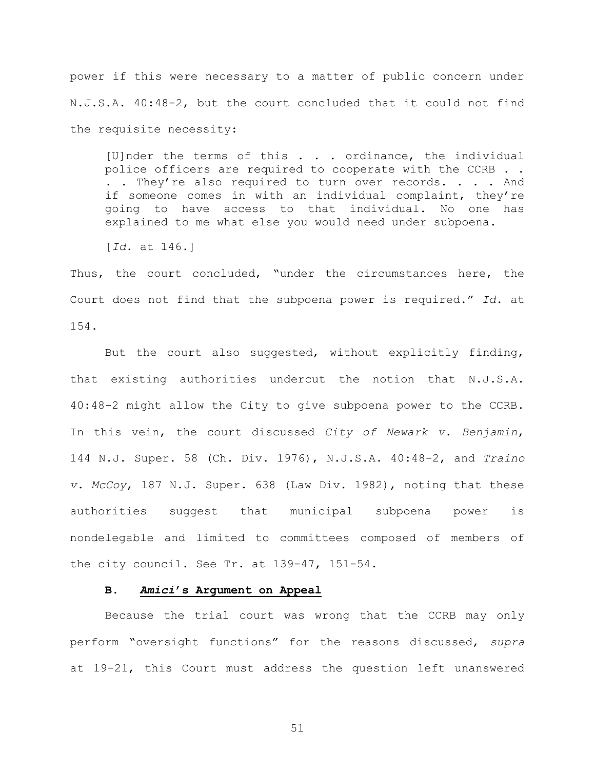power if this were necessary to a matter of public concern under N.J.S.A. 40:48-2, but the court concluded that it could not find the requisite necessity:

> [U]nder the terms of this . . . ordinance, the individual police officers are required to cooperate with the CCRB . . . . They're also required to turn over records. . . . And if someone comes in with an individual complaint, they're going to have access to that individual. No one has explained to me what else you would need under subpoena.
>
> [*Id.* at 146.]

Thus, the court concluded, "under the circumstances here, the Court does not find that the subpoena power is required." *Id.* at 154.

But the court also suggested, without explicitly finding, that existing authorities undercut the notion that N.J.S.A. 40:48-2 might allow the City to give subpoena power to the CCRB. In this vein, the court discussed *City of Newark v. Benjamin*, 144 N.J. Super. 58 (Ch. Div. 1976), N.J.S.A. 40:48-2, and *Traino v. McCoy*, 187 N.J. Super. 638 (Law Div. 1982), noting that these authorities suggest that municipal subpoena power is nondelegable and limited to committees composed of members of the city council. See Tr. at 139-47, 151-54.

### B. ***Amici*'s Argument on Appeal**

Because the trial court was wrong that the CCRB may only perform "oversight functions" for the reasons discussed, *supra* at 19-21, this Court must address the question left unanswered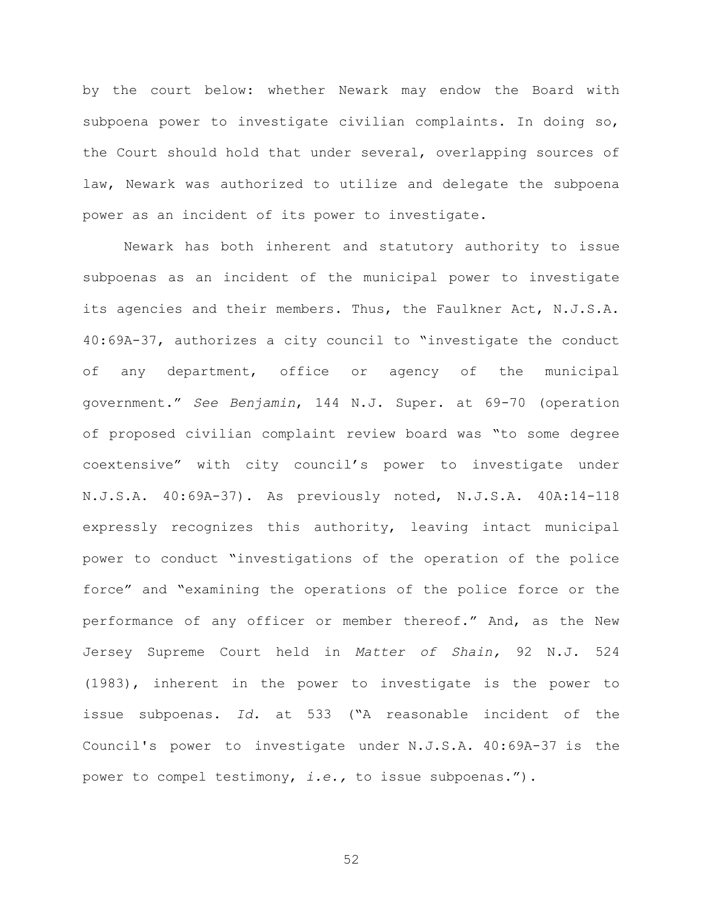by the court below: whether Newark may endow the Board with subpoena power to investigate civilian complaints. In doing so, the Court should hold that under several, overlapping sources of law, Newark was authorized to utilize and delegate the subpoena power as an incident of its power to investigate.

Newark has both inherent and statutory authority to issue subpoenas as an incident of the municipal power to investigate its agencies and their members. Thus, the Faulkner Act, N.J.S.A. 40:69A-37, authorizes a city council to "investigate the conduct of any department, office or agency of the municipal government." *See Benjamin*, 144 N.J. Super. at 69-70 (operation of proposed civilian complaint review board was "to some degree coextensive" with city council's power to investigate under N.J.S.A. 40:69A-37). As previously noted, N.J.S.A. 40A:14-118 expressly recognizes this authority, leaving intact municipal power to conduct "investigations of the operation of the police force" and "examining the operations of the police force or the performance of any officer or member thereof." And, as the New Jersey Supreme Court held in *Matter of Shain,* 92 N.J. 524 (1983), inherent in the power to investigate is the power to issue subpoenas. *Id.* at 533 ("A reasonable incident of the Council's power to investigate under N.J.S.A. 40:69A-37 is the power to compel testimony, *i.e.,* to issue subpoenas.").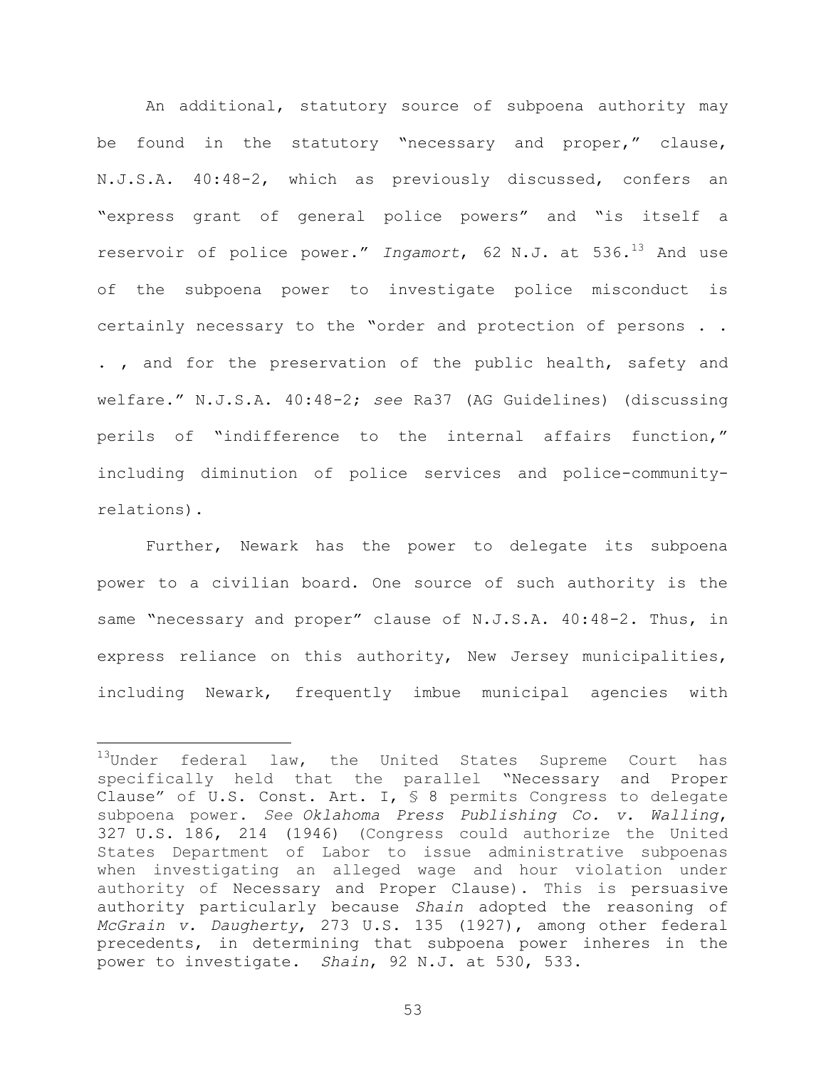An additional, statutory source of subpoena authority may be found in the statutory "necessary and proper," clause, N.J.S.A. 40:48-2, which as previously discussed, confers an "express grant of general police powers" and "is itself a reservoir of police power." *Ingamort*, 62 N.J. at 536.[13] And use of the subpoena power to investigate police misconduct is certainly necessary to the "order and protection of persons . . . , and for the preservation of the public health, safety and welfare." N.J.S.A. 40:48-2; *see* Ra37 (AG Guidelines) (discussing perils of "indifference to the internal affairs function," including diminution of police services and police-community-relations).

Further, Newark has the power to delegate its subpoena power to a civilian board. One source of such authority is the same "necessary and proper" clause of N.J.S.A. 40:48-2. Thus, in express reliance on this authority, New Jersey municipalities, including Newark, frequently imbue municipal agencies with

---

[13] Under federal law, the United States Supreme Court has specifically held that the parallel "Necessary and Proper Clause" of U.S. Const. Art. I, § 8 permits Congress to delegate subpoena power. *See Oklahoma Press Publishing Co. v. Walling*, 327 U.S. 186, 214 (1946) (Congress could authorize the United States Department of Labor to issue administrative subpoenas when investigating an alleged wage and hour violation under authority of Necessary and Proper Clause). This is persuasive authority particularly because *Shain* adopted the reasoning of *McGrain v. Daugherty*, 273 U.S. 135 (1927), among other federal precedents, in determining that subpoena power inheres in the power to investigate. *Shain*, 92 N.J. at 530, 533.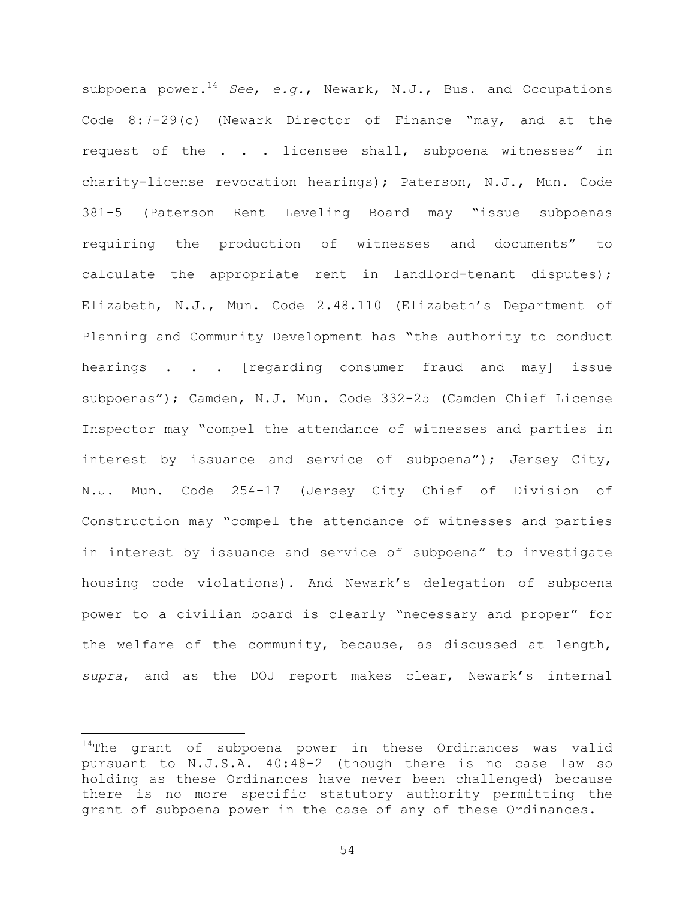subpoena power.[14] *See*, *e.g.*, Newark, N.J., Bus. and Occupations Code 8:7-29(c) (Newark Director of Finance "may, and at the request of the . . . licensee shall, subpoena witnesses" in charity-license revocation hearings); Paterson, N.J., Mun. Code 381-5 (Paterson Rent Leveling Board may "issue subpoenas requiring the production of witnesses and documents" to calculate the appropriate rent in landlord-tenant disputes); Elizabeth, N.J., Mun. Code 2.48.110 (Elizabeth's Department of Planning and Community Development has "the authority to conduct hearings . . . [regarding consumer fraud and may] issue subpoenas"); Camden, N.J. Mun. Code 332-25 (Camden Chief License Inspector may "compel the attendance of witnesses and parties in interest by issuance and service of subpoena"); Jersey City, N.J. Mun. Code 254-17 (Jersey City Chief of Division of Construction may "compel the attendance of witnesses and parties in interest by issuance and service of subpoena" to investigate housing code violations). And Newark's delegation of subpoena power to a civilian board is clearly "necessary and proper" for the welfare of the community, because, as discussed at length, *supra*, and as the DOJ report makes clear, Newark's internal

---

[14] The grant of subpoena power in these Ordinances was valid pursuant to N.J.S.A. 40:48-2 (though there is no case law so holding as these Ordinances have never been challenged) because there is no more specific statutory authority permitting the grant of subpoena power in the case of any of these Ordinances.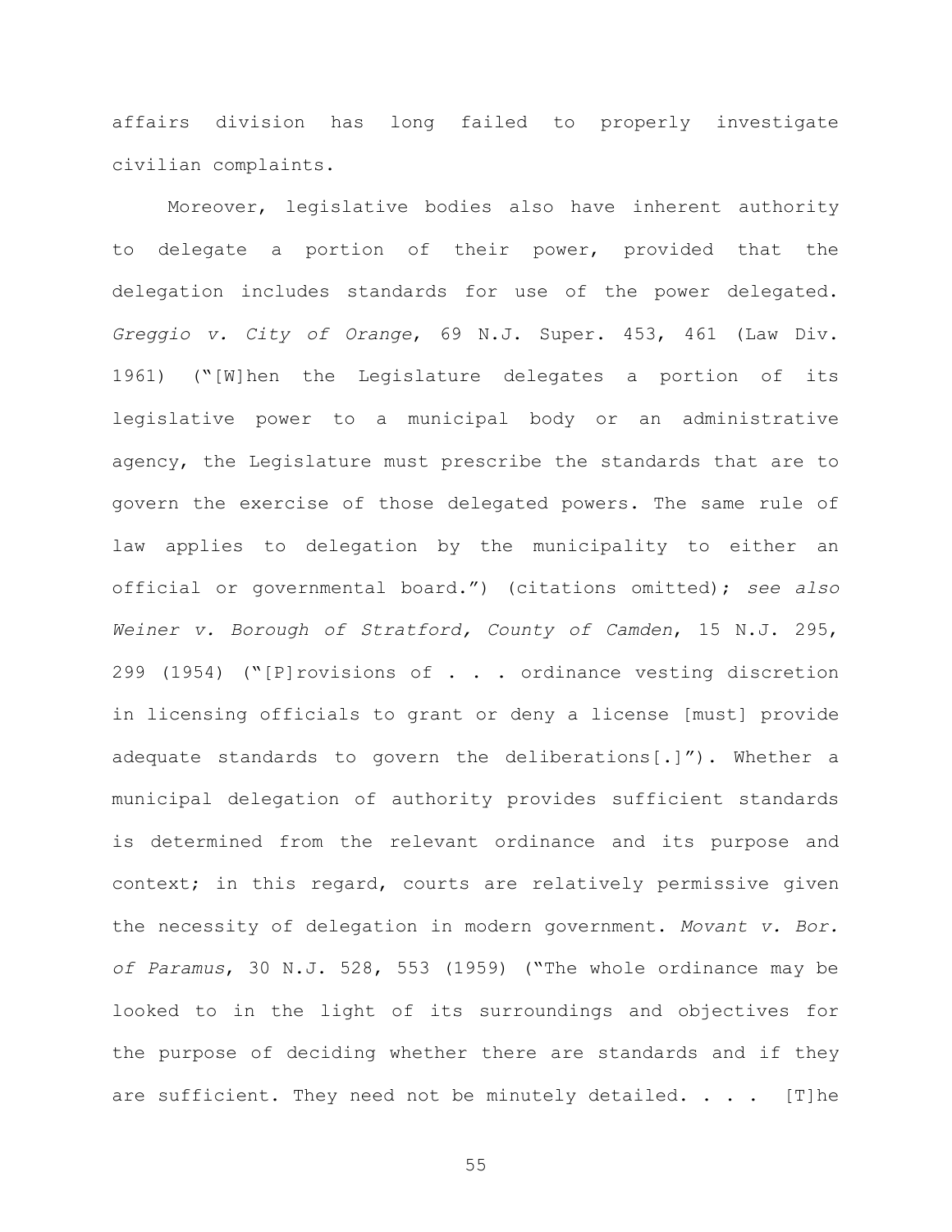affairs division has long failed to properly investigate civilian complaints.

Moreover, legislative bodies also have inherent authority to delegate a portion of their power, provided that the delegation includes standards for use of the power delegated. *Greggio v. City of Orange*, 69 N.J. Super. 453, 461 (Law Div. 1961) ("[W]hen the Legislature delegates a portion of its legislative power to a municipal body or an administrative agency, the Legislature must prescribe the standards that are to govern the exercise of those delegated powers. The same rule of law applies to delegation by the municipality to either an official or governmental board.") (citations omitted); *see also Weiner v. Borough of Stratford, County of Camden*, 15 N.J. 295, 299 (1954) ("[P]rovisions of . . . ordinance vesting discretion in licensing officials to grant or deny a license [must] provide adequate standards to govern the deliberations[.]"). Whether a municipal delegation of authority provides sufficient standards is determined from the relevant ordinance and its purpose and context; in this regard, courts are relatively permissive given the necessity of delegation in modern government. *Movant v. Bor. of Paramus*, 30 N.J. 528, 553 (1959) ("The whole ordinance may be looked to in the light of its surroundings and objectives for the purpose of deciding whether there are standards and if they are sufficient. They need not be minutely detailed. . . . [T]he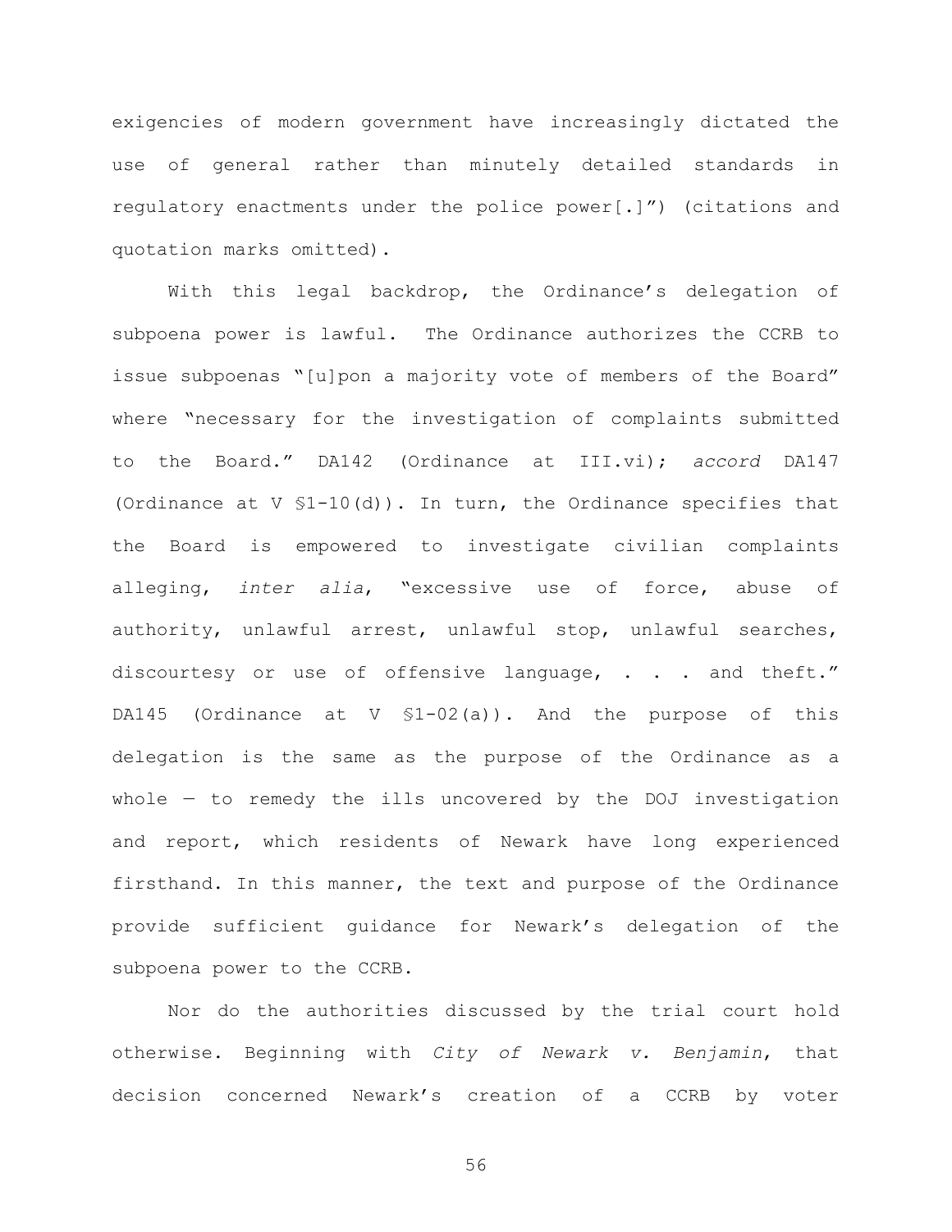exigencies of modern government have increasingly dictated the use of general rather than minutely detailed standards in regulatory enactments under the police power[.]") (citations and quotation marks omitted).

With this legal backdrop, the Ordinance's delegation of subpoena power is lawful. The Ordinance authorizes the CCRB to issue subpoenas "[u]pon a majority vote of members of the Board" where "necessary for the investigation of complaints submitted to the Board." DA142 (Ordinance at III.vi); *accord* DA147 (Ordinance at V §1-10(d)). In turn, the Ordinance specifies that the Board is empowered to investigate civilian complaints alleging, *inter alia*, "excessive use of force, abuse of authority, unlawful arrest, unlawful stop, unlawful searches, discourtesy or use of offensive language, . . . and theft." DA145 (Ordinance at V §1-02(a)). And the purpose of this delegation is the same as the purpose of the Ordinance as a whole — to remedy the ills uncovered by the DOJ investigation and report, which residents of Newark have long experienced firsthand. In this manner, the text and purpose of the Ordinance provide sufficient guidance for Newark's delegation of the subpoena power to the CCRB.

Nor do the authorities discussed by the trial court hold otherwise. Beginning with *City of Newark v. Benjamin*, that decision concerned Newark's creation of a CCRB by voter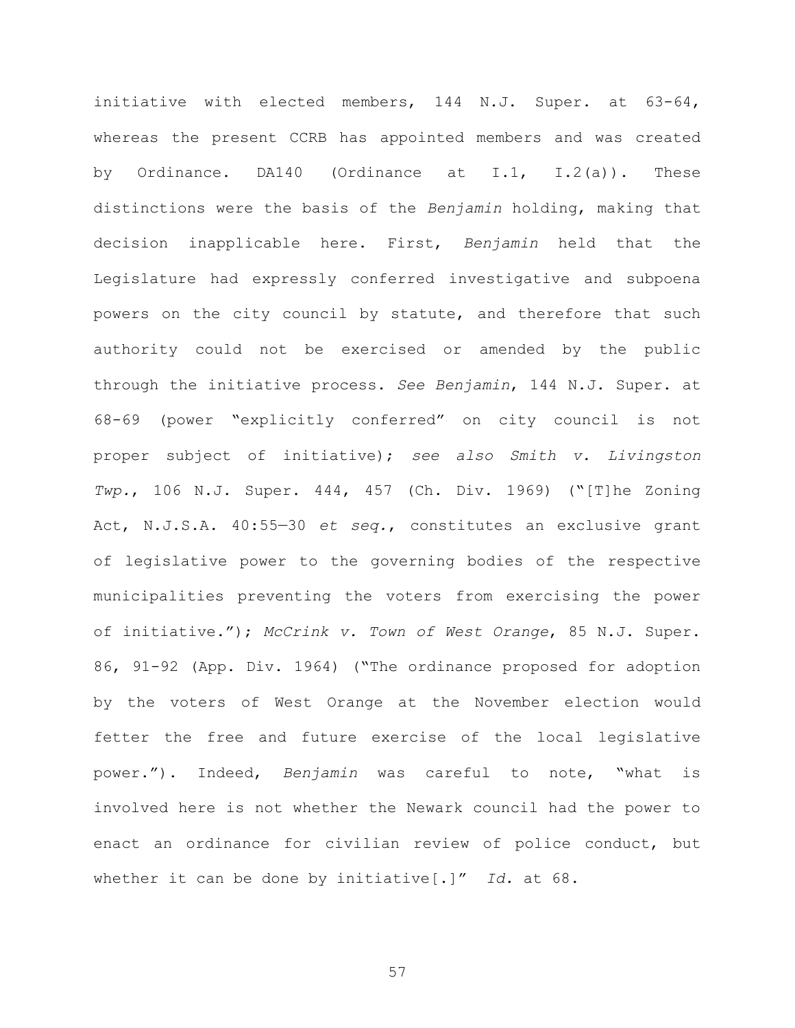initiative with elected members, 144 N.J. Super. at 63-64, whereas the present CCRB has appointed members and was created by Ordinance. DA140 (Ordinance at I.1, I.2(a)). These distinctions were the basis of the *Benjamin* holding, making that decision inapplicable here. First, *Benjamin* held that the Legislature had expressly conferred investigative and subpoena powers on the city council by statute, and therefore that such authority could not be exercised or amended by the public through the initiative process. *See Benjamin*, 144 N.J. Super. at 68-69 (power "explicitly conferred" on city council is not proper subject of initiative); *see also Smith v. Livingston Twp.*, 106 N.J. Super. 444, 457 (Ch. Div. 1969) ("[T]he Zoning Act, N.J.S.A. 40:55—30 *et seq.*, constitutes an exclusive grant of legislative power to the governing bodies of the respective municipalities preventing the voters from exercising the power of initiative."); *McCrink v. Town of West Orange*, 85 N.J. Super. 86, 91-92 (App. Div. 1964) ("The ordinance proposed for adoption by the voters of West Orange at the November election would fetter the free and future exercise of the local legislative power."). Indeed, *Benjamin* was careful to note, "what is involved here is not whether the Newark council had the power to enact an ordinance for civilian review of police conduct, but whether it can be done by initiative[.]" *Id.* at 68.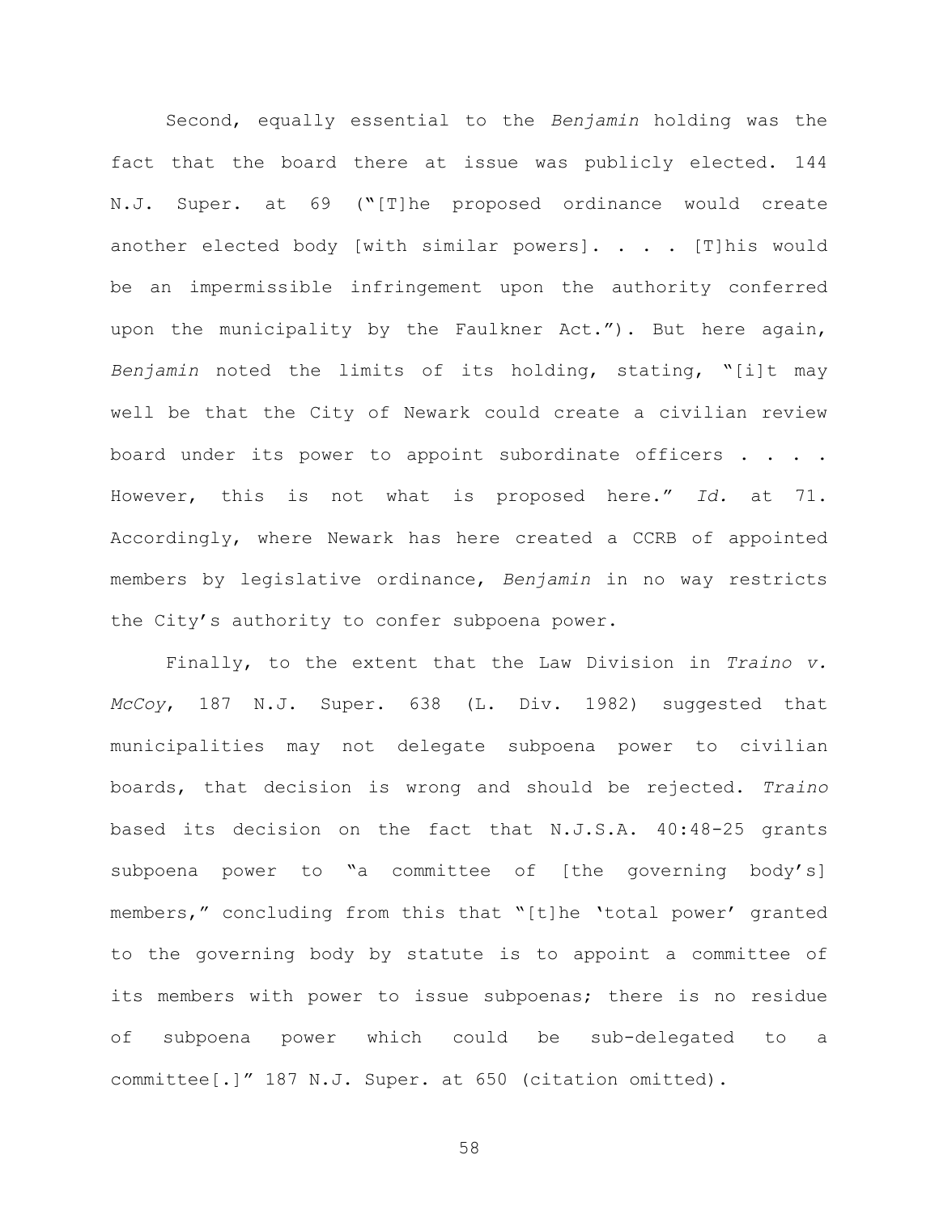Second, equally essential to the *Benjamin* holding was the fact that the board there at issue was publicly elected. 144 N.J. Super. at 69 ("[T]he proposed ordinance would create another elected body [with similar powers]. . . . [T]his would be an impermissible infringement upon the authority conferred upon the municipality by the Faulkner Act."). But here again, *Benjamin* noted the limits of its holding, stating, "[i]t may well be that the City of Newark could create a civilian review board under its power to appoint subordinate officers . . . . However, this is not what is proposed here." *Id.* at 71. Accordingly, where Newark has here created a CCRB of appointed members by legislative ordinance, *Benjamin* in no way restricts the City's authority to confer subpoena power.

Finally, to the extent that the Law Division in *Traino v. McCoy*, 187 N.J. Super. 638 (L. Div. 1982) suggested that municipalities may not delegate subpoena power to civilian boards, that decision is wrong and should be rejected. *Traino* based its decision on the fact that N.J.S.A. 40:48-25 grants subpoena power to "a committee of [the governing body's] members," concluding from this that "[t]he 'total power' granted to the governing body by statute is to appoint a committee of its members with power to issue subpoenas; there is no residue of subpoena power which could be sub-delegated to a committee[.]" 187 N.J. Super. at 650 (citation omitted).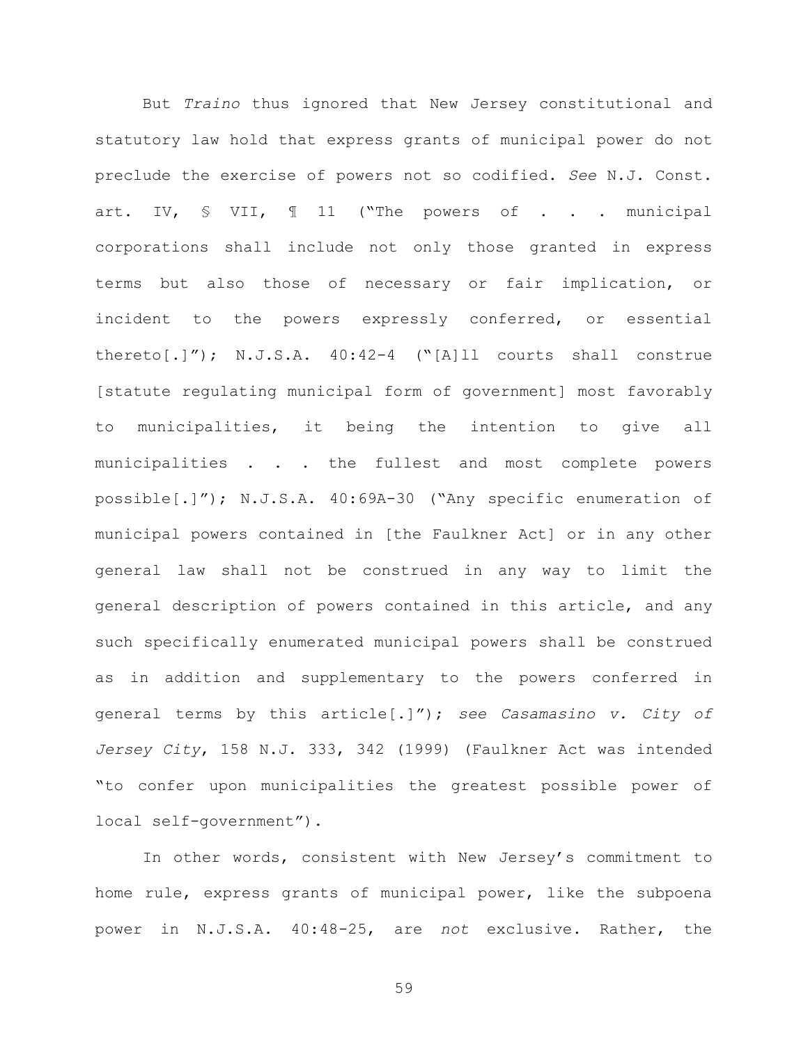But *Traino* thus ignored that New Jersey constitutional and statutory law hold that express grants of municipal power do not preclude the exercise of powers not so codified. *See* N.J. Const. art. IV, § VII, ¶ 11 ("The powers of . . . municipal corporations shall include not only those granted in express terms but also those of necessary or fair implication, or incident to the powers expressly conferred, or essential thereto[.]"); N.J.S.A. 40:42-4 ("[A]ll courts shall construe [statute regulating municipal form of government] most favorably to municipalities, it being the intention to give all municipalities . . . the fullest and most complete powers possible[.]"); N.J.S.A. 40:69A-30 ("Any specific enumeration of municipal powers contained in [the Faulkner Act] or in any other general law shall not be construed in any way to limit the general description of powers contained in this article, and any such specifically enumerated municipal powers shall be construed as in addition and supplementary to the powers conferred in general terms by this article[.]"); *see Casamasino v. City of Jersey City*, 158 N.J. 333, 342 (1999) (Faulkner Act was intended "to confer upon municipalities the greatest possible power of local self-government").

In other words, consistent with New Jersey's commitment to home rule, express grants of municipal power, like the subpoena power in N.J.S.A. 40:48-25, are *not* exclusive. Rather, the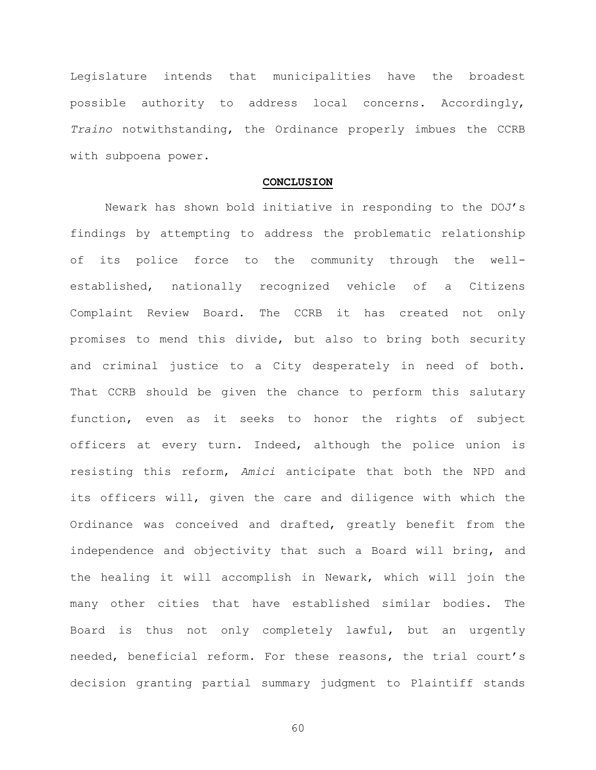Legislature intends that municipalities have the broadest possible authority to address local concerns. Accordingly, *Traino* notwithstanding, the Ordinance properly imbues the CCRB with subpoena power.

## **CONCLUSION**

Newark has shown bold initiative in responding to the DOJ's findings by attempting to address the problematic relationship of its police force to the community through the well-established, nationally recognized vehicle of a Citizens Complaint Review Board. The CCRB it has created not only promises to mend this divide, but also to bring both security and criminal justice to a City desperately in need of both. That CCRB should be given the chance to perform this salutary function, even as it seeks to honor the rights of subject officers at every turn. Indeed, although the police union is resisting this reform, *Amici* anticipate that both the NPD and its officers will, given the care and diligence with which the Ordinance was conceived and drafted, greatly benefit from the independence and objectivity that such a Board will bring, and the healing it will accomplish in Newark, which will join the many other cities that have established similar bodies. The Board is thus not only completely lawful, but an urgently needed, beneficial reform. For these reasons, the trial court's decision granting partial summary judgment to Plaintiff stands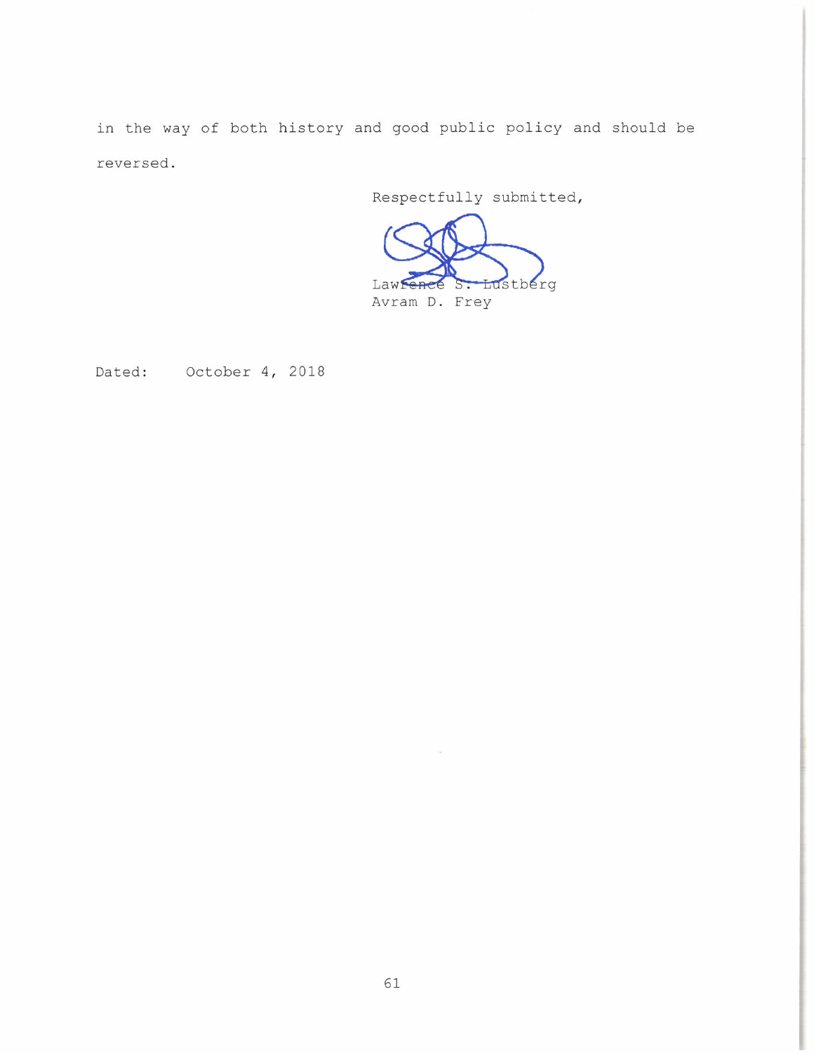in the way of both history and good public policy and should be reversed.

Respectfully submitted,

Lawrence S. Lustberg
Avram D. Frey

Dated: October 4, 2018